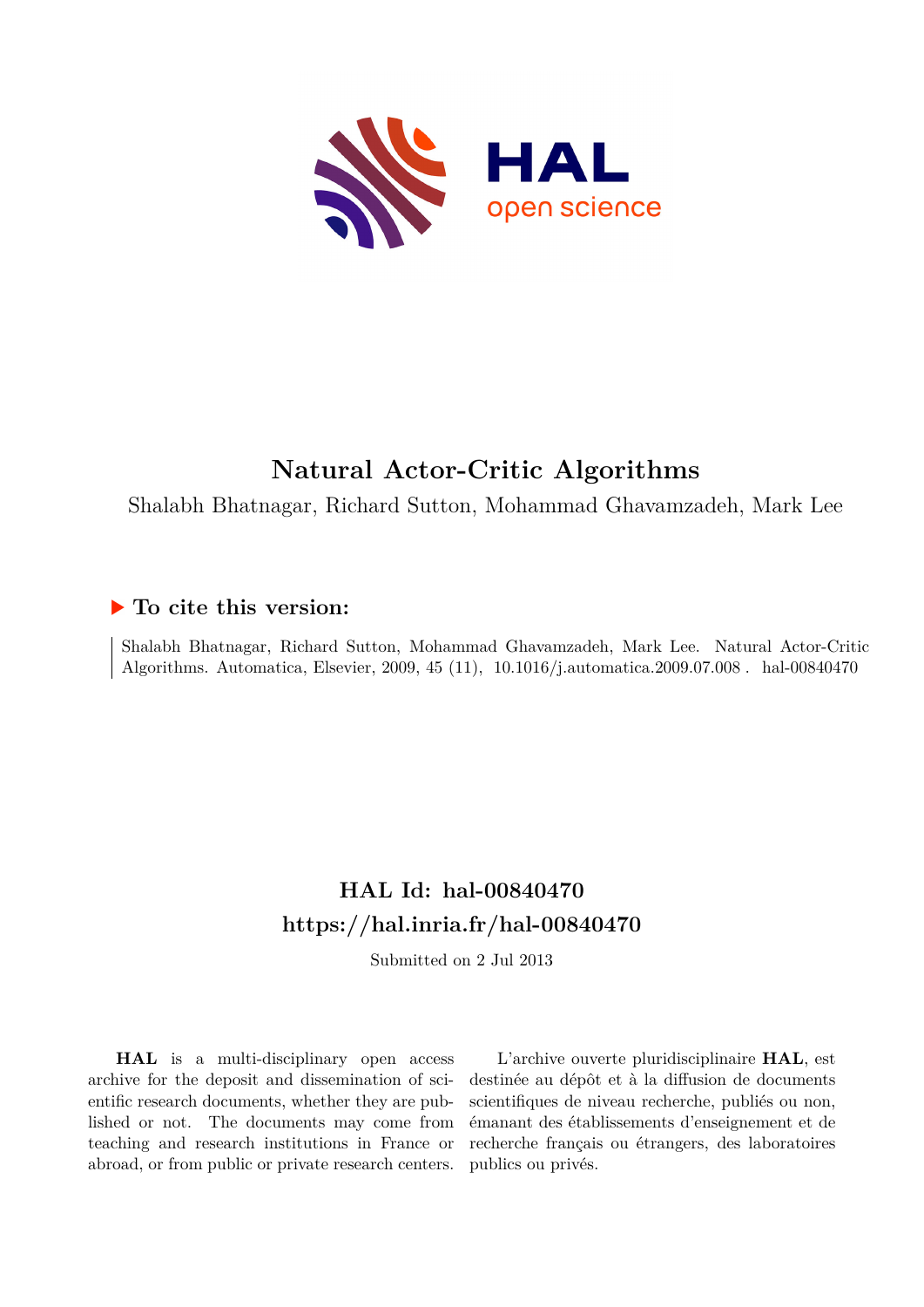# Natural Actor-Critic Algorithms

Shalabh Bhatnagar, Richard Sutton, Mohammad Ghavamzadeh, Mark Lee

## ▶ To cite this version:

Shalabh Bhatnagar, Richard Sutton, Mohammad Ghavamzadeh, Mark Lee. Natural Actor-Critic Algorithms. Automatica, Elsevier, 2009, 45 (11), 10.1016/j.automatica.2009.07.008. hal-00840470

## HAL Id: hal-00840470
## https://hal.inria.fr/hal-00840470

Submitted on 2 Jul 2013

**HAL** is a multi-disciplinary open access archive for the deposit and dissemination of scientific research documents, whether they are published or not. The documents may come from teaching and research institutions in France or abroad, or from public or private research centers.

L'archive ouverte pluridisciplinaire **HAL**, est destinée au dépôt et à la diffusion de documents scientifiques de niveau recherche, publiés ou non, émanant des établissements d'enseignement et de recherche français ou étrangers, des laboratoires publics ou privés.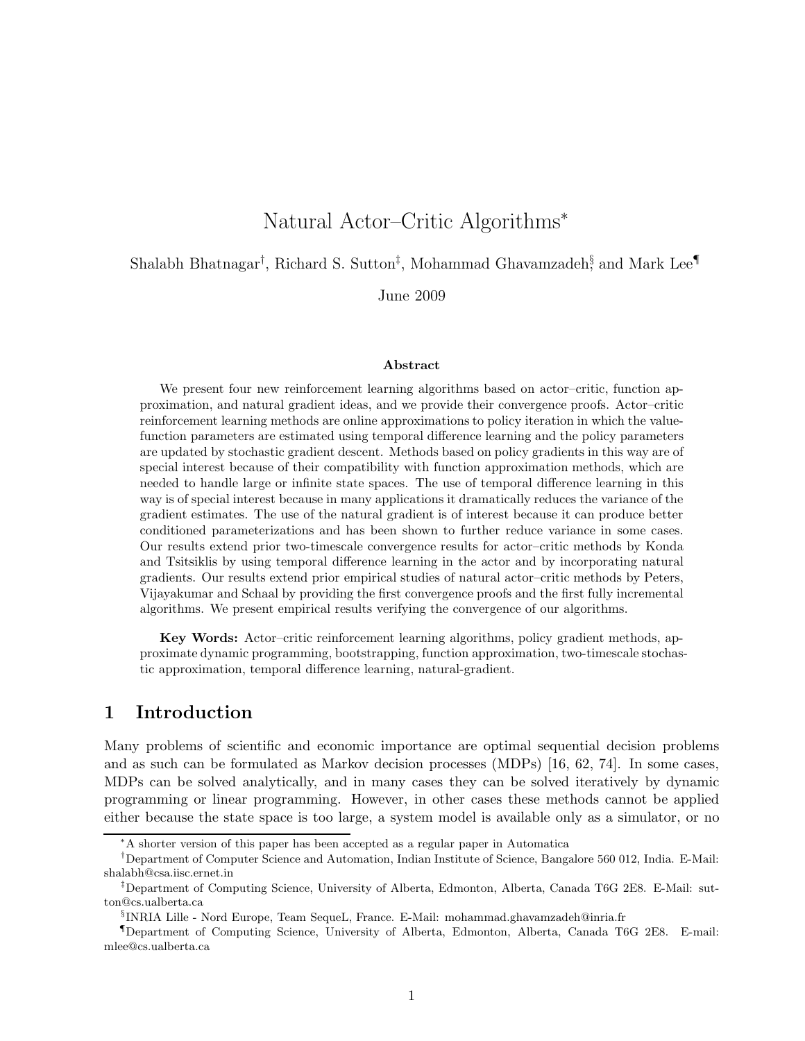# Natural Actor–Critic Algorithms*

Shalabh Bhatnagar[†], Richard S. Sutton[‡], Mohammad Ghavamzadeh[§] and Mark Lee[¶]

June 2009

**Abstract**

We present four new reinforcement learning algorithms based on actor–critic, function approximation, and natural gradient ideas, and we provide their convergence proofs. Actor–critic reinforcement learning methods are online approximations to policy iteration in which the value-function parameters are estimated using temporal difference learning and the policy parameters are updated by stochastic gradient descent. Methods based on policy gradients in this way are of special interest because of their compatibility with function approximation methods, which are needed to handle large or infinite state spaces. The use of temporal difference learning in this way is of special interest because in many applications it dramatically reduces the variance of the gradient estimates. The use of the natural gradient is of interest because it can produce better conditioned parameterizations and has been shown to further reduce variance in some cases. Our results extend prior two-timescale convergence results for actor–critic methods by Konda and Tsitsiklis by using temporal difference learning in the actor and by incorporating natural gradients. Our results extend prior empirical studies of natural actor–critic methods by Peters, Vijayakumar and Schaal by providing the first convergence proofs and the first fully incremental algorithms. We present empirical results verifying the convergence of our algorithms.

**Key Words:** Actor–critic reinforcement learning algorithms, policy gradient methods, approximate dynamic programming, bootstrapping, function approximation, two-timescale stochastic approximation, temporal difference learning, natural-gradient.

## 1 Introduction

Many problems of scientific and economic importance are optimal sequential decision problems and as such can be formulated as Markov decision processes (MDPs) [16, 62, 74]. In some cases, MDPs can be solved analytically, and in many cases they can be solved iteratively by dynamic programming or linear programming. However, in other cases these methods cannot be applied either because the state space is too large, a system model is available only as a simulator, or no

*A shorter version of this paper has been accepted as a regular paper in Automatica

[†]Department of Computer Science and Automation, Indian Institute of Science, Bangalore 560 012, India. E-Mail: shalabh@csa.iisc.ernet.in

[‡]Department of Computing Science, University of Alberta, Edmonton, Alberta, Canada T6G 2E8. E-Mail: sutton@cs.ualberta.ca

[§]INRIA Lille - Nord Europe, Team SequeL, France. E-Mail: mohammad.ghavamzadeh@inria.fr

[¶]Department of Computing Science, University of Alberta, Edmonton, Alberta, Canada T6G 2E8. E-mail: mlee@cs.ualberta.ca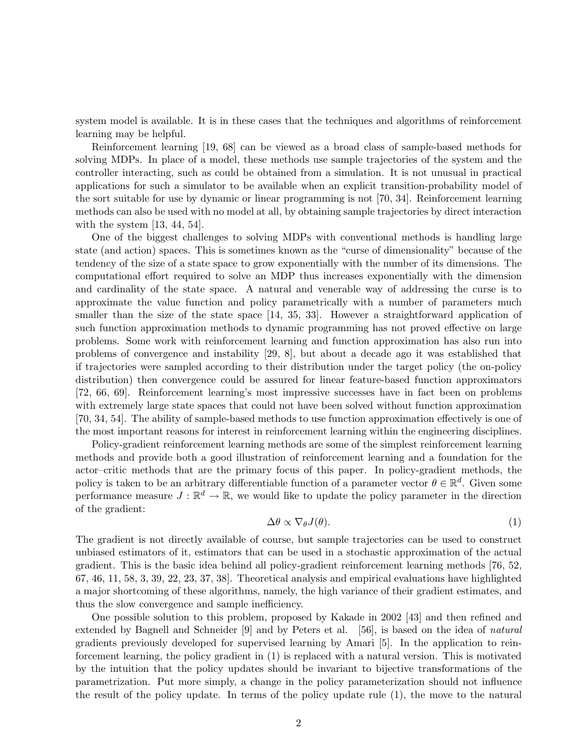system model is available. It is in these cases that the techniques and algorithms of reinforcement learning may be helpful.

Reinforcement learning [19, 68] can be viewed as a broad class of sample-based methods for solving MDPs. In place of a model, these methods use sample trajectories of the system and the controller interacting, such as could be obtained from a simulation. It is not unusual in practical applications for such a simulator to be available when an explicit transition-probability model of the sort suitable for use by dynamic or linear programming is not [70, 34]. Reinforcement learning methods can also be used with no model at all, by obtaining sample trajectories by direct interaction with the system [13, 44, 54].

One of the biggest challenges to solving MDPs with conventional methods is handling large state (and action) spaces. This is sometimes known as the "curse of dimensionality" because of the tendency of the size of a state space to grow exponentially with the number of its dimensions. The computational effort required to solve an MDP thus increases exponentially with the dimension and cardinality of the state space. A natural and venerable way of addressing the curse is to approximate the value function and policy parametrically with a number of parameters much smaller than the size of the state space [14, 35, 33]. However a straightforward application of such function approximation methods to dynamic programming has not proved effective on large problems. Some work with reinforcement learning and function approximation has also run into problems of convergence and instability [29, 8], but about a decade ago it was established that if trajectories were sampled according to their distribution under the target policy (the on-policy distribution) then convergence could be assured for linear feature-based function approximators [72, 66, 69]. Reinforcement learning's most impressive successes have in fact been on problems with extremely large state spaces that could not have been solved without function approximation [70, 34, 54]. The ability of sample-based methods to use function approximation effectively is one of the most important reasons for interest in reinforcement learning within the engineering disciplines.

Policy-gradient reinforcement learning methods are some of the simplest reinforcement learning methods and provide both a good illustration of reinforcement learning and a foundation for the actor–critic methods that are the primary focus of this paper. In policy-gradient methods, the policy is taken to be an arbitrary differentiable function of a parameter vector $\theta \in \mathbb{R}^d$. Given some performance measure $J : \mathbb{R}^d \to \mathbb{R}$, we would like to update the policy parameter in the direction of the gradient:

$$\Delta\theta \propto \nabla_\theta J(\theta). \tag{1}$$

The gradient is not directly available of course, but sample trajectories can be used to construct unbiased estimators of it, estimators that can be used in a stochastic approximation of the actual gradient. This is the basic idea behind all policy-gradient reinforcement learning methods [76, 52, 67, 46, 11, 58, 3, 39, 22, 23, 37, 38]. Theoretical analysis and empirical evaluations have highlighted a major shortcoming of these algorithms, namely, the high variance of their gradient estimates, and thus the slow convergence and sample inefficiency.

One possible solution to this problem, proposed by Kakade in 2002 [43] and then refined and extended by Bagnell and Schneider [9] and by Peters et al. [56], is based on the idea of *natural* gradients previously developed for supervised learning by Amari [5]. In the application to reinforcement learning, the policy gradient in (1) is replaced with a natural version. This is motivated by the intuition that the policy updates should be invariant to bijective transformations of the parametrization. Put more simply, a change in the policy parameterization should not influence the result of the policy update. In terms of the policy update rule (1), the move to the natural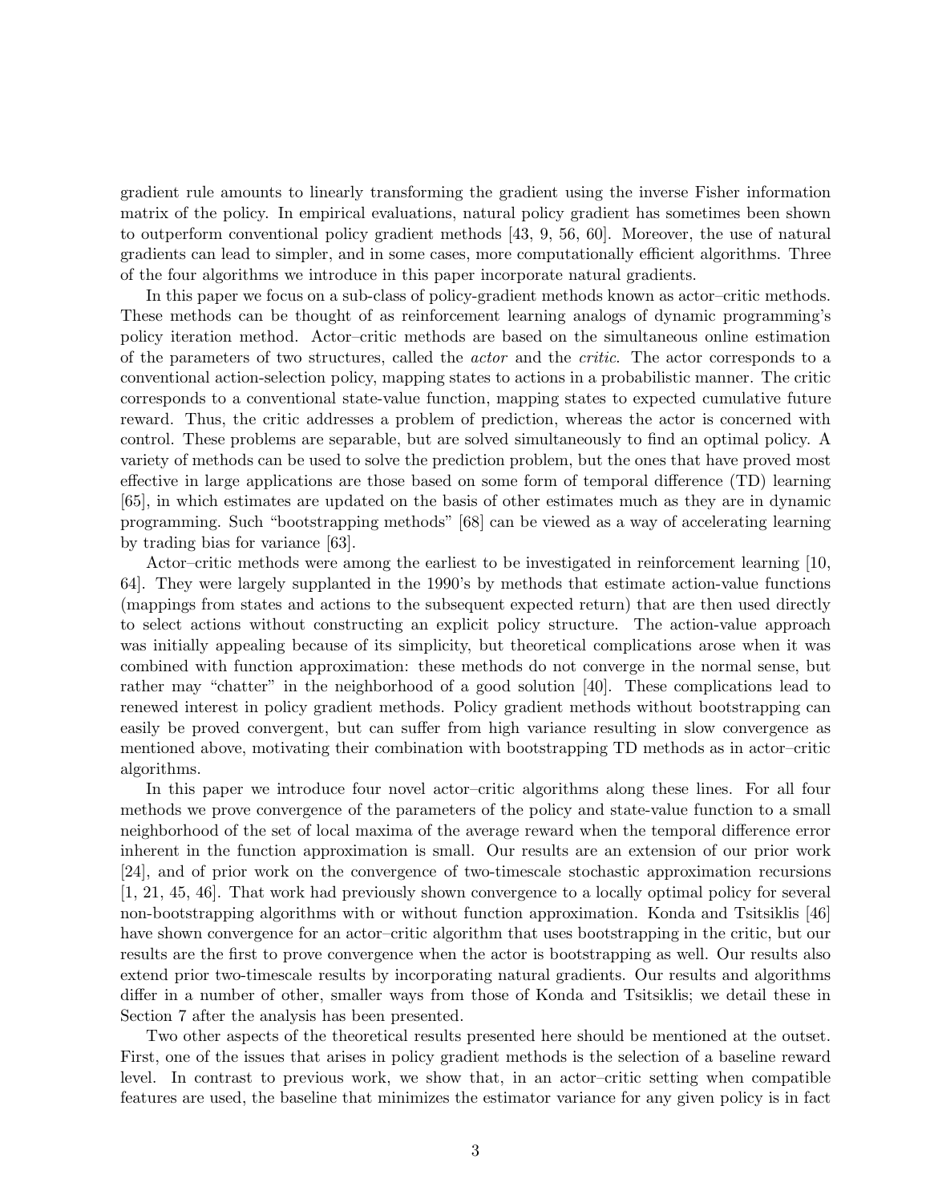gradient rule amounts to linearly transforming the gradient using the inverse Fisher information matrix of the policy. In empirical evaluations, natural policy gradient has sometimes been shown to outperform conventional policy gradient methods [43, 9, 56, 60]. Moreover, the use of natural gradients can lead to simpler, and in some cases, more computationally efficient algorithms. Three of the four algorithms we introduce in this paper incorporate natural gradients.

In this paper we focus on a sub-class of policy-gradient methods known as actor–critic methods. These methods can be thought of as reinforcement learning analogs of dynamic programming's policy iteration method. Actor–critic methods are based on the simultaneous online estimation of the parameters of two structures, called the *actor* and the *critic*. The actor corresponds to a conventional action-selection policy, mapping states to actions in a probabilistic manner. The critic corresponds to a conventional state-value function, mapping states to expected cumulative future reward. Thus, the critic addresses a problem of prediction, whereas the actor is concerned with control. These problems are separable, but are solved simultaneously to find an optimal policy. A variety of methods can be used to solve the prediction problem, but the ones that have proved most effective in large applications are those based on some form of temporal difference (TD) learning [65], in which estimates are updated on the basis of other estimates much as they are in dynamic programming. Such "bootstrapping methods" [68] can be viewed as a way of accelerating learning by trading bias for variance [63].

Actor–critic methods were among the earliest to be investigated in reinforcement learning [10, 64]. They were largely supplanted in the 1990's by methods that estimate action-value functions (mappings from states and actions to the subsequent expected return) that are then used directly to select actions without constructing an explicit policy structure. The action-value approach was initially appealing because of its simplicity, but theoretical complications arose when it was combined with function approximation: these methods do not converge in the normal sense, but rather may "chatter" in the neighborhood of a good solution [40]. These complications lead to renewed interest in policy gradient methods. Policy gradient methods without bootstrapping can easily be proved convergent, but can suffer from high variance resulting in slow convergence as mentioned above, motivating their combination with bootstrapping TD methods as in actor–critic algorithms.

In this paper we introduce four novel actor–critic algorithms along these lines. For all four methods we prove convergence of the parameters of the policy and state-value function to a small neighborhood of the set of local maxima of the average reward when the temporal difference error inherent in the function approximation is small. Our results are an extension of our prior work [24], and of prior work on the convergence of two-timescale stochastic approximation recursions [1, 21, 45, 46]. That work had previously shown convergence to a locally optimal policy for several non-bootstrapping algorithms with or without function approximation. Konda and Tsitsiklis [46] have shown convergence for an actor–critic algorithm that uses bootstrapping in the critic, but our results are the first to prove convergence when the actor is bootstrapping as well. Our results also extend prior two-timescale results by incorporating natural gradients. Our results and algorithms differ in a number of other, smaller ways from those of Konda and Tsitsiklis; we detail these in Section 7 after the analysis has been presented.

Two other aspects of the theoretical results presented here should be mentioned at the outset. First, one of the issues that arises in policy gradient methods is the selection of a baseline reward level. In contrast to previous work, we show that, in an actor–critic setting when compatible features are used, the baseline that minimizes the estimator variance for any given policy is in fact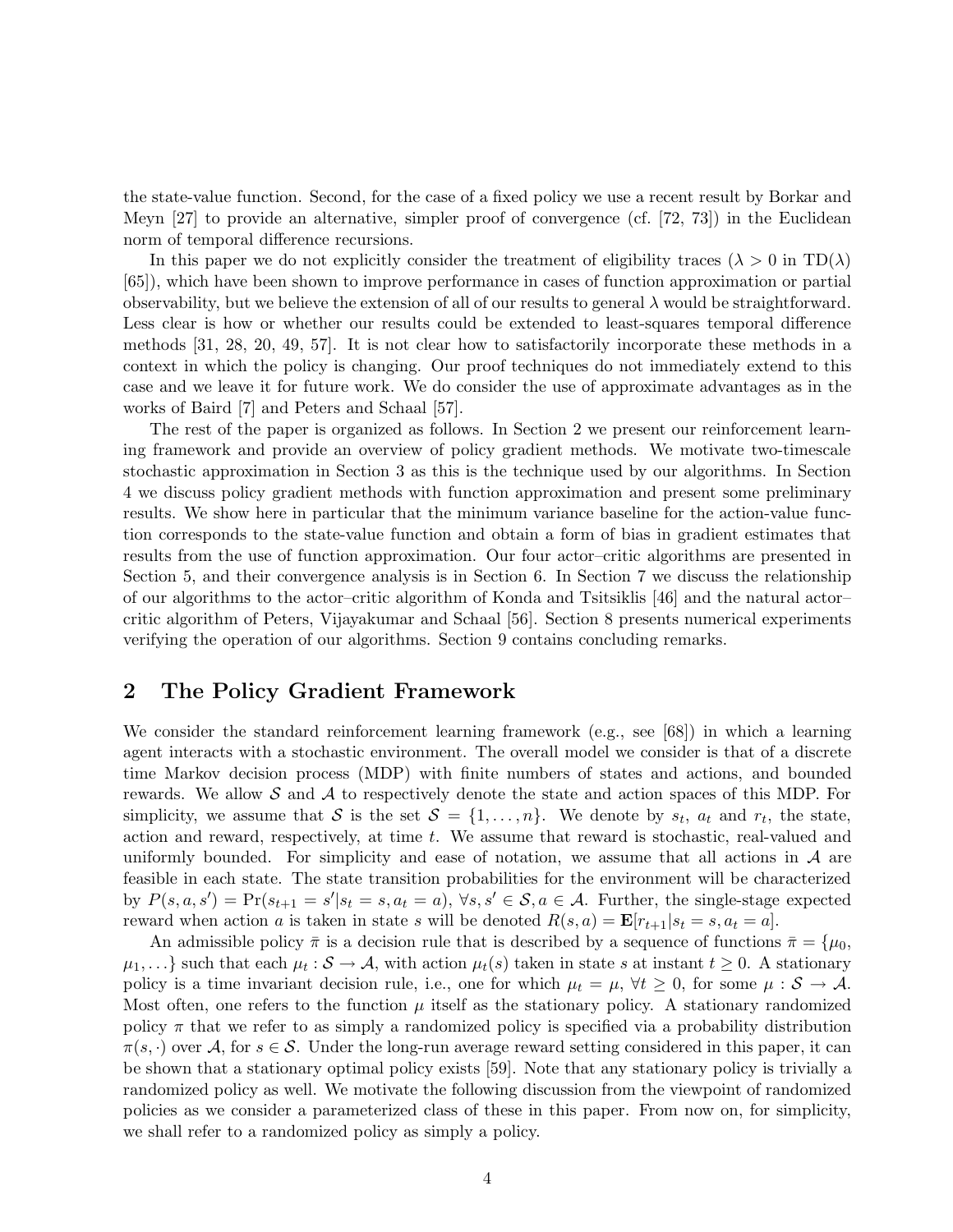the state-value function. Second, for the case of a fixed policy we use a recent result by Borkar and Meyn [27] to provide an alternative, simpler proof of convergence (cf. [72, 73]) in the Euclidean norm of temporal difference recursions.

In this paper we do not explicitly consider the treatment of eligibility traces ($\lambda > 0$ in TD($\lambda$) [65]), which have been shown to improve performance in cases of function approximation or partial observability, but we believe the extension of all of our results to general $\lambda$ would be straightforward. Less clear is how or whether our results could be extended to least-squares temporal difference methods [31, 28, 20, 49, 57]. It is not clear how to satisfactorily incorporate these methods in a context in which the policy is changing. Our proof techniques do not immediately extend to this case and we leave it for future work. We do consider the use of approximate advantages as in the works of Baird [7] and Peters and Schaal [57].

The rest of the paper is organized as follows. In Section 2 we present our reinforcement learning framework and provide an overview of policy gradient methods. We motivate two-timescale stochastic approximation in Section 3 as this is the technique used by our algorithms. In Section 4 we discuss policy gradient methods with function approximation and present some preliminary results. We show here in particular that the minimum variance baseline for the action-value function corresponds to the state-value function and obtain a form of bias in gradient estimates that results from the use of function approximation. Our four actor–critic algorithms are presented in Section 5, and their convergence analysis is in Section 6. In Section 7 we discuss the relationship of our algorithms to the actor–critic algorithm of Konda and Tsitsiklis [46] and the natural actor–critic algorithm of Peters, Vijayakumar and Schaal [56]. Section 8 presents numerical experiments verifying the operation of our algorithms. Section 9 contains concluding remarks.

## 2 The Policy Gradient Framework

We consider the standard reinforcement learning framework (e.g., see [68]) in which a learning agent interacts with a stochastic environment. The overall model we consider is that of a discrete time Markov decision process (MDP) with finite numbers of states and actions, and bounded rewards. We allow $\mathcal{S}$ and $\mathcal{A}$ to respectively denote the state and action spaces of this MDP. For simplicity, we assume that $\mathcal{S}$ is the set $\mathcal{S} = \{1, \ldots, n\}$. We denote by $s_t$, $a_t$ and $r_t$, the state, action and reward, respectively, at time $t$. We assume that reward is stochastic, real-valued and uniformly bounded. For simplicity and ease of notation, we assume that all actions in $\mathcal{A}$ are feasible in each state. The state transition probabilities for the environment will be characterized by $P(s, a, s') = \Pr(s_{t+1} = s' | s_t = s, a_t = a)$, $\forall s, s' \in \mathcal{S}, a \in \mathcal{A}$. Further, the single-stage expected reward when action $a$ is taken in state $s$ will be denoted $R(s, a) = \mathbf{E}[r_{t+1} | s_t = s, a_t = a]$.

An admissible policy $\bar{\pi}$ is a decision rule that is described by a sequence of functions $\bar{\pi} = \{\mu_0, \mu_1, \ldots\}$ such that each $\mu_t : \mathcal{S} \to \mathcal{A}$, with action $\mu_t(s)$ taken in state $s$ at instant $t \geq 0$. A stationary policy is a time invariant decision rule, i.e., one for which $\mu_t = \mu$, $\forall t \geq 0$, for some $\mu : \mathcal{S} \to \mathcal{A}$. Most often, one refers to the function $\mu$ itself as the stationary policy. A stationary randomized policy $\pi$ that we refer to as simply a randomized policy is specified via a probability distribution $\pi(s, \cdot)$ over $\mathcal{A}$, for $s \in \mathcal{S}$. Under the long-run average reward setting considered in this paper, it can be shown that a stationary optimal policy exists [59]. Note that any stationary policy is trivially a randomized policy as well. We motivate the following discussion from the viewpoint of randomized policies as we consider a parameterized class of these in this paper. From now on, for simplicity, we shall refer to a randomized policy as simply a policy.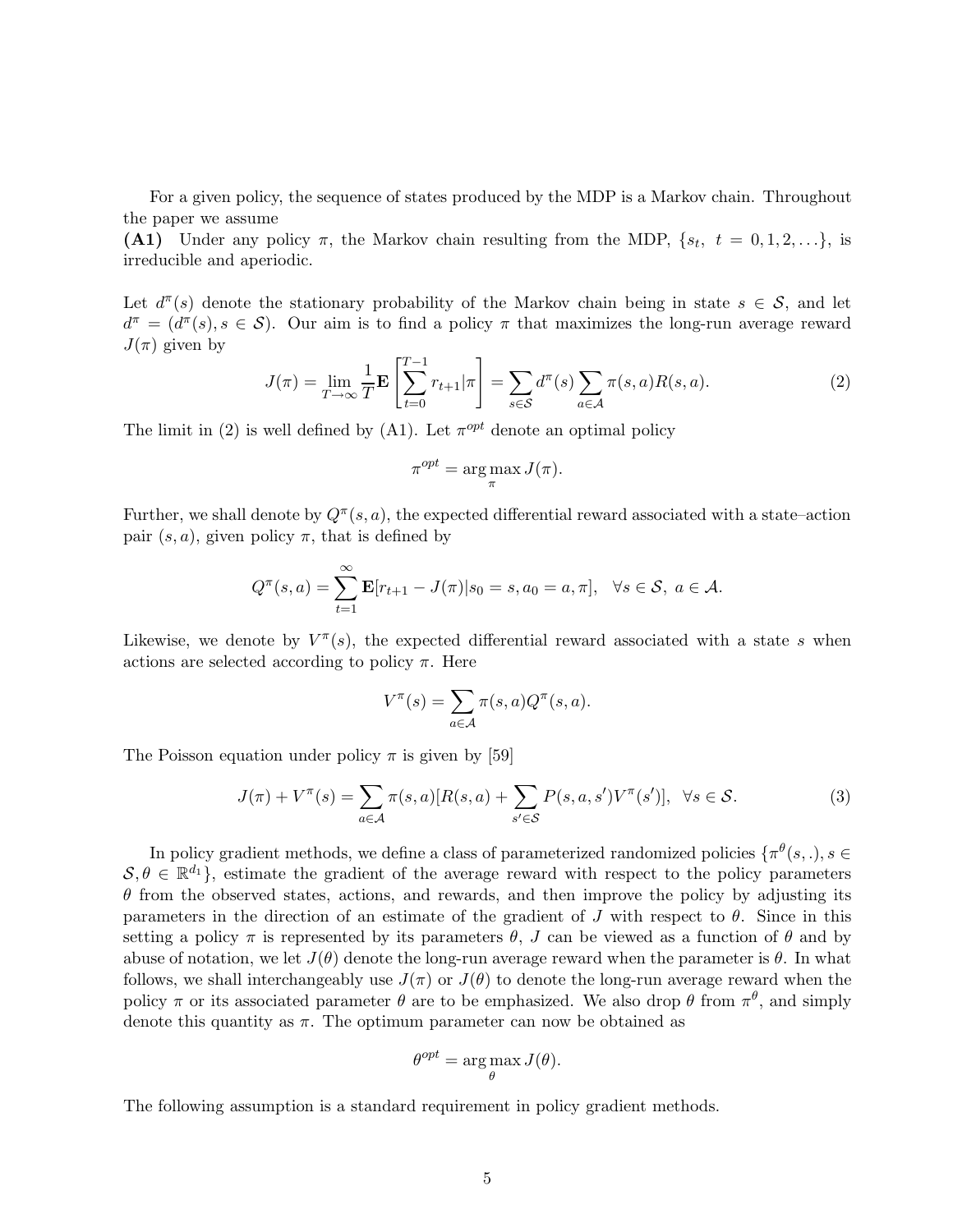For a given policy, the sequence of states produced by the MDP is a Markov chain. Throughout the paper we assume

**(A1)** Under any policy $\pi$, the Markov chain resulting from the MDP, $\{s_t,\ t = 0, 1, 2, \ldots\}$, is irreducible and aperiodic.

Let $d^\pi(s)$ denote the stationary probability of the Markov chain being in state $s \in \mathcal{S}$, and let $d^\pi = (d^\pi(s), s \in \mathcal{S})$. Our aim is to find a policy $\pi$ that maximizes the long-run average reward $J(\pi)$ given by

$$J(\pi) = \lim_{T \to \infty} \frac{1}{T} \mathbf{E}\left[\sum_{t=0}^{T-1} r_{t+1} | \pi\right] = \sum_{s \in \mathcal{S}} d^\pi(s) \sum_{a \in \mathcal{A}} \pi(s, a) R(s, a). \tag{2}$$

The limit in (2) is well defined by (A1). Let $\pi^{opt}$ denote an optimal policy

$$\pi^{opt} = \arg\max_{\pi} J(\pi).$$

Further, we shall denote by $Q^\pi(s, a)$, the expected differential reward associated with a state–action pair $(s, a)$, given policy $\pi$, that is defined by

$$Q^\pi(s, a) = \sum_{t=1}^{\infty} \mathbf{E}[r_{t+1} - J(\pi) | s_0 = s, a_0 = a, \pi], \quad \forall s \in \mathcal{S},\ a \in \mathcal{A}.$$

Likewise, we denote by $V^\pi(s)$, the expected differential reward associated with a state $s$ when actions are selected according to policy $\pi$. Here

$$V^\pi(s) = \sum_{a \in \mathcal{A}} \pi(s, a) Q^\pi(s, a).$$

The Poisson equation under policy $\pi$ is given by [59]

$$J(\pi) + V^\pi(s) = \sum_{a \in \mathcal{A}} \pi(s, a)[R(s, a) + \sum_{s' \in \mathcal{S}} P(s, a, s') V^\pi(s')], \quad \forall s \in \mathcal{S}. \tag{3}$$

In policy gradient methods, we define a class of parameterized randomized policies $\{\pi^\theta(s, .), s \in \mathcal{S}, \theta \in \mathbb{R}^{d_1}\}$, estimate the gradient of the average reward with respect to the policy parameters $\theta$ from the observed states, actions, and rewards, and then improve the policy by adjusting its parameters in the direction of an estimate of the gradient of $J$ with respect to $\theta$. Since in this setting a policy $\pi$ is represented by its parameters $\theta$, $J$ can be viewed as a function of $\theta$ and by abuse of notation, we let $J(\theta)$ denote the long-run average reward when the parameter is $\theta$. In what follows, we shall interchangeably use $J(\pi)$ or $J(\theta)$ to denote the long-run average reward when the policy $\pi$ or its associated parameter $\theta$ are to be emphasized. We also drop $\theta$ from $\pi^\theta$, and simply denote this quantity as $\pi$. The optimum parameter can now be obtained as

$$\theta^{opt} = \arg\max_{\theta} J(\theta).$$

The following assumption is a standard requirement in policy gradient methods.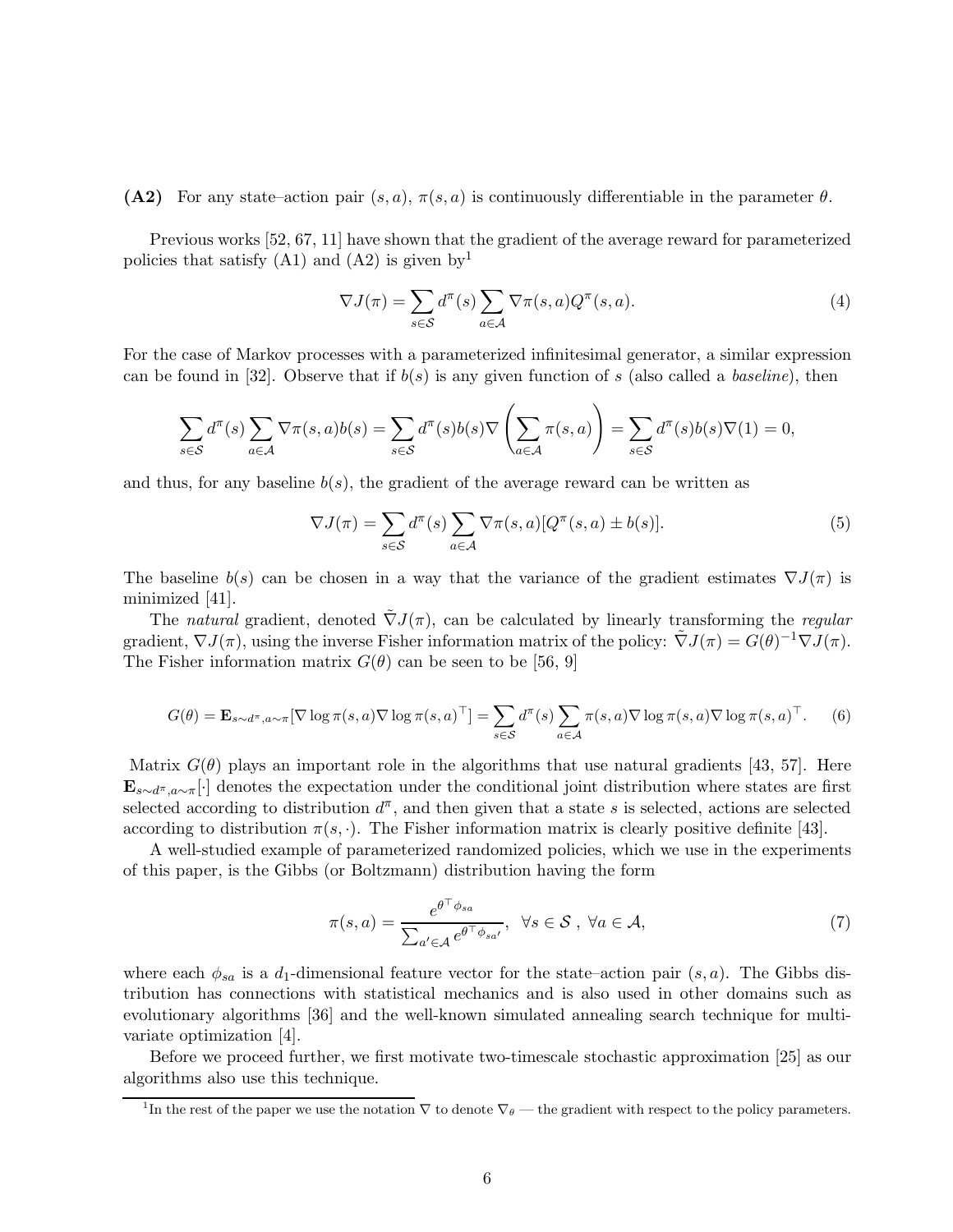**(A2)** For any state–action pair $(s, a)$, $\pi(s, a)$ is continuously differentiable in the parameter $\theta$.

Previous works [52, 67, 11] have shown that the gradient of the average reward for parameterized policies that satisfy (A1) and (A2) is given by[1]

$$\nabla J(\pi) = \sum_{s \in \mathcal{S}} d^\pi(s) \sum_{a \in \mathcal{A}} \nabla \pi(s, a) Q^\pi(s, a). \tag{4}$$

For the case of Markov processes with a parameterized infinitesimal generator, a similar expression can be found in [32]. Observe that if $b(s)$ is any given function of $s$ (also called a *baseline*), then

$$\sum_{s \in \mathcal{S}} d^\pi(s) \sum_{a \in \mathcal{A}} \nabla \pi(s, a) b(s) = \sum_{s \in \mathcal{S}} d^\pi(s) b(s) \nabla \left( \sum_{a \in \mathcal{A}} \pi(s, a) \right) = \sum_{s \in \mathcal{S}} d^\pi(s) b(s) \nabla(1) = 0,$$

and thus, for any baseline $b(s)$, the gradient of the average reward can be written as

$$\nabla J(\pi) = \sum_{s \in \mathcal{S}} d^\pi(s) \sum_{a \in \mathcal{A}} \nabla \pi(s, a) [Q^\pi(s, a) \pm b(s)]. \tag{5}$$

The baseline $b(s)$ can be chosen in a way that the variance of the gradient estimates $\nabla J(\pi)$ is minimized [41].

The *natural* gradient, denoted $\tilde{\nabla} J(\pi)$, can be calculated by linearly transforming the *regular* gradient, $\nabla J(\pi)$, using the inverse Fisher information matrix of the policy: $\tilde{\nabla} J(\pi) = G(\theta)^{-1} \nabla J(\pi)$. The Fisher information matrix $G(\theta)$ can be seen to be [56, 9]

$$G(\theta) = \mathbf{E}_{s \sim d^\pi, a \sim \pi}[\nabla \log \pi(s, a) \nabla \log \pi(s, a)^\top] = \sum_{s \in \mathcal{S}} d^\pi(s) \sum_{a \in \mathcal{A}} \pi(s, a) \nabla \log \pi(s, a) \nabla \log \pi(s, a)^\top. \tag{6}$$

Matrix $G(\theta)$ plays an important role in the algorithms that use natural gradients [43, 57]. Here $\mathbf{E}_{s \sim d^\pi, a \sim \pi}[\cdot]$ denotes the expectation under the conditional joint distribution where states are first selected according to distribution $d^\pi$, and then given that a state $s$ is selected, actions are selected according to distribution $\pi(s, \cdot)$. The Fisher information matrix is clearly positive definite [43].

A well-studied example of parameterized randomized policies, which we use in the experiments of this paper, is the Gibbs (or Boltzmann) distribution having the form

$$\pi(s, a) = \frac{e^{\theta^\top \phi_{sa}}}{\sum_{a' \in \mathcal{A}} e^{\theta^\top \phi_{sa'}}}, \quad \forall s \in \mathcal{S}, \ \forall a \in \mathcal{A}, \tag{7}$$

where each $\phi_{sa}$ is a $d_1$-dimensional feature vector for the state–action pair $(s, a)$. The Gibbs distribution has connections with statistical mechanics and is also used in other domains such as evolutionary algorithms [36] and the well-known simulated annealing search technique for multivariate optimization [4].

Before we proceed further, we first motivate two-timescale stochastic approximation [25] as our algorithms also use this technique.

---

[1] In the rest of the paper we use the notation $\nabla$ to denote $\nabla_\theta$ — the gradient with respect to the policy parameters.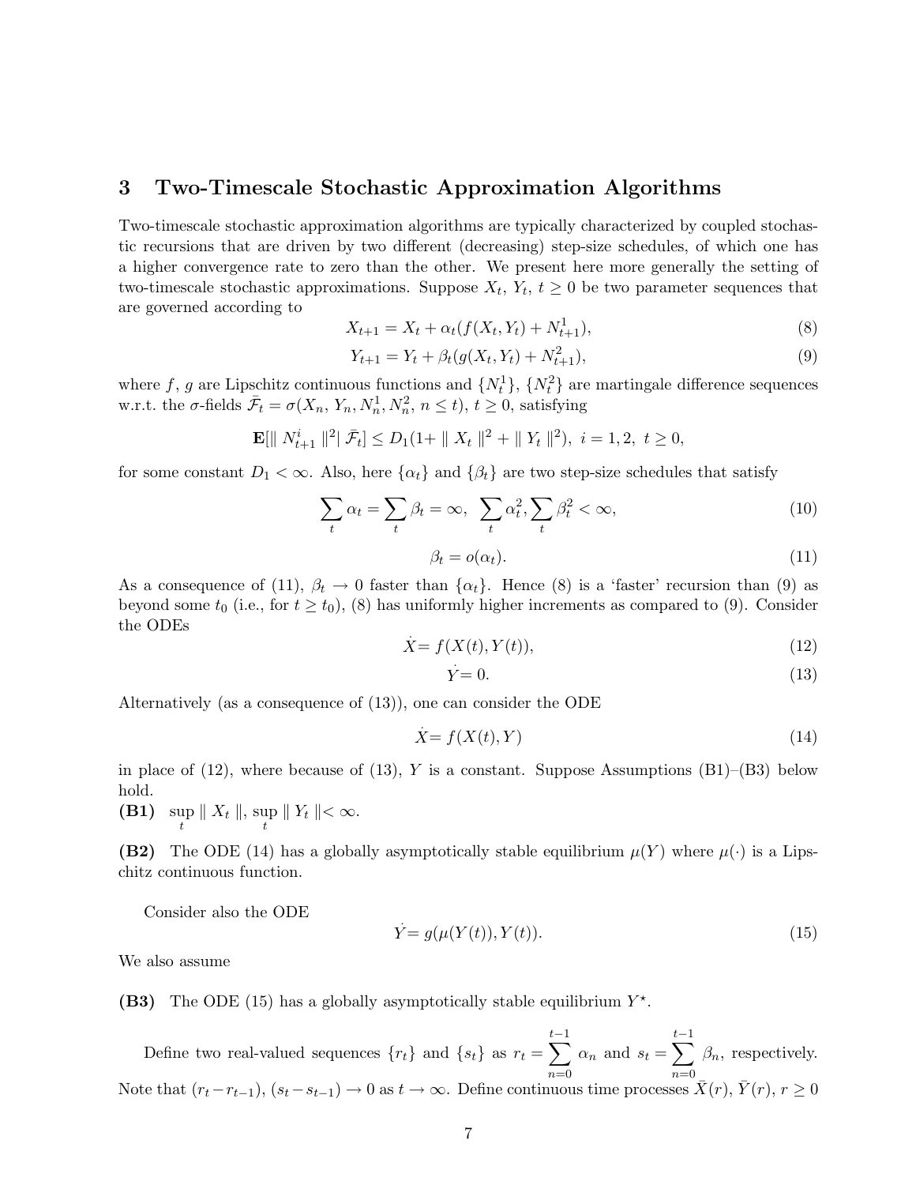## 3 Two-Timescale Stochastic Approximation Algorithms

Two-timescale stochastic approximation algorithms are typically characterized by coupled stochastic recursions that are driven by two different (decreasing) step-size schedules, of which one has a higher convergence rate to zero than the other. We present here more generally the setting of two-timescale stochastic approximations. Suppose $X_t$, $Y_t$, $t \geq 0$ be two parameter sequences that are governed according to

$$X_{t+1} = X_t + \alpha_t (f(X_t, Y_t) + N^1_{t+1}), \tag{8}$$

$$Y_{t+1} = Y_t + \beta_t (g(X_t, Y_t) + N^2_{t+1}), \tag{9}$$

where $f$, $g$ are Lipschitz continuous functions and $\{N^1_t\}$, $\{N^2_t\}$ are martingale difference sequences w.r.t. the $\sigma$-fields $\bar{\mathcal{F}}_t = \sigma(X_n, Y_n, N^1_n, N^2_n, n \leq t)$, $t \geq 0$, satisfying

$$\mathbf{E}[\| N^i_{t+1} \|^2 | \bar{\mathcal{F}}_t] \leq D_1 (1 + \| X_t \|^2 + \| Y_t \|^2), \ i = 1, 2, \ t \geq 0,$$

for some constant $D_1 < \infty$. Also, here $\{\alpha_t\}$ and $\{\beta_t\}$ are two step-size schedules that satisfy

$$\sum_t \alpha_t = \sum_t \beta_t = \infty, \ \ \sum_t \alpha_t^2, \sum_t \beta_t^2 < \infty, \tag{10}$$

$$\beta_t = o(\alpha_t). \tag{11}$$

As a consequence of (11), $\beta_t \to 0$ faster than $\{\alpha_t\}$. Hence (8) is a 'faster' recursion than (9) as beyond some $t_0$ (i.e., for $t \geq t_0$), (8) has uniformly higher increments as compared to (9). Consider the ODEs

$$\dot{X} = f(X(t), Y(t)), \tag{12}$$

$$\dot{Y} = 0. \tag{13}$$

Alternatively (as a consequence of (13)), one can consider the ODE

$$\dot{X} = f(X(t), Y) \tag{14}$$

in place of (12), where because of (13), $Y$ is a constant. Suppose Assumptions (B1)–(B3) below hold.

**(B1)** $\sup_t \| X_t \|, \sup_t \| Y_t \| < \infty$.

**(B2)** The ODE (14) has a globally asymptotically stable equilibrium $\mu(Y)$ where $\mu(\cdot)$ is a Lipschitz continuous function.

Consider also the ODE

$$\dot{Y} = g(\mu(Y(t)), Y(t)). \tag{15}$$

We also assume

**(B3)** The ODE (15) has a globally asymptotically stable equilibrium $Y^\star$.

Define two real-valued sequences $\{r_t\}$ and $\{s_t\}$ as $r_t = \sum_{n=0}^{t-1} \alpha_n$ and $s_t = \sum_{n=0}^{t-1} \beta_n$, respectively. Note that $(r_t - r_{t-1})$, $(s_t - s_{t-1}) \to 0$ as $t \to \infty$. Define continuous time processes $\bar{X}(r)$, $\bar{Y}(r)$, $r \geq 0$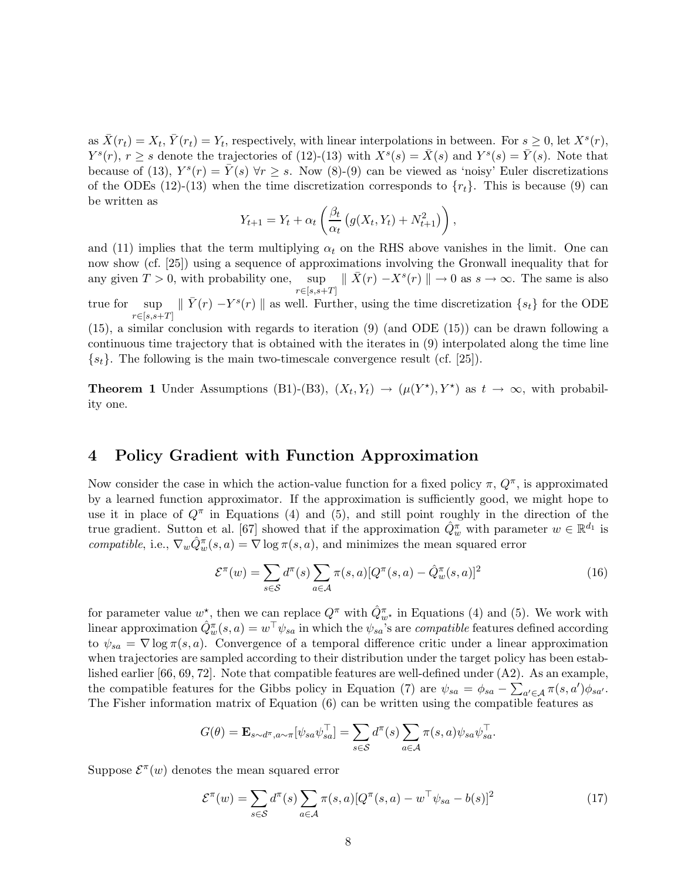as $\bar{X}(r_t) = X_t$, $\bar{Y}(r_t) = Y_t$, respectively, with linear interpolations in between. For $s \geq 0$, let $X^s(r)$, $Y^s(r)$, $r \geq s$ denote the trajectories of (12)-(13) with $X^s(s) = \bar{X}(s)$ and $Y^s(s) = \bar{Y}(s)$. Note that because of (13), $Y^s(r) = \bar{Y}(s)$ $\forall r \geq s$. Now (8)-(9) can be viewed as 'noisy' Euler discretizations of the ODEs (12)-(13) when the time discretization corresponds to $\{r_t\}$. This is because (9) can be written as

$$Y_{t+1} = Y_t + \alpha_t \left( \frac{\beta_t}{\alpha_t} \left( g(X_t, Y_t) + N^2_{t+1} \right) \right),$$

and (11) implies that the term multiplying $\alpha_t$ on the RHS above vanishes in the limit. One can now show (cf. [25]) using a sequence of approximations involving the Gronwall inequality that for any given $T > 0$, with probability one, $\sup_{r \in [s, s+T]} \parallel \bar{X}(r) - X^s(r) \parallel \to 0$ as $s \to \infty$. The same is also true for $\sup_{r \in [s, s+T]} \parallel \bar{Y}(r) - Y^s(r) \parallel$ as well. Further, using the time discretization $\{s_t\}$ for the ODE (15), a similar conclusion with regards to iteration (9) (and ODE (15)) can be drawn following a continuous time trajectory that is obtained with the iterates in (9) interpolated along the time line $\{s_t\}$. The following is the main two-timescale convergence result (cf. [25]).

**Theorem 1** Under Assumptions (B1)-(B3), $(X_t, Y_t) \to (\mu(Y^\star), Y^\star)$ as $t \to \infty$, with probability one.

## 4 Policy Gradient with Function Approximation

Now consider the case in which the action-value function for a fixed policy $\pi$, $Q^\pi$, is approximated by a learned function approximator. If the approximation is sufficiently good, we might hope to use it in place of $Q^\pi$ in Equations (4) and (5), and still point roughly in the direction of the true gradient. Sutton et al. [67] showed that if the approximation $\hat{Q}^\pi_w$ with parameter $w \in \mathbb{R}^{d_1}$ is *compatible*, i.e., $\nabla_w \hat{Q}^\pi_w(s, a) = \nabla \log \pi(s, a)$, and minimizes the mean squared error

$$\mathcal{E}^\pi(w) = \sum_{s \in \mathcal{S}} d^\pi(s) \sum_{a \in \mathcal{A}} \pi(s, a)[Q^\pi(s, a) - \hat{Q}^\pi_w(s, a)]^2 \tag{16}$$

for parameter value $w^\star$, then we can replace $Q^\pi$ with $\hat{Q}^\pi_{w^\star}$ in Equations (4) and (5). We work with linear approximation $\hat{Q}^\pi_w(s, a) = w^\top \psi_{sa}$ in which the $\psi_{sa}$'s are *compatible* features defined according to $\psi_{sa} = \nabla \log \pi(s, a)$. Convergence of a temporal difference critic under a linear approximation when trajectories are sampled according to their distribution under the target policy has been established earlier [66, 69, 72]. Note that compatible features are well-defined under (A2). As an example, the compatible features for the Gibbs policy in Equation (7) are $\psi_{sa} = \phi_{sa} - \sum_{a' \in \mathcal{A}} \pi(s, a') \phi_{sa'}$. The Fisher information matrix of Equation (6) can be written using the compatible features as

$$G(\theta) = \mathbf{E}_{s \sim d^\pi, a \sim \pi}[\psi_{sa} \psi_{sa}^\top] = \sum_{s \in \mathcal{S}} d^\pi(s) \sum_{a \in \mathcal{A}} \pi(s, a) \psi_{sa} \psi_{sa}^\top.$$

Suppose $\mathcal{E}^\pi(w)$ denotes the mean squared error

$$\mathcal{E}^\pi(w) = \sum_{s \in \mathcal{S}} d^\pi(s) \sum_{a \in \mathcal{A}} \pi(s, a)[Q^\pi(s, a) - w^\top \psi_{sa} - b(s)]^2 \tag{17}$$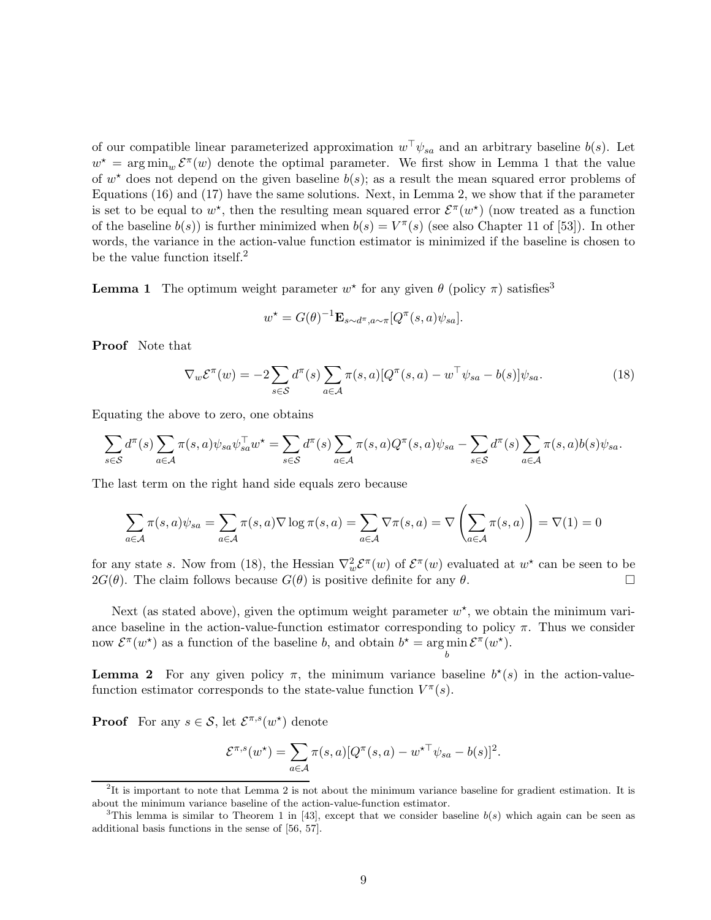of our compatible linear parameterized approximation $w^\top \psi_{sa}$ and an arbitrary baseline $b(s)$. Let $w^\star = \arg\min_w \mathcal{E}^\pi(w)$ denote the optimal parameter. We first show in Lemma 1 that the value of $w^\star$ does not depend on the given baseline $b(s)$; as a result the mean squared error problems of Equations (16) and (17) have the same solutions. Next, in Lemma 2, we show that if the parameter is set to be equal to $w^\star$, then the resulting mean squared error $\mathcal{E}^\pi(w^\star)$ (now treated as a function of the baseline $b(s)$) is further minimized when $b(s) = V^\pi(s)$ (see also Chapter 11 of [53]). In other words, the variance in the action-value function estimator is minimized if the baseline is chosen to be the value function itself.[2]

**Lemma 1** The optimum weight parameter $w^\star$ for any given $\theta$ (policy $\pi$) satisfies[3]

$$w^\star = G(\theta)^{-1} \mathbf{E}_{s \sim d^\pi, a \sim \pi}[Q^\pi(s,a)\psi_{sa}].$$

**Proof** Note that

$$\nabla_w \mathcal{E}^\pi(w) = -2 \sum_{s \in \mathcal{S}} d^\pi(s) \sum_{a \in \mathcal{A}} \pi(s,a)[Q^\pi(s,a) - w^\top \psi_{sa} - b(s)]\psi_{sa}. \tag{18}$$

Equating the above to zero, one obtains

$$\sum_{s \in \mathcal{S}} d^\pi(s) \sum_{a \in \mathcal{A}} \pi(s,a)\psi_{sa}\psi_{sa}^\top w^\star = \sum_{s \in \mathcal{S}} d^\pi(s) \sum_{a \in \mathcal{A}} \pi(s,a) Q^\pi(s,a)\psi_{sa} - \sum_{s \in \mathcal{S}} d^\pi(s) \sum_{a \in \mathcal{A}} \pi(s,a) b(s)\psi_{sa}.$$

The last term on the right hand side equals zero because

$$\sum_{a \in \mathcal{A}} \pi(s,a)\psi_{sa} = \sum_{a \in \mathcal{A}} \pi(s,a) \nabla \log \pi(s,a) = \sum_{a \in \mathcal{A}} \nabla \pi(s,a) = \nabla \left( \sum_{a \in \mathcal{A}} \pi(s,a) \right) = \nabla(1) = 0$$

for any state $s$. Now from (18), the Hessian $\nabla_w^2 \mathcal{E}^\pi(w)$ of $\mathcal{E}^\pi(w)$ evaluated at $w^\star$ can be seen to be $2G(\theta)$. The claim follows because $G(\theta)$ is positive definite for any $\theta$. □

Next (as stated above), given the optimum weight parameter $w^\star$, we obtain the minimum variance baseline in the action-value-function estimator corresponding to policy $\pi$. Thus we consider now $\mathcal{E}^\pi(w^\star)$ as a function of the baseline $b$, and obtain $b^\star = \arg\min_b \mathcal{E}^\pi(w^\star)$.

**Lemma 2** For any given policy $\pi$, the minimum variance baseline $b^\star(s)$ in the action-value-function estimator corresponds to the state-value function $V^\pi(s)$.

**Proof** For any $s \in \mathcal{S}$, let $\mathcal{E}^{\pi,s}(w^\star)$ denote

$$\mathcal{E}^{\pi,s}(w^\star) = \sum_{a \in \mathcal{A}} \pi(s,a)[Q^\pi(s,a) - w^{\star\top}\psi_{sa} - b(s)]^2.$$

---

[2] It is important to note that Lemma 2 is not about the minimum variance baseline for gradient estimation. It is about the minimum variance baseline of the action-value-function estimator.

[3] This lemma is similar to Theorem 1 in [43], except that we consider baseline $b(s)$ which again can be seen as additional basis functions in the sense of [56, 57].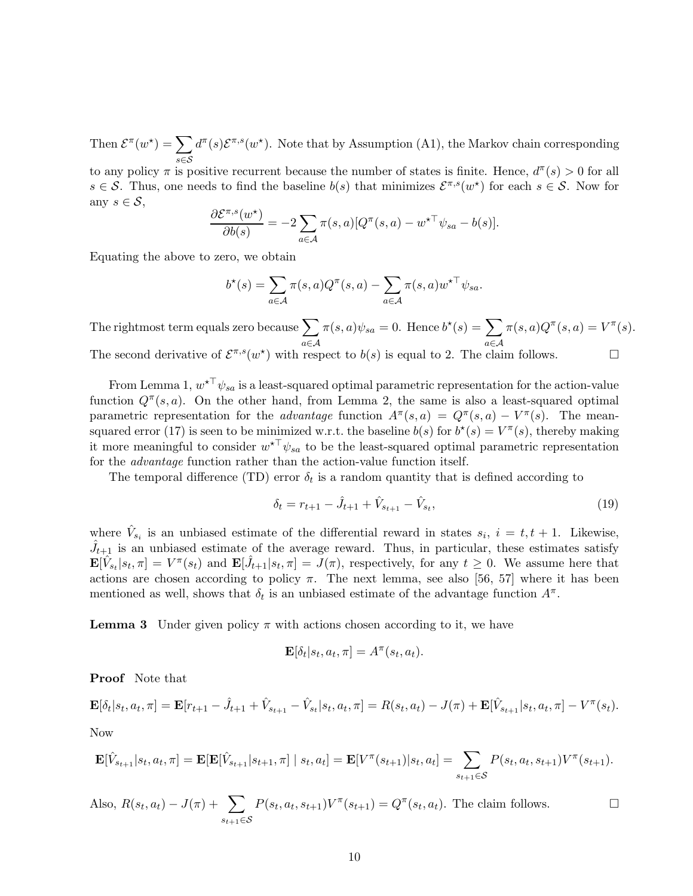Then $\mathcal{E}^\pi(w^\star) = \sum_{s\in\mathcal{S}} d^\pi(s)\mathcal{E}^{\pi,s}(w^\star)$. Note that by Assumption (A1), the Markov chain corresponding to any policy $\pi$ is positive recurrent because the number of states is finite. Hence, $d^\pi(s) > 0$ for all $s \in \mathcal{S}$. Thus, one needs to find the baseline $b(s)$ that minimizes $\mathcal{E}^{\pi,s}(w^\star)$ for each $s \in \mathcal{S}$. Now for any $s \in \mathcal{S}$,

$$\frac{\partial \mathcal{E}^{\pi,s}(w^\star)}{\partial b(s)} = -2\sum_{a\in\mathcal{A}} \pi(s,a)[Q^\pi(s,a) - w^{\star\top}\psi_{sa} - b(s)].$$

Equating the above to zero, we obtain

$$b^\star(s) = \sum_{a\in\mathcal{A}} \pi(s,a)Q^\pi(s,a) - \sum_{a\in\mathcal{A}} \pi(s,a)w^{\star\top}\psi_{sa}.$$

The rightmost term equals zero because $\sum_{a\in\mathcal{A}} \pi(s,a)\psi_{sa} = 0$. Hence $b^\star(s) = \sum_{a\in\mathcal{A}} \pi(s,a)Q^\pi(s,a) = V^\pi(s)$. The second derivative of $\mathcal{E}^{\pi,s}(w^\star)$ with respect to $b(s)$ is equal to 2. The claim follows. □

From Lemma 1, $w^{\star\top}\psi_{sa}$ is a least-squared optimal parametric representation for the action-value function $Q^\pi(s,a)$. On the other hand, from Lemma 2, the same is also a least-squared optimal parametric representation for the *advantage* function $A^\pi(s,a) = Q^\pi(s,a) - V^\pi(s)$. The mean-squared error (17) is seen to be minimized w.r.t. the baseline $b(s)$ for $b^\star(s) = V^\pi(s)$, thereby making it more meaningful to consider $w^{\star\top}\psi_{sa}$ to be the least-squared optimal parametric representation for the *advantage* function rather than the action-value function itself.

The temporal difference (TD) error $\delta_t$ is a random quantity that is defined according to

$$\delta_t = r_{t+1} - \hat{J}_{t+1} + \hat{V}_{s_{t+1}} - \hat{V}_{s_t}, \tag{19}$$

where $\hat{V}_{s_i}$ is an unbiased estimate of the differential reward in states $s_i$, $i = t, t+1$. Likewise, $\hat{J}_{t+1}$ is an unbiased estimate of the average reward. Thus, in particular, these estimates satisfy $\mathbf{E}[\hat{V}_{s_t}|s_t,\pi] = V^\pi(s_t)$ and $\mathbf{E}[\hat{J}_{t+1}|s_t,\pi] = J(\pi)$, respectively, for any $t \geq 0$. We assume here that actions are chosen according to policy $\pi$. The next lemma, see also [56, 57] where it has been mentioned as well, shows that $\delta_t$ is an unbiased estimate of the advantage function $A^\pi$.

**Lemma 3** Under given policy $\pi$ with actions chosen according to it, we have

$$\mathbf{E}[\delta_t|s_t,a_t,\pi] = A^\pi(s_t,a_t).$$

**Proof** Note that

$$\mathbf{E}[\delta_t|s_t,a_t,\pi] = \mathbf{E}[r_{t+1} - \hat{J}_{t+1} + \hat{V}_{s_{t+1}} - \hat{V}_{s_t}|s_t,a_t,\pi] = R(s_t,a_t) - J(\pi) + \mathbf{E}[\hat{V}_{s_{t+1}}|s_t,a_t,\pi] - V^\pi(s_t).$$

Now

$$\mathbf{E}[\hat{V}_{s_{t+1}}|s_t,a_t,\pi] = \mathbf{E}[\mathbf{E}[\hat{V}_{s_{t+1}}|s_{t+1},\pi] \mid s_t,a_t] = \mathbf{E}[V^\pi(s_{t+1})|s_t,a_t] = \sum_{s_{t+1}\in\mathcal{S}} P(s_t,a_t,s_{t+1})V^\pi(s_{t+1}).$$

Also, $R(s_t,a_t) - J(\pi) + \sum_{s_{t+1}\in\mathcal{S}} P(s_t,a_t,s_{t+1})V^\pi(s_{t+1}) = Q^\pi(s_t,a_t)$. The claim follows. □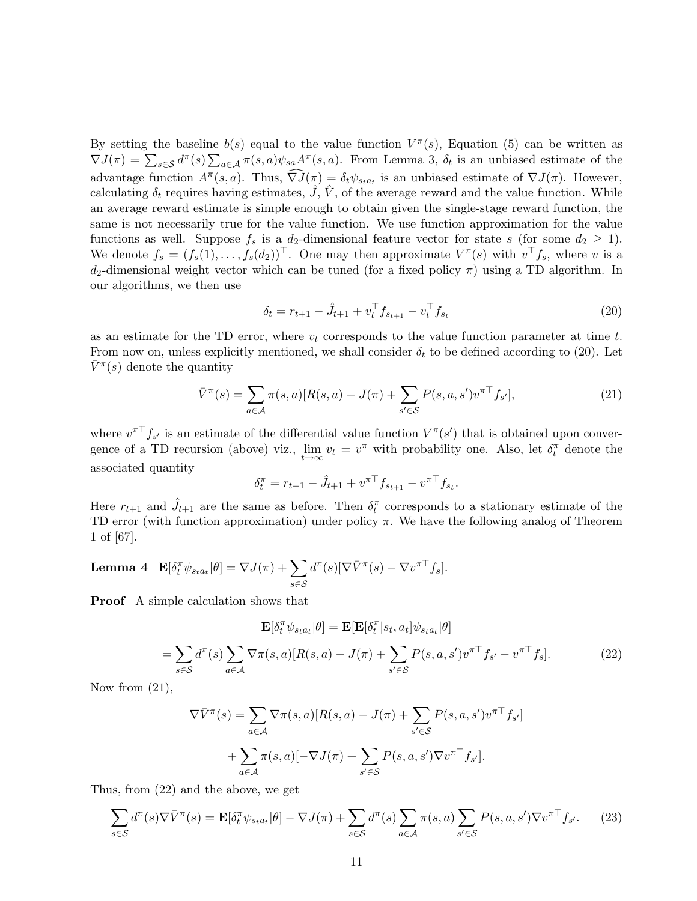By setting the baseline $b(s)$ equal to the value function $V^\pi(s)$, Equation (5) can be written as $\nabla J(\pi) = \sum_{s\in\mathcal{S}} d^\pi(s) \sum_{a\in\mathcal{A}} \pi(s,a)\psi_{sa} A^\pi(s,a)$. From Lemma 3, $\delta_t$ is an unbiased estimate of the advantage function $A^\pi(s,a)$. Thus, $\widehat{\nabla J}(\pi) = \delta_t \psi_{s_t a_t}$ is an unbiased estimate of $\nabla J(\pi)$. However, calculating $\delta_t$ requires having estimates, $\hat{J}$, $\hat{V}$, of the average reward and the value function. While an average reward estimate is simple enough to obtain given the single-stage reward function, the same is not necessarily true for the value function. We use function approximation for the value functions as well. Suppose $f_s$ is a $d_2$-dimensional feature vector for state $s$ (for some $d_2 \geq 1$). We denote $f_s = (f_s(1), \ldots, f_s(d_2))^\top$. One may then approximate $V^\pi(s)$ with $v^\top f_s$, where $v$ is a $d_2$-dimensional weight vector which can be tuned (for a fixed policy $\pi$) using a TD algorithm. In our algorithms, we then use

$$\delta_t = r_{t+1} - \hat{J}_{t+1} + v_t^\top f_{s_{t+1}} - v_t^\top f_{s_t} \tag{20}$$

as an estimate for the TD error, where $v_t$ corresponds to the value function parameter at time $t$. From now on, unless explicitly mentioned, we shall consider $\delta_t$ to be defined according to (20). Let $\bar{V}^\pi(s)$ denote the quantity

$$\bar{V}^\pi(s) = \sum_{a\in\mathcal{A}} \pi(s,a)[R(s,a) - J(\pi) + \sum_{s'\in\mathcal{S}} P(s,a,s') v^{\pi\top} f_{s'}], \tag{21}$$

where $v^{\pi\top} f_{s'}$ is an estimate of the differential value function $V^\pi(s')$ that is obtained upon convergence of a TD recursion (above) viz., $\lim_{t\to\infty} v_t = v^\pi$ with probability one. Also, let $\delta_t^\pi$ denote the associated quantity

$$\delta_t^\pi = r_{t+1} - \hat{J}_{t+1} + v^{\pi\top} f_{s_{t+1}} - v^{\pi\top} f_{s_t}.$$

Here $r_{t+1}$ and $\hat{J}_{t+1}$ are the same as before. Then $\delta_t^\pi$ corresponds to a stationary estimate of the TD error (with function approximation) under policy $\pi$. We have the following analog of Theorem 1 of [67].

**Lemma 4** $\mathbf{E}[\delta_t^\pi \psi_{s_t a_t}|\theta] = \nabla J(\pi) + \sum_{s\in\mathcal{S}} d^\pi(s)[\nabla \bar{V}^\pi(s) - \nabla v^{\pi\top} f_s]$.

**Proof** A simple calculation shows that

$$\mathbf{E}[\delta_t^\pi \psi_{s_t a_t}|\theta] = \mathbf{E}[\mathbf{E}[\delta_t^\pi|s_t, a_t]\psi_{s_t a_t}|\theta]$$

$$= \sum_{s\in\mathcal{S}} d^\pi(s) \sum_{a\in\mathcal{A}} \nabla\pi(s,a)[R(s,a) - J(\pi) + \sum_{s'\in\mathcal{S}} P(s,a,s') v^{\pi\top} f_{s'} - v^{\pi\top} f_s]. \tag{22}$$

Now from (21),

$$\nabla \bar{V}^\pi(s) = \sum_{a\in\mathcal{A}} \nabla\pi(s,a)[R(s,a) - J(\pi) + \sum_{s'\in\mathcal{S}} P(s,a,s') v^{\pi\top} f_{s'}]$$

$$+ \sum_{a\in\mathcal{A}} \pi(s,a)[-\nabla J(\pi) + \sum_{s'\in\mathcal{S}} P(s,a,s') \nabla v^{\pi\top} f_{s'}].$$

Thus, from (22) and the above, we get

$$\sum_{s\in\mathcal{S}} d^\pi(s) \nabla \bar{V}^\pi(s) = \mathbf{E}[\delta_t^\pi \psi_{s_t a_t}|\theta] - \nabla J(\pi) + \sum_{s\in\mathcal{S}} d^\pi(s) \sum_{a\in\mathcal{A}} \pi(s,a) \sum_{s'\in\mathcal{S}} P(s,a,s') \nabla v^{\pi\top} f_{s'}. \tag{23}$$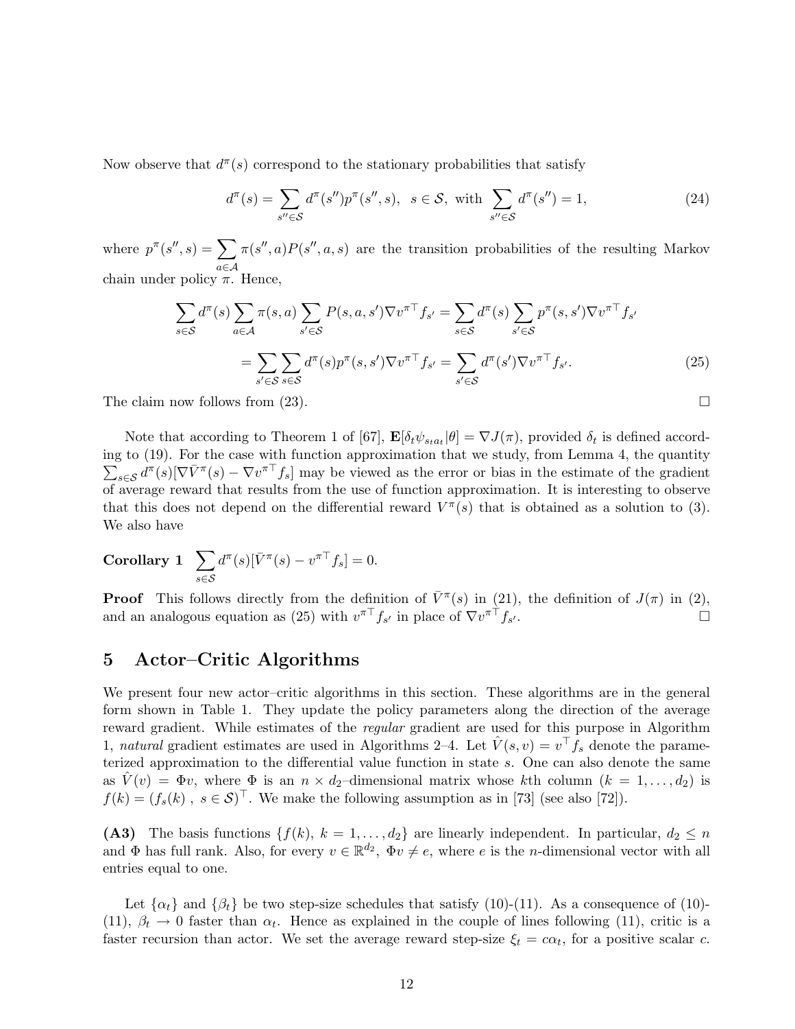Now observe that $d^\pi(s)$ correspond to the stationary probabilities that satisfy

$$d^\pi(s) = \sum_{s'' \in \mathcal{S}} d^\pi(s'') p^\pi(s'', s), \quad s \in \mathcal{S}, \text{ with } \sum_{s'' \in \mathcal{S}} d^\pi(s'') = 1, \tag{24}$$

where $p^\pi(s'', s) = \sum_{a \in \mathcal{A}} \pi(s'', a) P(s'', a, s)$ are the transition probabilities of the resulting Markov chain under policy $\pi$. Hence,

$$\sum_{s \in \mathcal{S}} d^\pi(s) \sum_{a \in \mathcal{A}} \pi(s, a) \sum_{s' \in \mathcal{S}} P(s, a, s') \nabla v^{\pi\top} f_{s'} = \sum_{s \in \mathcal{S}} d^\pi(s) \sum_{s' \in \mathcal{S}} p^\pi(s, s') \nabla v^{\pi\top} f_{s'}$$

$$= \sum_{s' \in \mathcal{S}} \sum_{s \in \mathcal{S}} d^\pi(s) p^\pi(s, s') \nabla v^{\pi\top} f_{s'} = \sum_{s' \in \mathcal{S}} d^\pi(s') \nabla v^{\pi\top} f_{s'}. \tag{25}$$

The claim now follows from (23). □

Note that according to Theorem 1 of [67], $\mathbf{E}[\delta_t \psi_{s_t a_t} | \theta] = \nabla J(\pi)$, provided $\delta_t$ is defined according to (19). For the case with function approximation that we study, from Lemma 4, the quantity $\sum_{s \in \mathcal{S}} d^\pi(s) [\nabla \bar{V}^\pi(s) - \nabla v^{\pi\top} f_s]$ may be viewed as the error or bias in the estimate of the gradient of average reward that results from the use of function approximation. It is interesting to observe that this does not depend on the differential reward $V^\pi(s)$ that is obtained as a solution to (3). We also have

**Corollary 1** $\sum_{s \in \mathcal{S}} d^\pi(s) [\bar{V}^\pi(s) - v^{\pi\top} f_s] = 0.$

**Proof** This follows directly from the definition of $\bar{V}^\pi(s)$ in (21), the definition of $J(\pi)$ in (2), and an analogous equation as (25) with $v^{\pi\top} f_{s'}$ in place of $\nabla v^{\pi\top} f_{s'}$. □

## 5 Actor–Critic Algorithms

We present four new actor–critic algorithms in this section. These algorithms are in the general form shown in Table 1. They update the policy parameters along the direction of the average reward gradient. While estimates of the *regular* gradient are used for this purpose in Algorithm 1, *natural* gradient estimates are used in Algorithms 2–4. Let $\hat{V}(s, v) = v^\top f_s$ denote the parameterized approximation to the differential value function in state $s$. One can also denote the same as $\hat{V}(v) = \Phi v$, where $\Phi$ is an $n \times d_2$–dimensional matrix whose $k$th column ($k = 1, \ldots, d_2$) is $f(k) = (f_s(k)\ ,\ s \in \mathcal{S})^\top$. We make the following assumption as in [73] (see also [72]).

**(A3)** The basis functions $\{f(k),\ k = 1, \ldots, d_2\}$ are linearly independent. In particular, $d_2 \leq n$ and $\Phi$ has full rank. Also, for every $v \in \mathbb{R}^{d_2}$, $\Phi v \neq e$, where $e$ is the $n$-dimensional vector with all entries equal to one.

Let $\{\alpha_t\}$ and $\{\beta_t\}$ be two step-size schedules that satisfy (10)-(11). As a consequence of (10)-(11), $\beta_t \to 0$ faster than $\alpha_t$. Hence as explained in the couple of lines following (11), critic is a faster recursion than actor. We set the average reward step-size $\xi_t = c\alpha_t$, for a positive scalar $c$.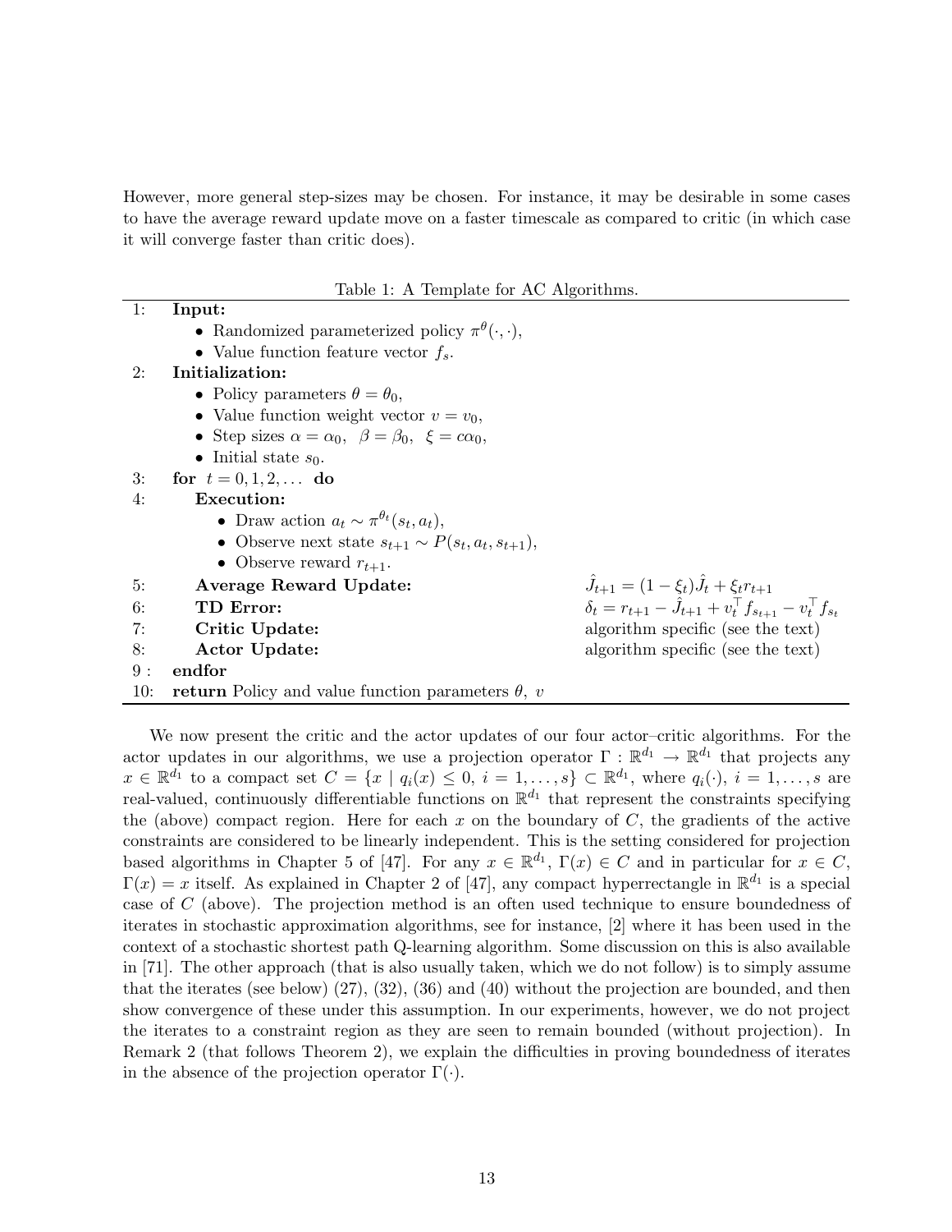However, more general step-sizes may be chosen. For instance, it may be desirable in some cases to have the average reward update move on a faster timescale as compared to critic (in which case it will converge faster than critic does).

Table 1: A Template for AC Algorithms.

| | | |
|---|---|---|
| 1: | **Input:** | |
| | • Randomized parameterized policy $\pi^{\theta}(\cdot,\cdot)$, | |
| | • Value function feature vector $f_s$. | |
| 2: | **Initialization:** | |
| | • Policy parameters $\theta = \theta_0$, | |
| | • Value function weight vector $v = v_0$, | |
| | • Step sizes $\alpha = \alpha_0,\ \ \beta = \beta_0,\ \ \xi = c\alpha_0$, | |
| | • Initial state $s_0$. | |
| 3: | **for** $t = 0, 1, 2, \ldots$ **do** | |
| 4: | **Execution:** | |
| | • Draw action $a_t \sim \pi^{\theta_t}(s_t, a_t)$, | |
| | • Observe next state $s_{t+1} \sim P(s_t, a_t, s_{t+1})$, | |
| | • Observe reward $r_{t+1}$. | |
| 5: | **Average Reward Update:** | $\hat{J}_{t+1} = (1-\xi_t)\hat{J}_t + \xi_t r_{t+1}$ |
| 6: | **TD Error:** | $\delta_t = r_{t+1} - \hat{J}_{t+1} + v_t^{\top} f_{s_{t+1}} - v_t^{\top} f_{s_t}$ |
| 7: | **Critic Update:** | algorithm specific (see the text) |
| 8: | **Actor Update:** | algorithm specific (see the text) |
| 9 : | **endfor** | |
| 10: | **return** Policy and value function parameters $\theta,\ v$ | |

We now present the critic and the actor updates of our four actor–critic algorithms. For the actor updates in our algorithms, we use a projection operator $\Gamma : \mathbb{R}^{d_1} \rightarrow \mathbb{R}^{d_1}$ that projects any $x \in \mathbb{R}^{d_1}$ to a compact set $C = \{x \mid q_i(x) \leq 0,\ i = 1, \ldots, s\} \subset \mathbb{R}^{d_1}$, where $q_i(\cdot)$, $i = 1, \ldots, s$ are real-valued, continuously differentiable functions on $\mathbb{R}^{d_1}$ that represent the constraints specifying the (above) compact region. Here for each $x$ on the boundary of $C$, the gradients of the active constraints are considered to be linearly independent. This is the setting considered for projection based algorithms in Chapter 5 of [47]. For any $x \in \mathbb{R}^{d_1}$, $\Gamma(x) \in C$ and in particular for $x \in C$, $\Gamma(x) = x$ itself. As explained in Chapter 2 of [47], any compact hyperrectangle in $\mathbb{R}^{d_1}$ is a special case of $C$ (above). The projection method is an often used technique to ensure boundedness of iterates in stochastic approximation algorithms, see for instance, [2] where it has been used in the context of a stochastic shortest path Q-learning algorithm. Some discussion on this is also available in [71]. The other approach (that is also usually taken, which we do not follow) is to simply assume that the iterates (see below) (27), (32), (36) and (40) without the projection are bounded, and then show convergence of these under this assumption. In our experiments, however, we do not project the iterates to a constraint region as they are seen to remain bounded (without projection). In Remark 2 (that follows Theorem 2), we explain the difficulties in proving boundedness of iterates in the absence of the projection operator $\Gamma(\cdot)$.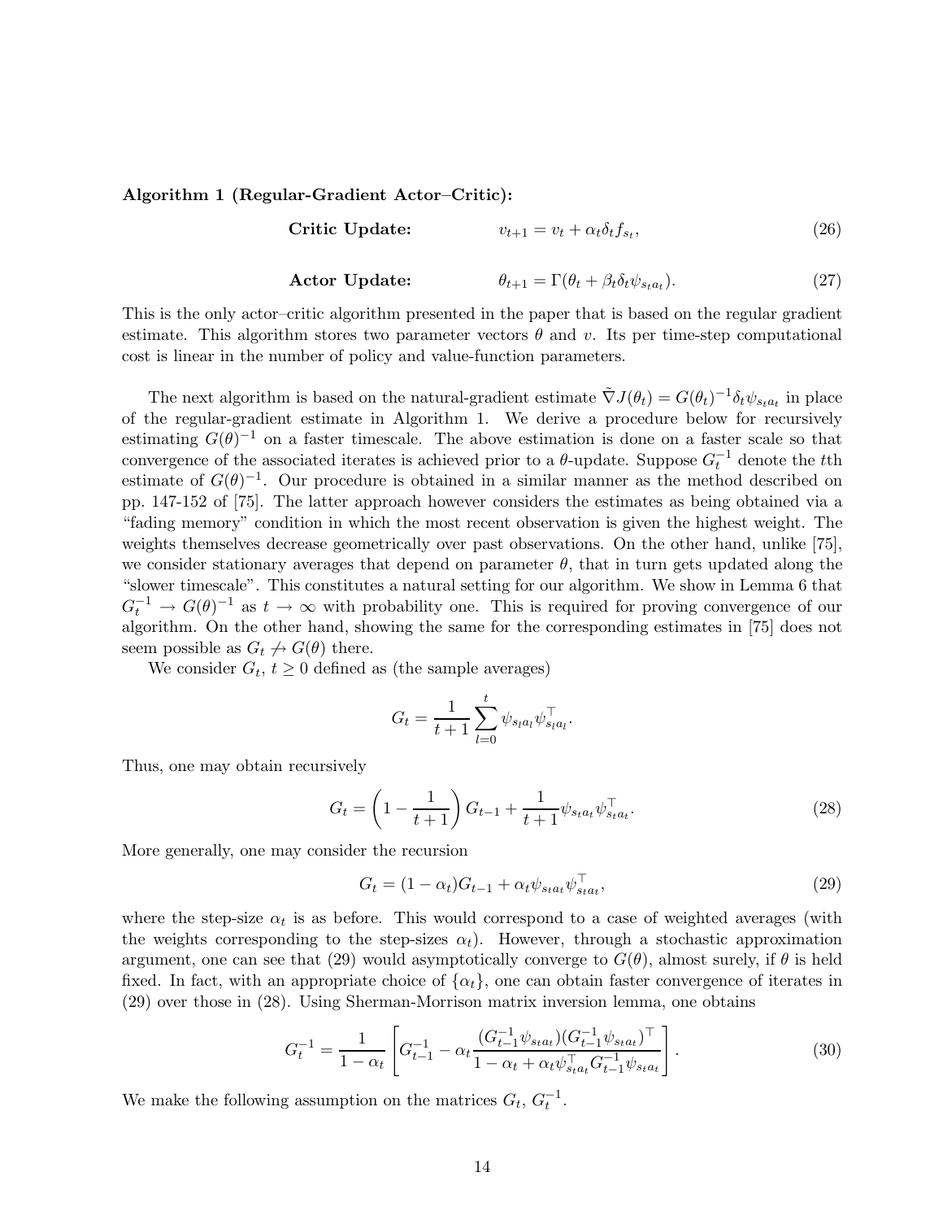**Algorithm 1 (Regular-Gradient Actor–Critic):**

$$\textbf{Critic Update:} \qquad v_{t+1} = v_t + \alpha_t \delta_t f_{s_t}, \tag{26}$$

$$\textbf{Actor Update:} \qquad \theta_{t+1} = \Gamma(\theta_t + \beta_t \delta_t \psi_{s_t a_t}). \tag{27}$$

This is the only actor–critic algorithm presented in the paper that is based on the regular gradient estimate. This algorithm stores two parameter vectors $\theta$ and $v$. Its per time-step computational cost is linear in the number of policy and value-function parameters.

The next algorithm is based on the natural-gradient estimate $\tilde{\nabla} J(\theta_t) = G(\theta_t)^{-1}\delta_t \psi_{s_t a_t}$ in place of the regular-gradient estimate in Algorithm 1. We derive a procedure below for recursively estimating $G(\theta)^{-1}$ on a faster timescale. The above estimation is done on a faster scale so that convergence of the associated iterates is achieved prior to a $\theta$-update. Suppose $G_t^{-1}$ denote the $t$th estimate of $G(\theta)^{-1}$. Our procedure is obtained in a similar manner as the method described on pp. 147-152 of [75]. The latter approach however considers the estimates as being obtained via a "fading memory" condition in which the most recent observation is given the highest weight. The weights themselves decrease geometrically over past observations. On the other hand, unlike [75], we consider stationary averages that depend on parameter $\theta$, that in turn gets updated along the "slower timescale". This constitutes a natural setting for our algorithm. We show in Lemma 6 that $G_t^{-1} \to G(\theta)^{-1}$ as $t \to \infty$ with probability one. This is required for proving convergence of our algorithm. On the other hand, showing the same for the corresponding estimates in [75] does not seem possible as $G_t \not\to G(\theta)$ there.

We consider $G_t$, $t \geq 0$ defined as (the sample averages)

$$G_t = \frac{1}{t+1} \sum_{l=0}^{t} \psi_{s_l a_l} \psi_{s_l a_l}^\top.$$

Thus, one may obtain recursively

$$G_t = \left(1 - \frac{1}{t+1}\right) G_{t-1} + \frac{1}{t+1} \psi_{s_t a_t} \psi_{s_t a_t}^\top. \tag{28}$$

More generally, one may consider the recursion

$$G_t = (1 - \alpha_t) G_{t-1} + \alpha_t \psi_{s_t a_t} \psi_{s_t a_t}^\top, \tag{29}$$

where the step-size $\alpha_t$ is as before. This would correspond to a case of weighted averages (with the weights corresponding to the step-sizes $\alpha_t$). However, through a stochastic approximation argument, one can see that (29) would asymptotically converge to $G(\theta)$, almost surely, if $\theta$ is held fixed. In fact, with an appropriate choice of $\{\alpha_t\}$, one can obtain faster convergence of iterates in (29) over those in (28). Using Sherman-Morrison matrix inversion lemma, one obtains

$$G_t^{-1} = \frac{1}{1 - \alpha_t} \left[ G_{t-1}^{-1} - \alpha_t \frac{(G_{t-1}^{-1} \psi_{s_t a_t})(G_{t-1}^{-1} \psi_{s_t a_t})^\top}{1 - \alpha_t + \alpha_t \psi_{s_t a_t}^\top G_{t-1}^{-1} \psi_{s_t a_t}} \right]. \tag{30}$$

We make the following assumption on the matrices $G_t$, $G_t^{-1}$.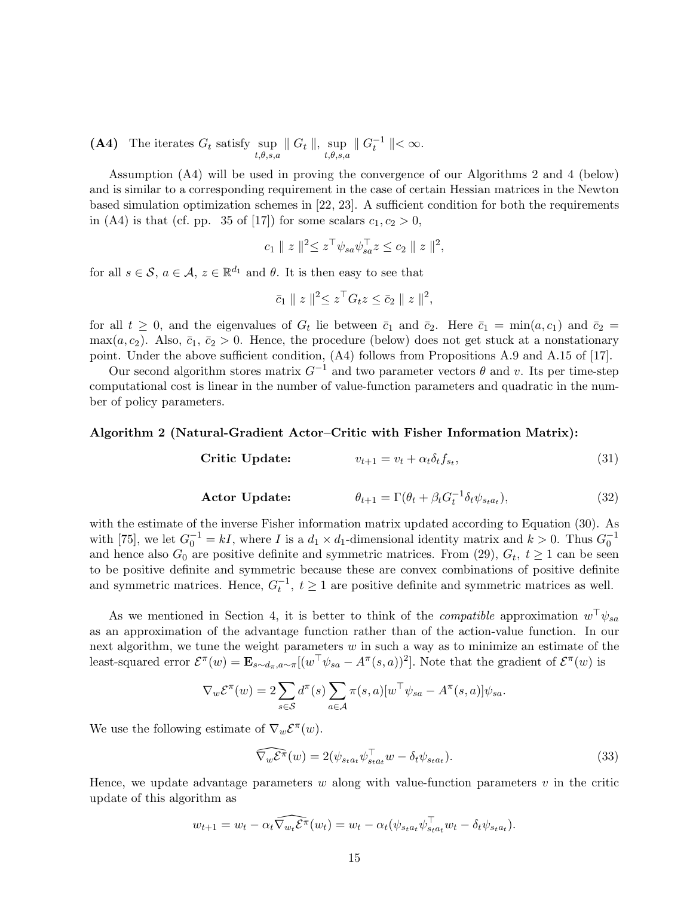**(A4)** The iterates $G_t$ satisfy $\sup_{t,\theta,s,a} \parallel G_t \parallel, \sup_{t,\theta,s,a} \parallel G_t^{-1} \parallel < \infty$.

Assumption (A4) will be used in proving the convergence of our Algorithms 2 and 4 (below) and is similar to a corresponding requirement in the case of certain Hessian matrices in the Newton based simulation optimization schemes in [22, 23]. A sufficient condition for both the requirements in (A4) is that (cf. pp. 35 of [17]) for some scalars $c_1, c_2 > 0$,

$$c_1 \parallel z \parallel^2 \leq z^\top \psi_{sa} \psi_{sa}^\top z \leq c_2 \parallel z \parallel^2,$$

for all $s \in \mathcal{S}$, $a \in \mathcal{A}$, $z \in \mathbb{R}^{d_1}$ and $\theta$. It is then easy to see that

$$\bar{c}_1 \parallel z \parallel^2 \leq z^\top G_t z \leq \bar{c}_2 \parallel z \parallel^2,$$

for all $t \geq 0$, and the eigenvalues of $G_t$ lie between $\bar{c}_1$ and $\bar{c}_2$. Here $\bar{c}_1 = \min(a, c_1)$ and $\bar{c}_2 = \max(a, c_2)$. Also, $\bar{c}_1$, $\bar{c}_2 > 0$. Hence, the procedure (below) does not get stuck at a nonstationary point. Under the above sufficient condition, (A4) follows from Propositions A.9 and A.15 of [17].

Our second algorithm stores matrix $G^{-1}$ and two parameter vectors $\theta$ and $v$. Its per time-step computational cost is linear in the number of value-function parameters and quadratic in the number of policy parameters.

**Algorithm 2 (Natural-Gradient Actor–Critic with Fisher Information Matrix):**

$$\textbf{Critic Update:} \qquad v_{t+1} = v_t + \alpha_t \delta_t f_{s_t}, \tag{31}$$

$$\textbf{Actor Update:} \qquad \theta_{t+1} = \Gamma(\theta_t + \beta_t G_t^{-1} \delta_t \psi_{s_t a_t}), \tag{32}$$

with the estimate of the inverse Fisher information matrix updated according to Equation (30). As with [75], we let $G_0^{-1} = kI$, where $I$ is a $d_1 \times d_1$-dimensional identity matrix and $k > 0$. Thus $G_0^{-1}$ and hence also $G_0$ are positive definite and symmetric matrices. From (29), $G_t$, $t \geq 1$ can be seen to be positive definite and symmetric because these are convex combinations of positive definite and symmetric matrices. Hence, $G_t^{-1}$, $t \geq 1$ are positive definite and symmetric matrices as well.

As we mentioned in Section 4, it is better to think of the *compatible* approximation $w^\top \psi_{sa}$ as an approximation of the advantage function rather than of the action-value function. In our next algorithm, we tune the weight parameters $w$ in such a way as to minimize an estimate of the least-squared error $\mathcal{E}^\pi(w) = \mathbf{E}_{s \sim d_\pi, a \sim \pi}[(w^\top \psi_{sa} - A^\pi(s,a))^2]$. Note that the gradient of $\mathcal{E}^\pi(w)$ is

$$\nabla_w \mathcal{E}^\pi(w) = 2 \sum_{s \in \mathcal{S}} d^\pi(s) \sum_{a \in \mathcal{A}} \pi(s,a)[w^\top \psi_{sa} - A^\pi(s,a)]\psi_{sa}.$$

We use the following estimate of $\nabla_w \mathcal{E}^\pi(w)$.

$$\widehat{\nabla_w \mathcal{E}^\pi}(w) = 2(\psi_{s_t a_t} \psi_{s_t a_t}^\top w - \delta_t \psi_{s_t a_t}). \tag{33}$$

Hence, we update advantage parameters $w$ along with value-function parameters $v$ in the critic update of this algorithm as

$$w_{t+1} = w_t - \alpha_t \widehat{\nabla_{w_t} \mathcal{E}^\pi}(w_t) = w_t - \alpha_t(\psi_{s_t a_t} \psi_{s_t a_t}^\top w_t - \delta_t \psi_{s_t a_t}).$$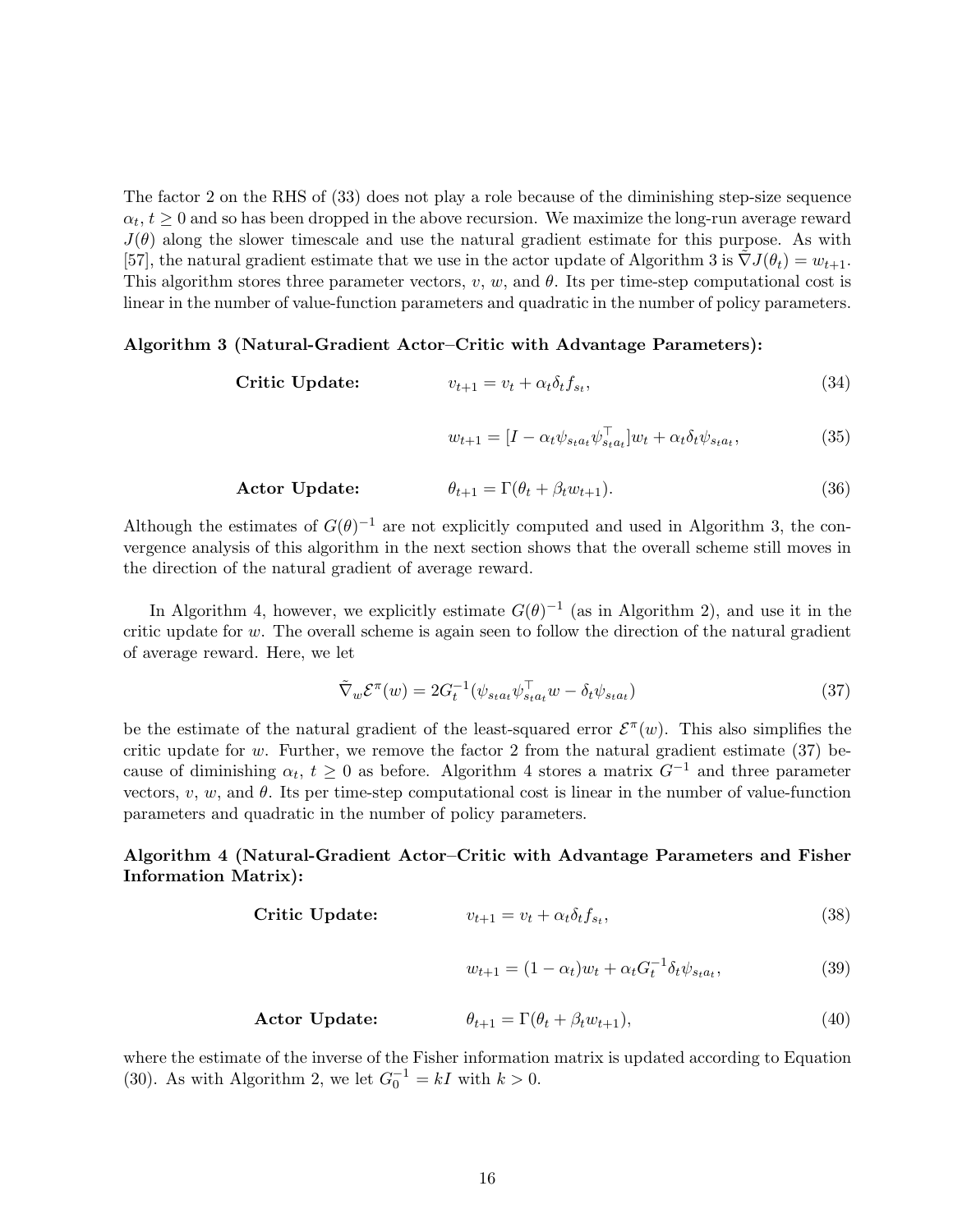The factor 2 on the RHS of (33) does not play a role because of the diminishing step-size sequence $\alpha_t$, $t \geq 0$ and so has been dropped in the above recursion. We maximize the long-run average reward $J(\theta)$ along the slower timescale and use the natural gradient estimate for this purpose. As with [57], the natural gradient estimate that we use in the actor update of Algorithm 3 is $\tilde{\nabla} J(\theta_t) = w_{t+1}$. This algorithm stores three parameter vectors, $v$, $w$, and $\theta$. Its per time-step computational cost is linear in the number of value-function parameters and quadratic in the number of policy parameters.

**Algorithm 3 (Natural-Gradient Actor–Critic with Advantage Parameters):**

**Critic Update:**

$$v_{t+1} = v_t + \alpha_t \delta_t f_{s_t}, \tag{34}$$

$$w_{t+1} = [I - \alpha_t \psi_{s_t a_t} \psi_{s_t a_t}^\top] w_t + \alpha_t \delta_t \psi_{s_t a_t}, \tag{35}$$

**Actor Update:**

$$\theta_{t+1} = \Gamma(\theta_t + \beta_t w_{t+1}). \tag{36}$$

Although the estimates of $G(\theta)^{-1}$ are not explicitly computed and used in Algorithm 3, the convergence analysis of this algorithm in the next section shows that the overall scheme still moves in the direction of the natural gradient of average reward.

In Algorithm 4, however, we explicitly estimate $G(\theta)^{-1}$ (as in Algorithm 2), and use it in the critic update for $w$. The overall scheme is again seen to follow the direction of the natural gradient of average reward. Here, we let

$$\tilde{\nabla}_w \mathcal{E}^\pi(w) = 2G_t^{-1}(\psi_{s_t a_t} \psi_{s_t a_t}^\top w - \delta_t \psi_{s_t a_t}) \tag{37}$$

be the estimate of the natural gradient of the least-squared error $\mathcal{E}^\pi(w)$. This also simplifies the critic update for $w$. Further, we remove the factor 2 from the natural gradient estimate (37) because of diminishing $\alpha_t$, $t \geq 0$ as before. Algorithm 4 stores a matrix $G^{-1}$ and three parameter vectors, $v$, $w$, and $\theta$. Its per time-step computational cost is linear in the number of value-function parameters and quadratic in the number of policy parameters.

**Algorithm 4 (Natural-Gradient Actor–Critic with Advantage Parameters and Fisher Information Matrix):**

**Critic Update:**

$$v_{t+1} = v_t + \alpha_t \delta_t f_{s_t}, \tag{38}$$

$$w_{t+1} = (1 - \alpha_t) w_t + \alpha_t G_t^{-1} \delta_t \psi_{s_t a_t}, \tag{39}$$

**Actor Update:**

$$\theta_{t+1} = \Gamma(\theta_t + \beta_t w_{t+1}), \tag{40}$$

where the estimate of the inverse of the Fisher information matrix is updated according to Equation (30). As with Algorithm 2, we let $G_0^{-1} = kI$ with $k > 0$.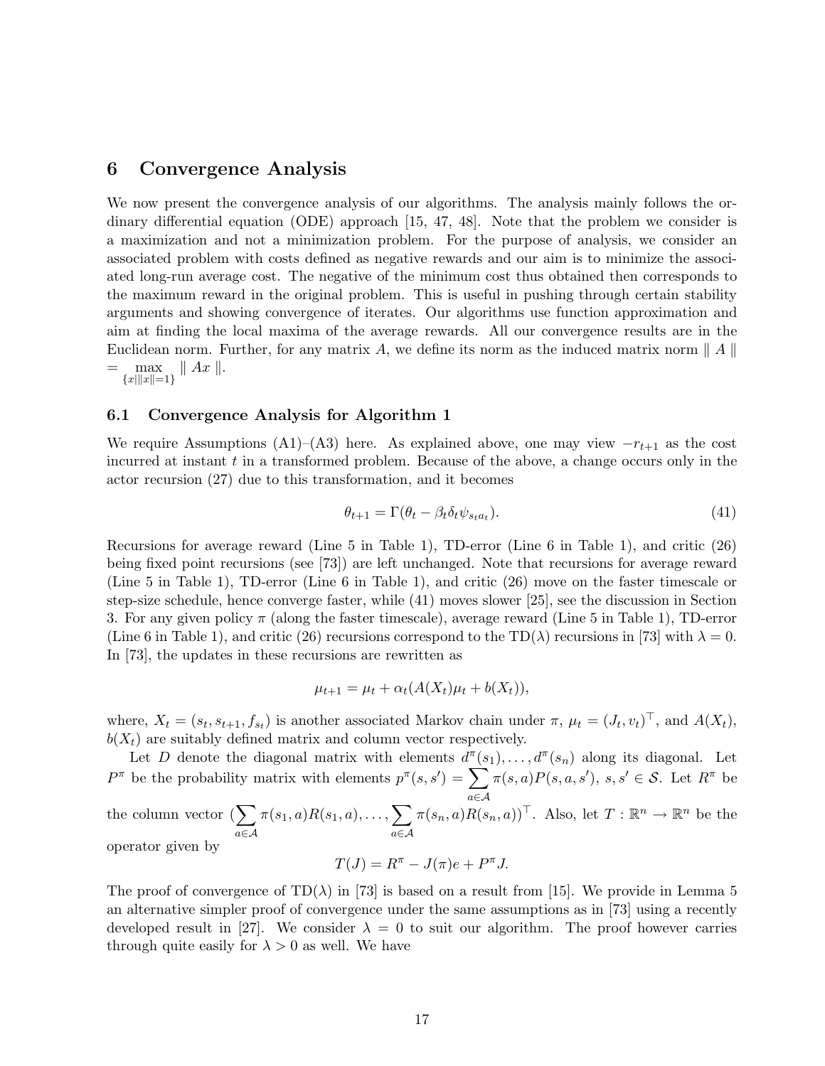## 6 Convergence Analysis

We now present the convergence analysis of our algorithms. The analysis mainly follows the ordinary differential equation (ODE) approach [15, 47, 48]. Note that the problem we consider is a maximization and not a minimization problem. For the purpose of analysis, we consider an associated problem with costs defined as negative rewards and our aim is to minimize the associated long-run average cost. The negative of the minimum cost thus obtained then corresponds to the maximum reward in the original problem. This is useful in pushing through certain stability arguments and showing convergence of iterates. Our algorithms use function approximation and aim at finding the local maxima of the average rewards. All our convergence results are in the Euclidean norm. Further, for any matrix $A$, we define its norm as the induced matrix norm $\| A \| = \max_{\{x \mid \|x\|=1\}} \| Ax \|$.

### 6.1 Convergence Analysis for Algorithm 1

We require Assumptions (A1)–(A3) here. As explained above, one may view $-r_{t+1}$ as the cost incurred at instant $t$ in a transformed problem. Because of the above, a change occurs only in the actor recursion (27) due to this transformation, and it becomes

$$\theta_{t+1} = \Gamma(\theta_t - \beta_t \delta_t \psi_{s_t a_t}). \tag{41}$$

Recursions for average reward (Line 5 in Table 1), TD-error (Line 6 in Table 1), and critic (26) being fixed point recursions (see [73]) are left unchanged. Note that recursions for average reward (Line 5 in Table 1), TD-error (Line 6 in Table 1), and critic (26) move on the faster timescale or step-size schedule, hence converge faster, while (41) moves slower [25], see the discussion in Section 3. For any given policy $\pi$ (along the faster timescale), average reward (Line 5 in Table 1), TD-error (Line 6 in Table 1), and critic (26) recursions correspond to the TD($\lambda$) recursions in [73] with $\lambda = 0$. In [73], the updates in these recursions are rewritten as

$$\mu_{t+1} = \mu_t + \alpha_t(A(X_t)\mu_t + b(X_t)),$$

where, $X_t = (s_t, s_{t+1}, f_{s_t})$ is another associated Markov chain under $\pi$, $\mu_t = (J_t, v_t)^\top$, and $A(X_t)$, $b(X_t)$ are suitably defined matrix and column vector respectively.

Let $D$ denote the diagonal matrix with elements $d^\pi(s_1), \ldots, d^\pi(s_n)$ along its diagonal. Let $P^\pi$ be the probability matrix with elements $p^\pi(s, s') = \sum_{a \in \mathcal{A}} \pi(s,a)P(s,a,s')$, $s, s' \in \mathcal{S}$. Let $R^\pi$ be the column vector $(\sum_{a \in \mathcal{A}} \pi(s_1, a)R(s_1, a), \ldots, \sum_{a \in \mathcal{A}} \pi(s_n, a)R(s_n, a))^\top$. Also, let $T : \mathbb{R}^n \to \mathbb{R}^n$ be the operator given by

$$T(J) = R^\pi - J(\pi)e + P^\pi J.$$

The proof of convergence of TD($\lambda$) in [73] is based on a result from [15]. We provide in Lemma 5 an alternative simpler proof of convergence under the same assumptions as in [73] using a recently developed result in [27]. We consider $\lambda = 0$ to suit our algorithm. The proof however carries through quite easily for $\lambda > 0$ as well. We have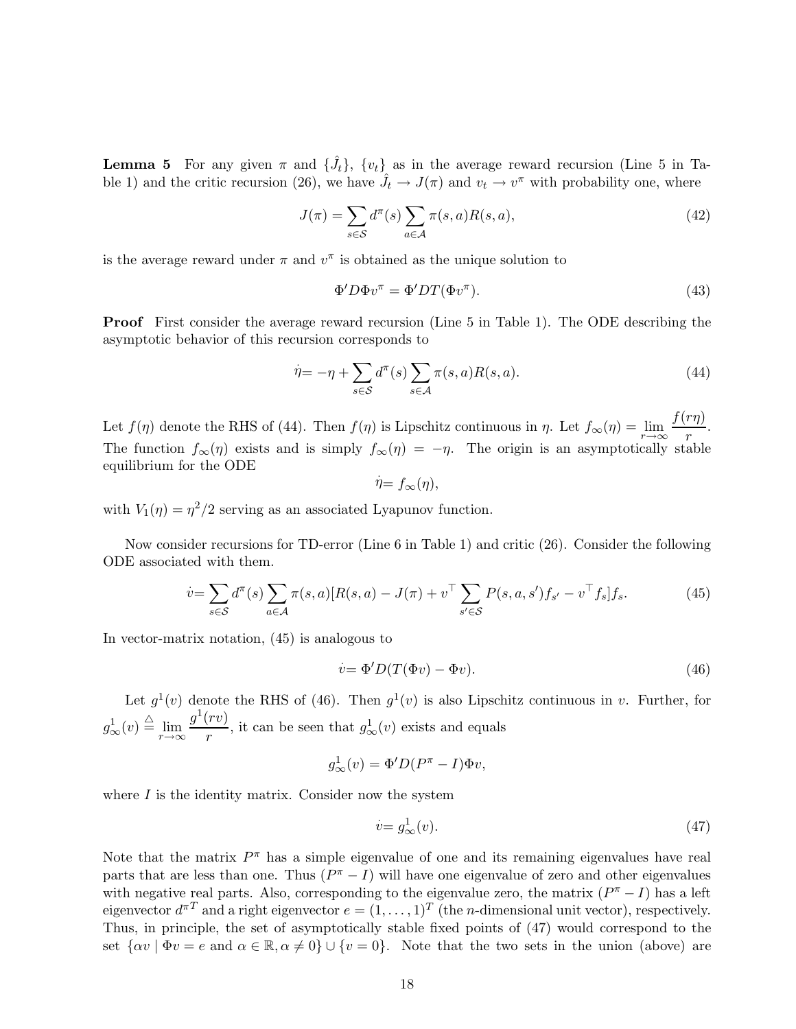**Lemma 5** For any given $\pi$ and $\{\hat{J}_t\}$, $\{v_t\}$ as in the average reward recursion (Line 5 in Table 1) and the critic recursion (26), we have $\hat{J}_t \to J(\pi)$ and $v_t \to v^\pi$ with probability one, where

$$J(\pi) = \sum_{s \in \mathcal{S}} d^\pi(s) \sum_{a \in \mathcal{A}} \pi(s,a) R(s,a), \tag{42}$$

is the average reward under $\pi$ and $v^\pi$ is obtained as the unique solution to

$$\Phi' D \Phi v^\pi = \Phi' D T(\Phi v^\pi). \tag{43}$$

**Proof** First consider the average reward recursion (Line 5 in Table 1). The ODE describing the asymptotic behavior of this recursion corresponds to

$$\dot{\eta} = -\eta + \sum_{s \in \mathcal{S}} d^\pi(s) \sum_{s \in \mathcal{A}} \pi(s,a) R(s,a). \tag{44}$$

Let $f(\eta)$ denote the RHS of (44). Then $f(\eta)$ is Lipschitz continuous in $\eta$. Let $f_\infty(\eta) = \lim_{r \to \infty} \frac{f(r\eta)}{r}$. The function $f_\infty(\eta)$ exists and is simply $f_\infty(\eta) = -\eta$. The origin is an asymptotically stable equilibrium for the ODE

$$\dot{\eta} = f_\infty(\eta),$$

with $V_1(\eta) = \eta^2/2$ serving as an associated Lyapunov function.

Now consider recursions for TD-error (Line 6 in Table 1) and critic (26). Consider the following ODE associated with them.

$$\dot{v} = \sum_{s \in \mathcal{S}} d^\pi(s) \sum_{a \in \mathcal{A}} \pi(s,a) [R(s,a) - J(\pi) + v^\top \sum_{s' \in \mathcal{S}} P(s,a,s') f_{s'} - v^\top f_s] f_s. \tag{45}$$

In vector-matrix notation, (45) is analogous to

$$\dot{v} = \Phi' D (T(\Phi v) - \Phi v). \tag{46}$$

Let $g^1(v)$ denote the RHS of (46). Then $g^1(v)$ is also Lipschitz continuous in $v$. Further, for $g^1_\infty(v) \stackrel{\triangle}{=} \lim_{r \to \infty} \frac{g^1(rv)}{r}$, it can be seen that $g^1_\infty(v)$ exists and equals

$$g^1_\infty(v) = \Phi' D (P^\pi - I) \Phi v,$$

where $I$ is the identity matrix. Consider now the system

$$\dot{v} = g^1_\infty(v). \tag{47}$$

Note that the matrix $P^\pi$ has a simple eigenvalue of one and its remaining eigenvalues have real parts that are less than one. Thus $(P^\pi - I)$ will have one eigenvalue of zero and other eigenvalues with negative real parts. Also, corresponding to the eigenvalue zero, the matrix $(P^\pi - I)$ has a left eigenvector $d^{\pi T}$ and a right eigenvector $e = (1, \ldots, 1)^T$ (the $n$-dimensional unit vector), respectively. Thus, in principle, the set of asymptotically stable fixed points of (47) would correspond to the set $\{\alpha v \mid \Phi v = e \text{ and } \alpha \in \mathbb{R}, \alpha \neq 0\} \cup \{v = 0\}$. Note that the two sets in the union (above) are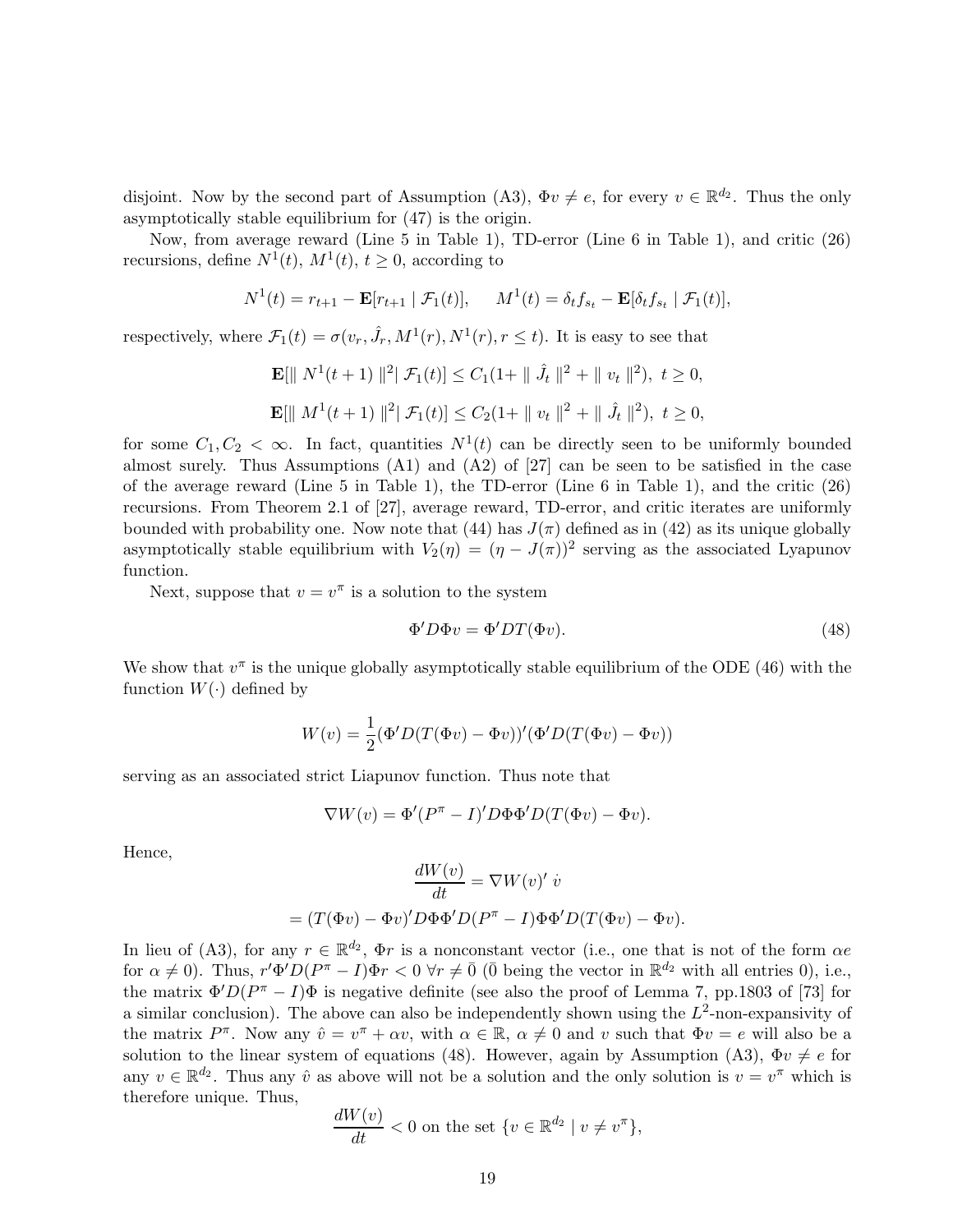disjoint. Now by the second part of Assumption (A3), $\Phi v \neq e$, for every $v \in \mathbb{R}^{d_2}$. Thus the only asymptotically stable equilibrium for (47) is the origin.

Now, from average reward (Line 5 in Table 1), TD-error (Line 6 in Table 1), and critic (26) recursions, define $N^1(t)$, $M^1(t)$, $t \geq 0$, according to

$$N^1(t) = r_{t+1} - \mathbf{E}[r_{t+1} \mid \mathcal{F}_1(t)], \qquad M^1(t) = \delta_t f_{s_t} - \mathbf{E}[\delta_t f_{s_t} \mid \mathcal{F}_1(t)],$$

respectively, where $\mathcal{F}_1(t) = \sigma(v_r, \hat{J}_r, M^1(r), N^1(r), r \leq t)$. It is easy to see that

$$\mathbf{E}[\| N^1(t+1) \|^2 | \mathcal{F}_1(t)] \leq C_1(1 + \| \hat{J}_t \|^2 + \| v_t \|^2), \ t \geq 0,$$

$$\mathbf{E}[\| M^1(t+1) \|^2 | \mathcal{F}_1(t)] \leq C_2(1 + \| v_t \|^2 + \| \hat{J}_t \|^2), \ t \geq 0,$$

for some $C_1, C_2 < \infty$. In fact, quantities $N^1(t)$ can be directly seen to be uniformly bounded almost surely. Thus Assumptions (A1) and (A2) of [27] can be seen to be satisfied in the case of the average reward (Line 5 in Table 1), the TD-error (Line 6 in Table 1), and the critic (26) recursions. From Theorem 2.1 of [27], average reward, TD-error, and critic iterates are uniformly bounded with probability one. Now note that (44) has $J(\pi)$ defined as in (42) as its unique globally asymptotically stable equilibrium with $V_2(\eta) = (\eta - J(\pi))^2$ serving as the associated Lyapunov function.

Next, suppose that $v = v^\pi$ is a solution to the system

$$\Phi' D \Phi v = \Phi' D T(\Phi v). \tag{48}$$

We show that $v^\pi$ is the unique globally asymptotically stable equilibrium of the ODE (46) with the function $W(\cdot)$ defined by

$$W(v) = \frac{1}{2}(\Phi' D(T(\Phi v) - \Phi v))'(\Phi' D(T(\Phi v) - \Phi v))$$

serving as an associated strict Liapunov function. Thus note that

$$\nabla W(v) = \Phi'(P^\pi - I)' D \Phi \Phi' D(T(\Phi v) - \Phi v).$$

Hence,

$$\frac{dW(v)}{dt} = \nabla W(v)' \ \dot{v}$$
$$= (T(\Phi v) - \Phi v)' D \Phi \Phi' D(P^\pi - I)\Phi \Phi' D(T(\Phi v) - \Phi v).$$

In lieu of (A3), for any $r \in \mathbb{R}^{d_2}$, $\Phi r$ is a nonconstant vector (i.e., one that is not of the form $\alpha e$ for $\alpha \neq 0$). Thus, $r'\Phi' D(P^\pi - I)\Phi r < 0 \ \forall r \neq \bar{0}$ ($\bar{0}$ being the vector in $\mathbb{R}^{d_2}$ with all entries 0), i.e., the matrix $\Phi' D(P^\pi - I)\Phi$ is negative definite (see also the proof of Lemma 7, pp.1803 of [73] for a similar conclusion). The above can also be independently shown using the $L^2$-non-expansivity of the matrix $P^\pi$. Now any $\hat{v} = v^\pi + \alpha v$, with $\alpha \in \mathbb{R}$, $\alpha \neq 0$ and $v$ such that $\Phi v = e$ will also be a solution to the linear system of equations (48). However, again by Assumption (A3), $\Phi v \neq e$ for any $v \in \mathbb{R}^{d_2}$. Thus any $\hat{v}$ as above will not be a solution and the only solution is $v = v^\pi$ which is therefore unique. Thus,

$$\frac{dW(v)}{dt} < 0 \text{ on the set } \{v \in \mathbb{R}^{d_2} \mid v \neq v^\pi\},$$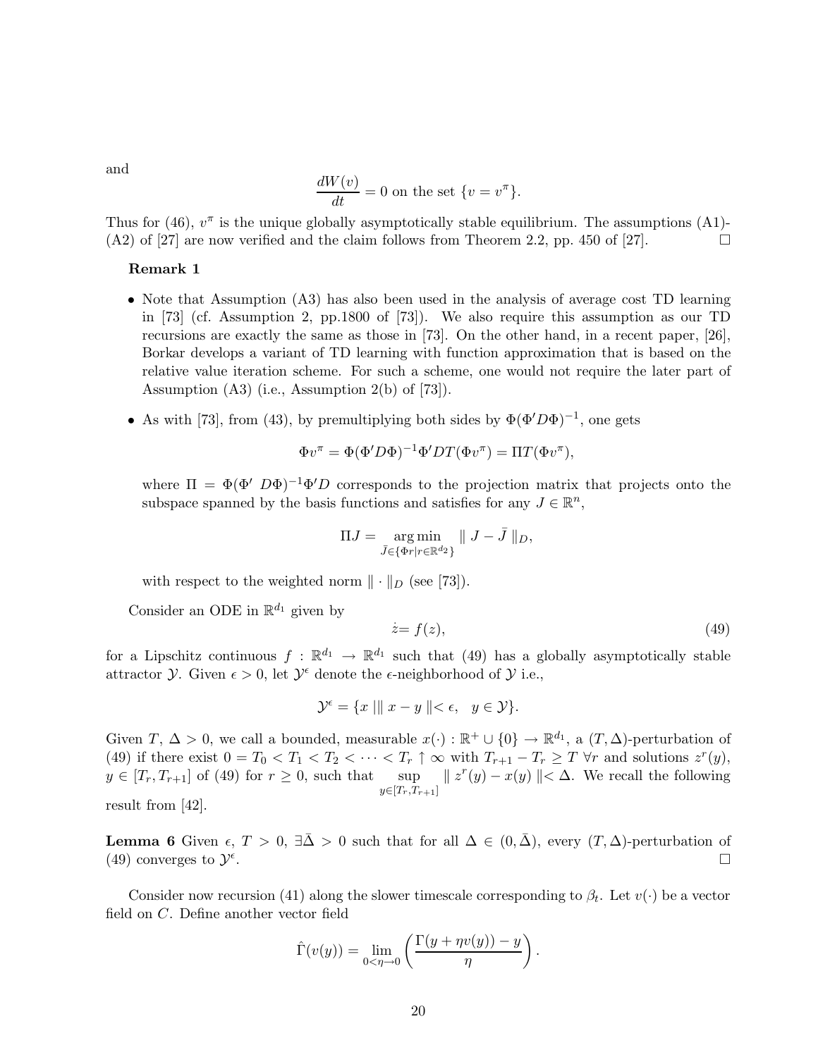and

$$\frac{dW(v)}{dt} = 0 \text{ on the set } \{v = v^{\pi}\}.$$

Thus for (46), $v^{\pi}$ is the unique globally asymptotically stable equilibrium. The assumptions (A1)-(A2) of [27] are now verified and the claim follows from Theorem 2.2, pp. 450 of [27]. □

**Remark 1**

- Note that Assumption (A3) has also been used in the analysis of average cost TD learning in [73] (cf. Assumption 2, pp.1800 of [73]). We also require this assumption as our TD recursions are exactly the same as those in [73]. On the other hand, in a recent paper, [26], Borkar develops a variant of TD learning with function approximation that is based on the relative value iteration scheme. For such a scheme, one would not require the later part of Assumption (A3) (i.e., Assumption 2(b) of [73]).

- As with [73], from (43), by premultiplying both sides by $\Phi(\Phi' D\Phi)^{-1}$, one gets

$$\Phi v^{\pi} = \Phi(\Phi' D\Phi)^{-1}\Phi' DT(\Phi v^{\pi}) = \Pi T(\Phi v^{\pi}),$$

where $\Pi = \Phi(\Phi' \ D\Phi)^{-1}\Phi' D$ corresponds to the projection matrix that projects onto the subspace spanned by the basis functions and satisfies for any $J \in \mathbb{R}^n$,

$$\Pi J = \underset{\bar{J} \in \{\Phi r | r \in \mathbb{R}^{d_2}\}}{\arg\min} \parallel J - \bar{J} \parallel_D,$$

with respect to the weighted norm $\parallel \cdot \parallel_D$ (see [73]).

Consider an ODE in $\mathbb{R}^{d_1}$ given by

$$\dot{z} = f(z), \tag{49}$$

for a Lipschitz continuous $f : \mathbb{R}^{d_1} \rightarrow \mathbb{R}^{d_1}$ such that (49) has a globally asymptotically stable attractor $\mathcal{Y}$. Given $\epsilon > 0$, let $\mathcal{Y}^{\epsilon}$ denote the $\epsilon$-neighborhood of $\mathcal{Y}$ i.e.,

$$\mathcal{Y}^{\epsilon} = \{x \mid \parallel x - y \parallel < \epsilon, \quad y \in \mathcal{Y}\}.$$

Given $T, \Delta > 0$, we call a bounded, measurable $x(\cdot) : \mathbb{R}^+ \cup \{0\} \rightarrow \mathbb{R}^{d_1}$, a $(T, \Delta)$-perturbation of (49) if there exist $0 = T_0 < T_1 < T_2 < \cdots < T_r \uparrow \infty$ with $T_{r+1} - T_r \geq T \ \forall r$ and solutions $z^r(y)$, $y \in [T_r, T_{r+1}]$ of (49) for $r \geq 0$, such that $\sup_{y \in [T_r, T_{r+1}]} \parallel z^r(y) - x(y) \parallel < \Delta$. We recall the following result from [42].

**Lemma 6** Given $\epsilon$, $T > 0$, $\exists \bar{\Delta} > 0$ such that for all $\Delta \in (0, \bar{\Delta})$, every $(T, \Delta)$-perturbation of (49) converges to $\mathcal{Y}^{\epsilon}$. □

Consider now recursion (41) along the slower timescale corresponding to $\beta_t$. Let $v(\cdot)$ be a vector field on $C$. Define another vector field

$$\hat{\Gamma}(v(y)) = \lim_{0 < \eta \rightarrow 0} \left( \frac{\Gamma(y + \eta v(y)) - y}{\eta} \right).$$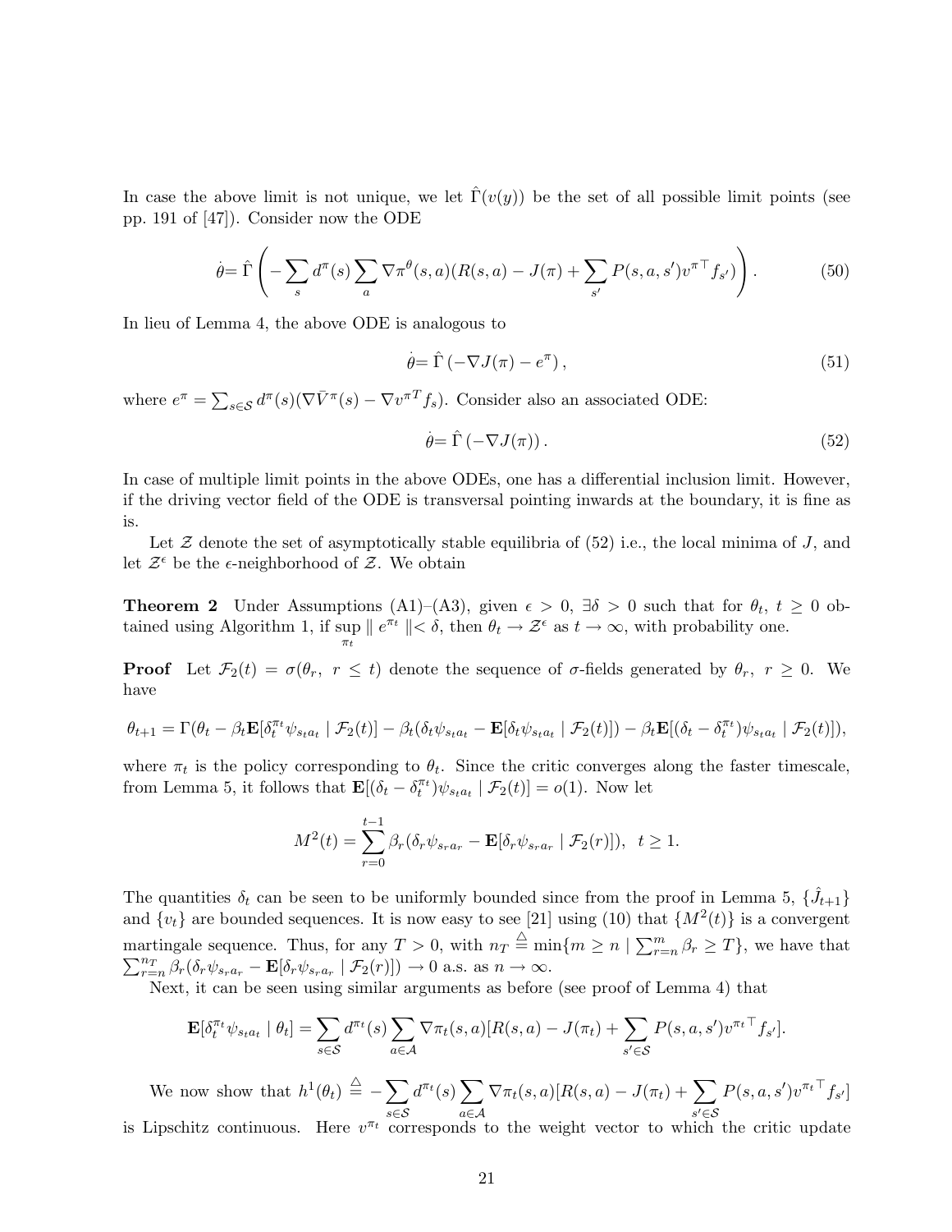In case the above limit is not unique, we let $\hat{\Gamma}(v(y))$ be the set of all possible limit points (see pp. 191 of [47]). Consider now the ODE

$$\dot{\theta} = \hat{\Gamma}\left(-\sum_s d^\pi(s) \sum_a \nabla \pi^\theta(s,a)(R(s,a) - J(\pi) + \sum_{s'} P(s,a,s') {v^\pi}^\top f_{s'})\right). \tag{50}$$

In lieu of Lemma 4, the above ODE is analogous to

$$\dot{\theta} = \hat{\Gamma}\left(-\nabla J(\pi) - e^\pi\right), \tag{51}$$

where $e^\pi = \sum_{s \in \mathcal{S}} d^\pi(s)(\nabla \bar{V}^\pi(s) - \nabla {v^\pi}^T f_s)$. Consider also an associated ODE:

$$\dot{\theta} = \hat{\Gamma}\left(-\nabla J(\pi)\right). \tag{52}$$

In case of multiple limit points in the above ODEs, one has a differential inclusion limit. However, if the driving vector field of the ODE is transversal pointing inwards at the boundary, it is fine as is.

Let $\mathcal{Z}$ denote the set of asymptotically stable equilibria of (52) i.e., the local minima of $J$, and let $\mathcal{Z}^\epsilon$ be the $\epsilon$-neighborhood of $\mathcal{Z}$. We obtain

**Theorem 2** Under Assumptions (A1)–(A3), given $\epsilon > 0$, $\exists \delta > 0$ such that for $\theta_t$, $t \geq 0$ obtained using Algorithm 1, if $\sup_{\pi_t} \parallel e^{\pi_t} \parallel < \delta$, then $\theta_t \to \mathcal{Z}^\epsilon$ as $t \to \infty$, with probability one.

**Proof** Let $\mathcal{F}_2(t) = \sigma(\theta_r,\ r \leq t)$ denote the sequence of $\sigma$-fields generated by $\theta_r$, $r \geq 0$. We have

$$\theta_{t+1} = \Gamma(\theta_t - \beta_t \mathbf{E}[\delta_t^{\pi_t} \psi_{s_t a_t} \mid \mathcal{F}_2(t)] - \beta_t(\delta_t \psi_{s_t a_t} - \mathbf{E}[\delta_t \psi_{s_t a_t} \mid \mathcal{F}_2(t)]) - \beta_t \mathbf{E}[(\delta_t - \delta_t^{\pi_t}) \psi_{s_t a_t} \mid \mathcal{F}_2(t)]),$$

where $\pi_t$ is the policy corresponding to $\theta_t$. Since the critic converges along the faster timescale, from Lemma 5, it follows that $\mathbf{E}[(\delta_t - \delta_t^{\pi_t}) \psi_{s_t a_t} \mid \mathcal{F}_2(t)] = o(1)$. Now let

$$M^2(t) = \sum_{r=0}^{t-1} \beta_r (\delta_r \psi_{s_r a_r} - \mathbf{E}[\delta_r \psi_{s_r a_r} \mid \mathcal{F}_2(r)]), \ \ t \geq 1.$$

The quantities $\delta_t$ can be seen to be uniformly bounded since from the proof in Lemma 5, $\{\hat{J}_{t+1}\}$ and $\{v_t\}$ are bounded sequences. It is now easy to see [21] using (10) that $\{M^2(t)\}$ is a convergent martingale sequence. Thus, for any $T > 0$, with $n_T \stackrel{\triangle}{=} \min\{m \geq n \mid \sum_{r=n}^m \beta_r \geq T\}$, we have that $\sum_{r=n}^{n_T} \beta_r (\delta_r \psi_{s_r a_r} - \mathbf{E}[\delta_r \psi_{s_r a_r} \mid \mathcal{F}_2(r)]) \to 0$ a.s. as $n \to \infty$.

Next, it can be seen using similar arguments as before (see proof of Lemma 4) that

$$\mathbf{E}[\delta_t^{\pi_t} \psi_{s_t a_t} \mid \theta_t] = \sum_{s \in \mathcal{S}} d^{\pi_t}(s) \sum_{a \in \mathcal{A}} \nabla \pi_t(s,a)[R(s,a) - J(\pi_t) + \sum_{s' \in \mathcal{S}} P(s,a,s') {v^{\pi_t}}^\top f_{s'}].$$

We now show that $h^1(\theta_t) \stackrel{\triangle}{=} -\sum_{s \in \mathcal{S}} d^{\pi_t}(s) \sum_{a \in \mathcal{A}} \nabla \pi_t(s,a)[R(s,a) - J(\pi_t) + \sum_{s' \in \mathcal{S}} P(s,a,s') {v^{\pi_t}}^\top f_{s'}]$ is Lipschitz continuous. Here $v^{\pi_t}$ corresponds to the weight vector to which the critic update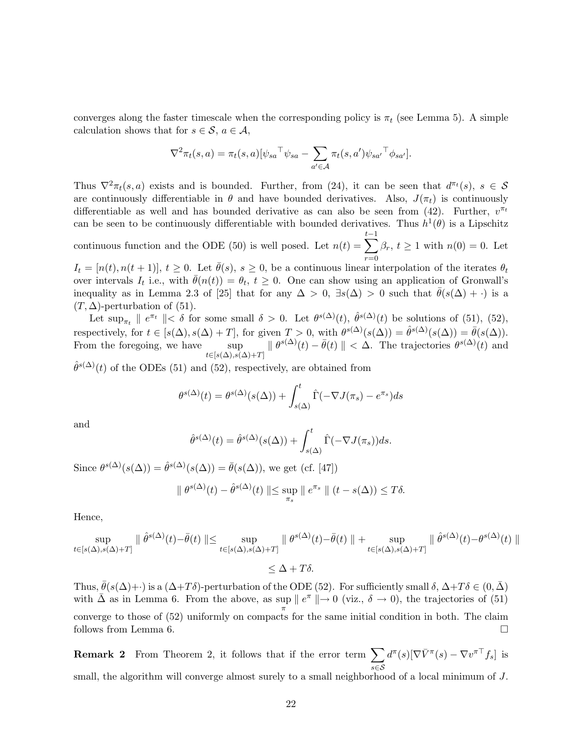converges along the faster timescale when the corresponding policy is $\pi_t$ (see Lemma 5). A simple calculation shows that for $s \in \mathcal{S}$, $a \in \mathcal{A}$,

$$\nabla^2 \pi_t(s,a) = \pi_t(s,a)[\psi_{sa}{}^\top \psi_{sa} - \sum_{a' \in \mathcal{A}} \pi_t(s,a') \psi_{sa'}{}^\top \phi_{sa'}].$$

Thus $\nabla^2 \pi_t(s,a)$ exists and is bounded. Further, from (24), it can be seen that $d^{\pi_t}(s)$, $s \in \mathcal{S}$ are continuously differentiable in $\theta$ and have bounded derivatives. Also, $J(\pi_t)$ is continuously differentiable as well and has bounded derivative as can also be seen from (42). Further, $v^{\pi_t}$ can be seen to be continuously differentiable with bounded derivatives. Thus $h^1(\theta)$ is a Lipschitz continuous function and the ODE (50) is well posed. Let $n(t) = \sum_{r=0}^{t-1} \beta_r$, $t \geq 1$ with $n(0) = 0$. Let $I_t = [n(t), n(t+1)]$, $t \geq 0$. Let $\bar{\theta}(s)$, $s \geq 0$, be a continuous linear interpolation of the iterates $\theta_t$ over intervals $I_t$ i.e., with $\bar{\theta}(n(t)) = \theta_t$, $t \geq 0$. One can show using an application of Gronwall's inequality as in Lemma 2.3 of [25] that for any $\Delta > 0$, $\exists s(\Delta) > 0$ such that $\bar{\theta}(s(\Delta) + \cdot)$ is a $(T, \Delta)$-perturbation of (51).

Let $\sup_{\pi_t} \parallel e^{\pi_t} \parallel < \delta$ for some small $\delta > 0$. Let $\theta^{s(\Delta)}(t)$, $\hat{\theta}^{s(\Delta)}(t)$ be solutions of (51), (52), respectively, for $t \in [s(\Delta), s(\Delta) + T]$, for given $T > 0$, with $\theta^{s(\Delta)}(s(\Delta)) = \hat{\theta}^{s(\Delta)}(s(\Delta)) = \bar{\theta}(s(\Delta))$. From the foregoing, we have $\sup_{t \in [s(\Delta), s(\Delta)+T]} \parallel \theta^{s(\Delta)}(t) - \bar{\theta}(t) \parallel < \Delta$. The trajectories $\theta^{s(\Delta)}(t)$ and $\hat{\theta}^{s(\Delta)}(t)$ of the ODEs (51) and (52), respectively, are obtained from

$$\theta^{s(\Delta)}(t) = \theta^{s(\Delta)}(s(\Delta)) + \int_{s(\Delta)}^{t} \hat{\Gamma}(-\nabla J(\pi_s) - e^{\pi_s}) ds$$

and

$$\hat{\theta}^{s(\Delta)}(t) = \hat{\theta}^{s(\Delta)}(s(\Delta)) + \int_{s(\Delta)}^{t} \hat{\Gamma}(-\nabla J(\pi_s)) ds.$$

Since $\theta^{s(\Delta)}(s(\Delta)) = \hat{\theta}^{s(\Delta)}(s(\Delta)) = \bar{\theta}(s(\Delta))$, we get (cf. [47])

$$\parallel \theta^{s(\Delta)}(t) - \hat{\theta}^{s(\Delta)}(t) \parallel \leq \sup_{\pi_s} \parallel e^{\pi_s} \parallel (t - s(\Delta)) \leq T\delta.$$

Hence,

$$\sup_{t \in [s(\Delta), s(\Delta)+T]} \parallel \hat{\theta}^{s(\Delta)}(t) - \bar{\theta}(t) \parallel \leq \sup_{t \in [s(\Delta), s(\Delta)+T]} \parallel \theta^{s(\Delta)}(t) - \bar{\theta}(t) \parallel + \sup_{t \in [s(\Delta), s(\Delta)+T]} \parallel \hat{\theta}^{s(\Delta)}(t) - \theta^{s(\Delta)}(t) \parallel$$

$$\leq \Delta + T\delta.$$

Thus, $\bar{\theta}(s(\Delta) + \cdot)$ is a $(\Delta + T\delta)$-perturbation of the ODE (52). For sufficiently small $\delta$, $\Delta + T\delta \in (0, \bar{\Delta})$ with $\bar{\Delta}$ as in Lemma 6. From the above, as $\sup_{\pi} \parallel e^{\pi} \parallel \to 0$ (viz., $\delta \to 0$), the trajectories of (51) converge to those of (52) uniformly on compacts for the same initial condition in both. The claim follows from Lemma 6. $\square$

**Remark 2** From Theorem 2, it follows that if the error term $\sum_{s \in \mathcal{S}} d^{\pi}(s)[\nabla \bar{V}^{\pi}(s) - \nabla v^{\pi \top} f_s]$ is small, the algorithm will converge almost surely to a small neighborhood of a local minimum of $J$.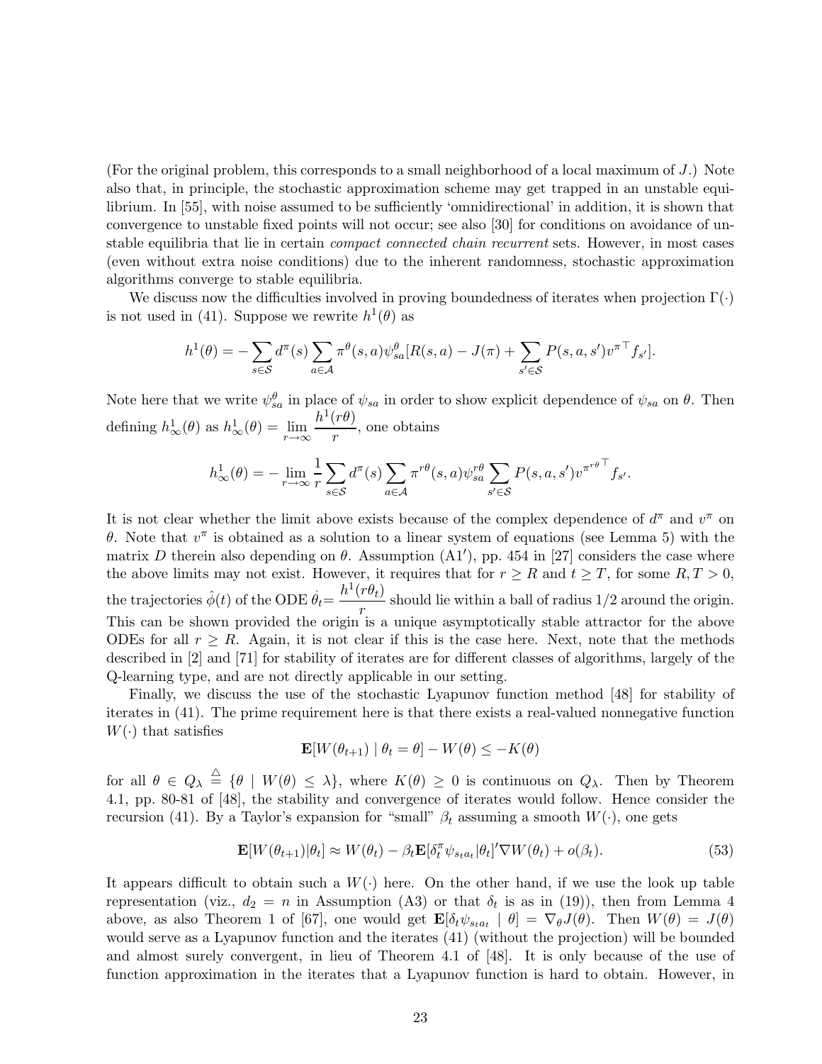(For the original problem, this corresponds to a small neighborhood of a local maximum of $J$.) Note also that, in principle, the stochastic approximation scheme may get trapped in an unstable equilibrium. In [55], with noise assumed to be sufficiently 'omnidirectional' in addition, it is shown that convergence to unstable fixed points will not occur; see also [30] for conditions on avoidance of unstable equilibria that lie in certain *compact connected chain recurrent* sets. However, in most cases (even without extra noise conditions) due to the inherent randomness, stochastic approximation algorithms converge to stable equilibria.

We discuss now the difficulties involved in proving boundedness of iterates when projection $\Gamma(\cdot)$ is not used in (41). Suppose we rewrite $h^1(\theta)$ as

$$h^1(\theta) = -\sum_{s \in \mathcal{S}} d^\pi(s) \sum_{a \in \mathcal{A}} \pi^\theta(s,a) \psi^\theta_{sa} [R(s,a) - J(\pi) + \sum_{s' \in \mathcal{S}} P(s,a,s') v^{\pi^\top} f_{s'}].$$

Note here that we write $\psi^\theta_{sa}$ in place of $\psi_{sa}$ in order to show explicit dependence of $\psi_{sa}$ on $\theta$. Then defining $h^1_\infty(\theta)$ as $h^1_\infty(\theta) = \lim_{r \to \infty} \dfrac{h^1(r\theta)}{r}$, one obtains

$$h^1_\infty(\theta) = -\lim_{r \to \infty} \frac{1}{r} \sum_{s \in \mathcal{S}} d^\pi(s) \sum_{a \in \mathcal{A}} \pi^{r\theta}(s,a) \psi^{r\theta}_{sa} \sum_{s' \in \mathcal{S}} P(s,a,s') v^{\pi^{r\theta}\top} f_{s'}.$$

It is not clear whether the limit above exists because of the complex dependence of $d^\pi$ and $v^\pi$ on $\theta$. Note that $v^\pi$ is obtained as a solution to a linear system of equations (see Lemma 5) with the matrix $D$ therein also depending on $\theta$. Assumption (A1$'$), pp. 454 in [27] considers the case where the above limits may not exist. However, it requires that for $r \geq R$ and $t \geq T$, for some $R, T > 0$, the trajectories $\hat{\phi}(t)$ of the ODE $\dot{\theta}_t = \dfrac{h^1(r\theta_t)}{r}$ should lie within a ball of radius $1/2$ around the origin. This can be shown provided the origin is a unique asymptotically stable attractor for the above ODEs for all $r \geq R$. Again, it is not clear if this is the case here. Next, note that the methods described in [2] and [71] for stability of iterates are for different classes of algorithms, largely of the Q-learning type, and are not directly applicable in our setting.

Finally, we discuss the use of the stochastic Lyapunov function method [48] for stability of iterates in (41). The prime requirement here is that there exists a real-valued nonnegative function $W(\cdot)$ that satisfies

$$\mathbf{E}[W(\theta_{t+1}) \mid \theta_t = \theta] - W(\theta) \leq -K(\theta)$$

for all $\theta \in Q_\lambda \stackrel{\triangle}{=} \{\theta \mid W(\theta) \leq \lambda\}$, where $K(\theta) \geq 0$ is continuous on $Q_\lambda$. Then by Theorem 4.1, pp. 80-81 of [48], the stability and convergence of iterates would follow. Hence consider the recursion (41). By a Taylor's expansion for "small" $\beta_t$ assuming a smooth $W(\cdot)$, one gets

$$\mathbf{E}[W(\theta_{t+1})|\theta_t] \approx W(\theta_t) - \beta_t \mathbf{E}[\delta^\pi_t \psi_{s_t a_t} | \theta_t]' \nabla W(\theta_t) + o(\beta_t). \tag{53}$$

It appears difficult to obtain such a $W(\cdot)$ here. On the other hand, if we use the look up table representation (viz., $d_2 = n$ in Assumption (A3) or that $\delta_t$ is as in (19)), then from Lemma 4 above, as also Theorem 1 of [67], one would get $\mathbf{E}[\delta_t \psi_{s_t a_t} \mid \theta] = \nabla_\theta J(\theta)$. Then $W(\theta) = J(\theta)$ would serve as a Lyapunov function and the iterates (41) (without the projection) will be bounded and almost surely convergent, in lieu of Theorem 4.1 of [48]. It is only because of the use of function approximation in the iterates that a Lyapunov function is hard to obtain. However, in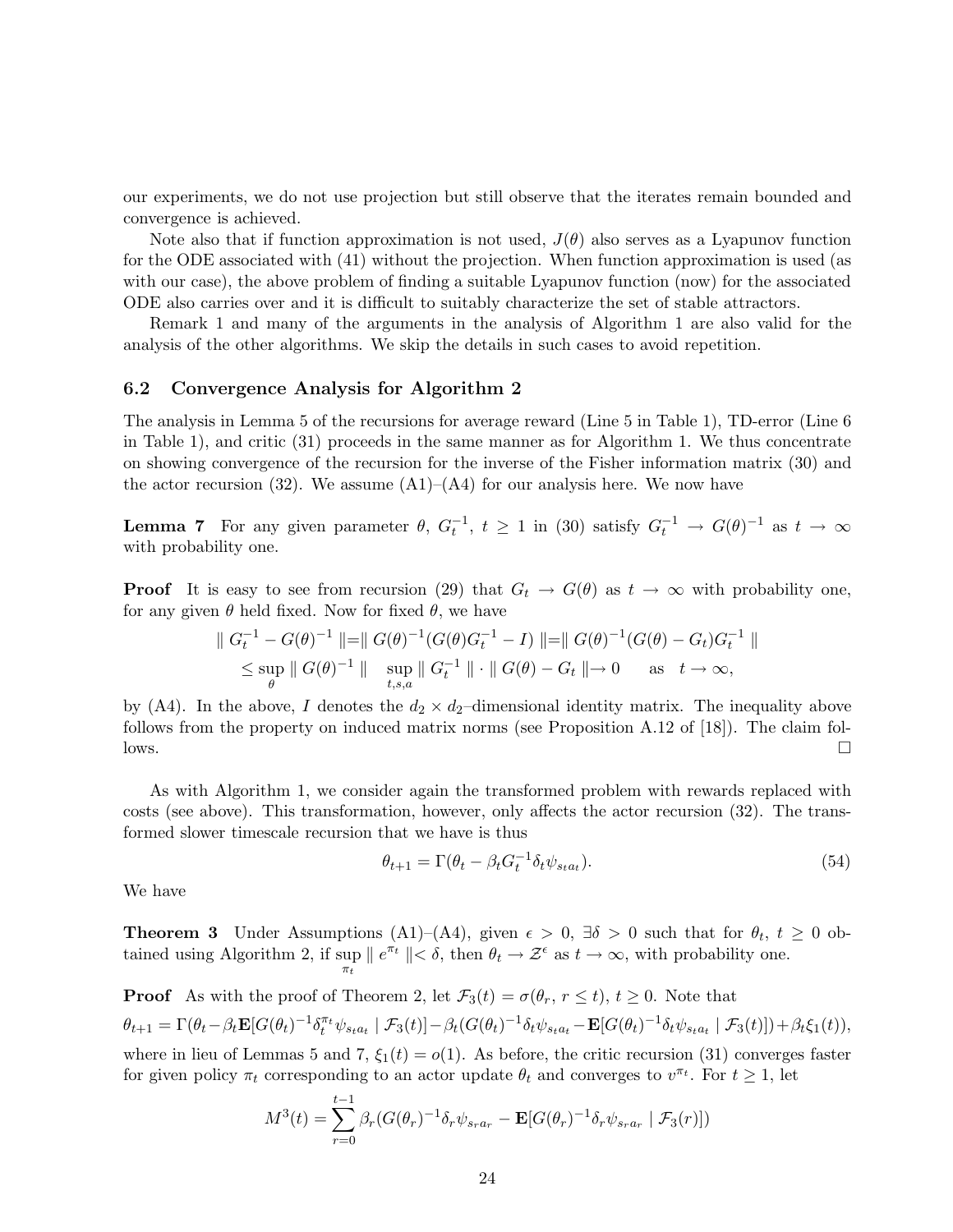our experiments, we do not use projection but still observe that the iterates remain bounded and convergence is achieved.

Note also that if function approximation is not used, $J(\theta)$ also serves as a Lyapunov function for the ODE associated with (41) without the projection. When function approximation is used (as with our case), the above problem of finding a suitable Lyapunov function (now) for the associated ODE also carries over and it is difficult to suitably characterize the set of stable attractors.

Remark 1 and many of the arguments in the analysis of Algorithm 1 are also valid for the analysis of the other algorithms. We skip the details in such cases to avoid repetition.

### 6.2 Convergence Analysis for Algorithm 2

The analysis in Lemma 5 of the recursions for average reward (Line 5 in Table 1), TD-error (Line 6 in Table 1), and critic (31) proceeds in the same manner as for Algorithm 1. We thus concentrate on showing convergence of the recursion for the inverse of the Fisher information matrix (30) and the actor recursion (32). We assume (A1)–(A4) for our analysis here. We now have

**Lemma 7** For any given parameter $\theta$, $G_t^{-1}$, $t \geq 1$ in (30) satisfy $G_t^{-1} \to G(\theta)^{-1}$ as $t \to \infty$ with probability one.

**Proof** It is easy to see from recursion (29) that $G_t \to G(\theta)$ as $t \to \infty$ with probability one, for any given $\theta$ held fixed. Now for fixed $\theta$, we have

$$\| G_t^{-1} - G(\theta)^{-1} \| = \| G(\theta)^{-1}(G(\theta)G_t^{-1} - I) \| = \| G(\theta)^{-1}(G(\theta) - G_t)G_t^{-1} \|$$
$$\leq \sup_{\theta} \| G(\theta)^{-1} \| \sup_{t,s,a} \| G_t^{-1} \| \cdot \| G(\theta) - G_t \| \to 0 \quad \text{as} \quad t \to \infty,$$

by (A4). In the above, $I$ denotes the $d_2 \times d_2$–dimensional identity matrix. The inequality above follows from the property on induced matrix norms (see Proposition A.12 of [18]). The claim follows. $\square$

As with Algorithm 1, we consider again the transformed problem with rewards replaced with costs (see above). This transformation, however, only affects the actor recursion (32). The transformed slower timescale recursion that we have is thus

$$\theta_{t+1} = \Gamma(\theta_t - \beta_t G_t^{-1} \delta_t \psi_{s_t a_t}). \tag{54}$$

We have

**Theorem 3** Under Assumptions (A1)–(A4), given $\epsilon > 0$, $\exists \delta > 0$ such that for $\theta_t$, $t \geq 0$ obtained using Algorithm 2, if $\sup_{\pi_t} \| e^{\pi_t} \| < \delta$, then $\theta_t \to \mathcal{Z}^\epsilon$ as $t \to \infty$, with probability one.

**Proof** As with the proof of Theorem 2, let $\mathcal{F}_3(t) = \sigma(\theta_r, r \leq t)$, $t \geq 0$. Note that

$$\theta_{t+1} = \Gamma(\theta_t - \beta_t \mathbf{E}[G(\theta_t)^{-1}\delta_t^{\pi_t}\psi_{s_t a_t} \mid \mathcal{F}_3(t)] - \beta_t(G(\theta_t)^{-1}\delta_t\psi_{s_t a_t} - \mathbf{E}[G(\theta_t)^{-1}\delta_t\psi_{s_t a_t} \mid \mathcal{F}_3(t)]) + \beta_t \xi_1(t)),$$

where in lieu of Lemmas 5 and 7, $\xi_1(t) = o(1)$. As before, the critic recursion (31) converges faster for given policy $\pi_t$ corresponding to an actor update $\theta_t$ and converges to $v^{\pi_t}$. For $t \geq 1$, let

$$M^3(t) = \sum_{r=0}^{t-1} \beta_r (G(\theta_r)^{-1}\delta_r\psi_{s_r a_r} - \mathbf{E}[G(\theta_r)^{-1}\delta_r\psi_{s_r a_r} \mid \mathcal{F}_3(r)])$$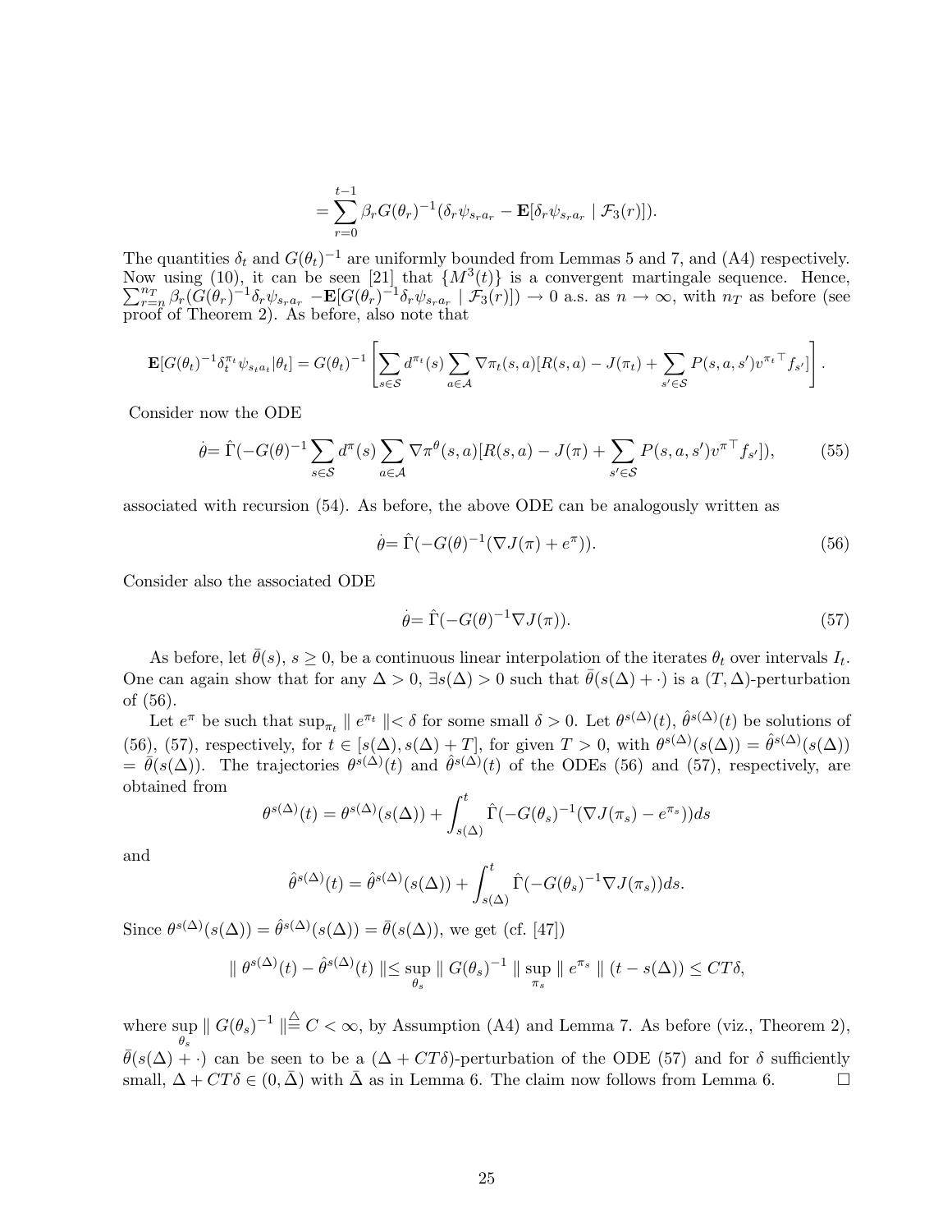$$= \sum_{r=0}^{t-1} \beta_r G(\theta_r)^{-1}(\delta_r \psi_{s_r a_r} - \mathbf{E}[\delta_r \psi_{s_r a_r} \mid \mathcal{F}_3(r)]).$$

The quantities $\delta_t$ and $G(\theta_t)^{-1}$ are uniformly bounded from Lemmas 5 and 7, and (A4) respectively. Now using (10), it can be seen [21] that $\{M^3(t)\}$ is a convergent martingale sequence. Hence, $\sum_{r=n}^{n_T} \beta_r (G(\theta_r)^{-1}\delta_r \psi_{s_r a_r} - \mathbf{E}[G(\theta_r)^{-1}\delta_r \psi_{s_r a_r} \mid \mathcal{F}_3(r)]) \to 0$ a.s. as $n \to \infty$, with $n_T$ as before (see proof of Theorem 2). As before, also note that

$$\mathbf{E}[G(\theta_t)^{-1}\delta_t^{\pi_t}\psi_{s_t a_t}|\theta_t] = G(\theta_t)^{-1}\left[\sum_{s\in\mathcal{S}} d^{\pi_t}(s)\sum_{a\in\mathcal{A}} \nabla\pi_t(s,a)[R(s,a) - J(\pi_t) + \sum_{s'\in\mathcal{S}} P(s,a,s')v^{\pi_t \top} f_{s'}]\right].$$

Consider now the ODE

$$\dot{\theta} = \hat{\Gamma}(-G(\theta)^{-1}\sum_{s\in\mathcal{S}} d^{\pi}(s)\sum_{a\in\mathcal{A}} \nabla\pi^{\theta}(s,a)[R(s,a) - J(\pi) + \sum_{s'\in\mathcal{S}} P(s,a,s')v^{\pi\top} f_{s'}]), \tag{55}$$

associated with recursion (54). As before, the above ODE can be analogously written as

$$\dot{\theta} = \hat{\Gamma}(-G(\theta)^{-1}(\nabla J(\pi) + e^{\pi})). \tag{56}$$

Consider also the associated ODE

$$\dot{\theta} = \hat{\Gamma}(-G(\theta)^{-1}\nabla J(\pi)). \tag{57}$$

As before, let $\bar{\theta}(s)$, $s \geq 0$, be a continuous linear interpolation of the iterates $\theta_t$ over intervals $I_t$. One can again show that for any $\Delta > 0$, $\exists s(\Delta) > 0$ such that $\bar{\theta}(s(\Delta) + \cdot)$ is a $(T, \Delta)$-perturbation of (56).

Let $e^{\pi}$ be such that $\sup_{\pi_t} \parallel e^{\pi_t} \parallel < \delta$ for some small $\delta > 0$. Let $\theta^{s(\Delta)}(t)$, $\hat{\theta}^{s(\Delta)}(t)$ be solutions of (56), (57), respectively, for $t \in [s(\Delta), s(\Delta) + T]$, for given $T > 0$, with $\theta^{s(\Delta)}(s(\Delta)) = \hat{\theta}^{s(\Delta)}(s(\Delta)) = \bar{\theta}(s(\Delta))$. The trajectories $\theta^{s(\Delta)}(t)$ and $\hat{\theta}^{s(\Delta)}(t)$ of the ODEs (56) and (57), respectively, are obtained from

$$\theta^{s(\Delta)}(t) = \theta^{s(\Delta)}(s(\Delta)) + \int_{s(\Delta)}^{t} \hat{\Gamma}(-G(\theta_s)^{-1}(\nabla J(\pi_s) - e^{\pi_s}))ds$$

and

$$\hat{\theta}^{s(\Delta)}(t) = \hat{\theta}^{s(\Delta)}(s(\Delta)) + \int_{s(\Delta)}^{t} \hat{\Gamma}(-G(\theta_s)^{-1}\nabla J(\pi_s))ds.$$

Since $\theta^{s(\Delta)}(s(\Delta)) = \hat{\theta}^{s(\Delta)}(s(\Delta)) = \bar{\theta}(s(\Delta))$, we get (cf. [47])

$$\parallel \theta^{s(\Delta)}(t) - \hat{\theta}^{s(\Delta)}(t) \parallel \leq \sup_{\theta_s} \parallel G(\theta_s)^{-1} \parallel \sup_{\pi_s} \parallel e^{\pi_s} \parallel (t - s(\Delta)) \leq CT\delta,$$

where $\sup_{\theta_s} \parallel G(\theta_s)^{-1} \parallel \stackrel{\triangle}{=} C < \infty$, by Assumption (A4) and Lemma 7. As before (viz., Theorem 2), $\bar{\theta}(s(\Delta) + \cdot)$ can be seen to be a $(\Delta + CT\delta)$-perturbation of the ODE (57) and for $\delta$ sufficiently small, $\Delta + CT\delta \in (0, \bar{\Delta})$ with $\bar{\Delta}$ as in Lemma 6. The claim now follows from Lemma 6. □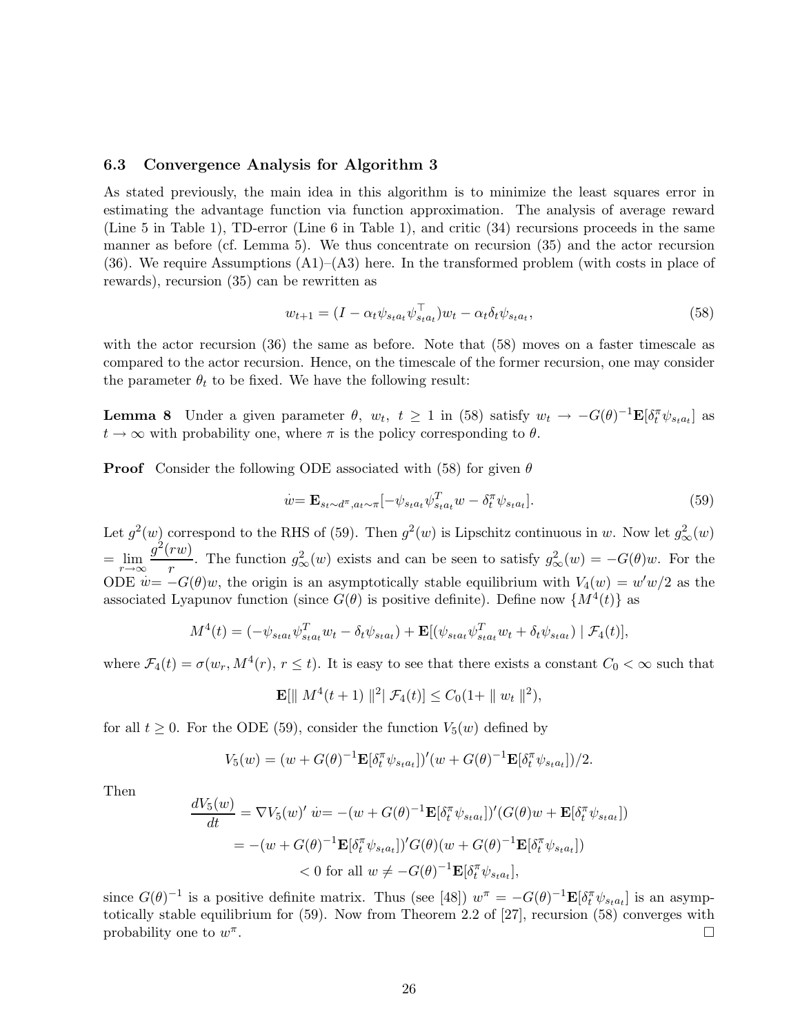### 6.3 Convergence Analysis for Algorithm 3

As stated previously, the main idea in this algorithm is to minimize the least squares error in estimating the advantage function via function approximation. The analysis of average reward (Line 5 in Table 1), TD-error (Line 6 in Table 1), and critic (34) recursions proceeds in the same manner as before (cf. Lemma 5). We thus concentrate on recursion (35) and the actor recursion (36). We require Assumptions (A1)–(A3) here. In the transformed problem (with costs in place of rewards), recursion (35) can be rewritten as

$$w_{t+1} = (I - \alpha_t \psi_{s_t a_t} \psi_{s_t a_t}^{\top}) w_t - \alpha_t \delta_t \psi_{s_t a_t}, \tag{58}$$

with the actor recursion (36) the same as before. Note that (58) moves on a faster timescale as compared to the actor recursion. Hence, on the timescale of the former recursion, one may consider the parameter $\theta_t$ to be fixed. We have the following result:

**Lemma 8** Under a given parameter $\theta$, $w_t$, $t \geq 1$ in (58) satisfy $w_t \to -G(\theta)^{-1}\mathbf{E}[\delta_t^{\pi} \psi_{s_t a_t}]$ as $t \to \infty$ with probability one, where $\pi$ is the policy corresponding to $\theta$.

**Proof** Consider the following ODE associated with (58) for given $\theta$

$$\dot{w} = \mathbf{E}_{s_t \sim d^{\pi}, a_t \sim \pi}[-\psi_{s_t a_t} \psi_{s_t a_t}^T w - \delta_t^{\pi} \psi_{s_t a_t}]. \tag{59}$$

Let $g^2(w)$ correspond to the RHS of (59). Then $g^2(w)$ is Lipschitz continuous in $w$. Now let $g^2_{\infty}(w) = \lim_{r \to \infty} \dfrac{g^2(rw)}{r}$. The function $g^2_{\infty}(w)$ exists and can be seen to satisfy $g^2_{\infty}(w) = -G(\theta)w$. For the ODE $\dot{w} = -G(\theta)w$, the origin is an asymptotically stable equilibrium with $V_4(w) = w'w/2$ as the associated Lyapunov function (since $G(\theta)$ is positive definite). Define now $\{M^4(t)\}$ as

$$M^4(t) = (-\psi_{s_t a_t} \psi_{s_t a_t}^T w_t - \delta_t \psi_{s_t a_t}) + \mathbf{E}[(\psi_{s_t a_t} \psi_{s_t a_t}^T w_t + \delta_t \psi_{s_t a_t}) \mid \mathcal{F}_4(t)],$$

where $\mathcal{F}_4(t) = \sigma(w_r, M^4(r), r \leq t)$. It is easy to see that there exists a constant $C_0 < \infty$ such that

$$\mathbf{E}[\| M^4(t+1) \|^2 | \, \mathcal{F}_4(t)] \leq C_0 (1 + \| w_t \|^2),$$

for all $t \geq 0$. For the ODE (59), consider the function $V_5(w)$ defined by

$$V_5(w) = (w + G(\theta)^{-1}\mathbf{E}[\delta_t^{\pi} \psi_{s_t a_t}])'(w + G(\theta)^{-1}\mathbf{E}[\delta_t^{\pi} \psi_{s_t a_t}])/2.$$

Then

$$\begin{aligned}
\frac{dV_5(w)}{dt} &= \nabla V_5(w)' \, \dot{w} = -(w + G(\theta)^{-1}\mathbf{E}[\delta_t^{\pi} \psi_{s_t a_t}])'(G(\theta)w + \mathbf{E}[\delta_t^{\pi} \psi_{s_t a_t}]) \\
&= -(w + G(\theta)^{-1}\mathbf{E}[\delta_t^{\pi} \psi_{s_t a_t}])' G(\theta)(w + G(\theta)^{-1}\mathbf{E}[\delta_t^{\pi} \psi_{s_t a_t}]) \\
&< 0 \text{ for all } w \neq -G(\theta)^{-1}\mathbf{E}[\delta_t^{\pi} \psi_{s_t a_t}],
\end{aligned}$$

since $G(\theta)^{-1}$ is a positive definite matrix. Thus (see [48]) $w^{\pi} = -G(\theta)^{-1}\mathbf{E}[\delta_t^{\pi} \psi_{s_t a_t}]$ is an asymptotically stable equilibrium for (59). Now from Theorem 2.2 of [27], recursion (58) converges with probability one to $w^{\pi}$. $\square$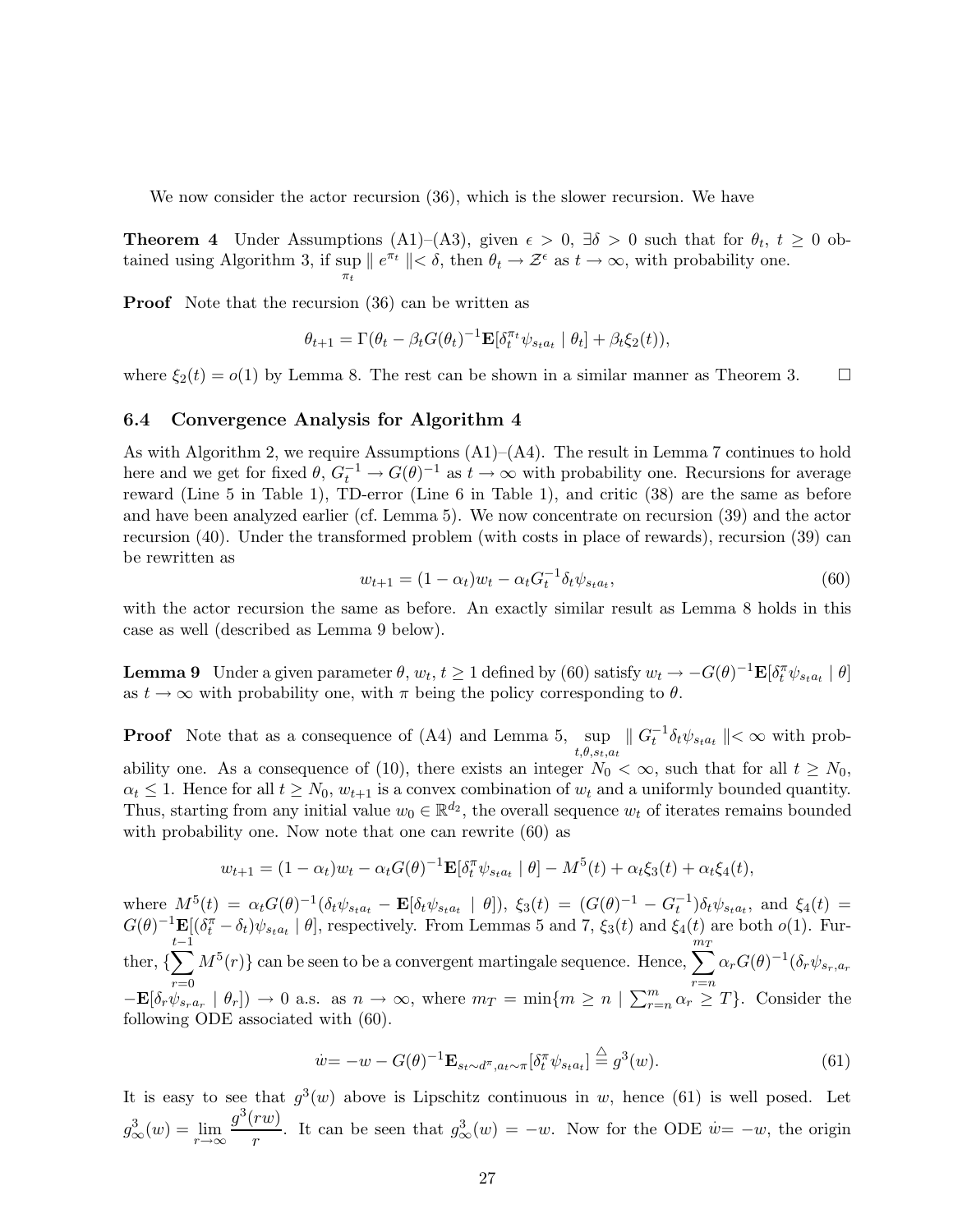We now consider the actor recursion (36), which is the slower recursion. We have

**Theorem 4** Under Assumptions (A1)–(A3), given $\epsilon > 0$, $\exists \delta > 0$ such that for $\theta_t$, $t \geq 0$ obtained using Algorithm 3, if $\sup_{\pi_t} \| e^{\pi_t} \| < \delta$, then $\theta_t \to \mathcal{Z}^\epsilon$ as $t \to \infty$, with probability one.

**Proof** Note that the recursion (36) can be written as

$$\theta_{t+1} = \Gamma(\theta_t - \beta_t G(\theta_t)^{-1} \mathbf{E}[\delta_t^{\pi_t} \psi_{s_t a_t} \mid \theta_t] + \beta_t \xi_2(t)),$$

where $\xi_2(t) = o(1)$ by Lemma 8. The rest can be shown in a similar manner as Theorem 3. $\square$

### 6.4 Convergence Analysis for Algorithm 4

As with Algorithm 2, we require Assumptions (A1)–(A4). The result in Lemma 7 continues to hold here and we get for fixed $\theta$, $G_t^{-1} \to G(\theta)^{-1}$ as $t \to \infty$ with probability one. Recursions for average reward (Line 5 in Table 1), TD-error (Line 6 in Table 1), and critic (38) are the same as before and have been analyzed earlier (cf. Lemma 5). We now concentrate on recursion (39) and the actor recursion (40). Under the transformed problem (with costs in place of rewards), recursion (39) can be rewritten as

$$w_{t+1} = (1 - \alpha_t) w_t - \alpha_t G_t^{-1} \delta_t \psi_{s_t a_t}, \tag{60}$$

with the actor recursion the same as before. An exactly similar result as Lemma 8 holds in this case as well (described as Lemma 9 below).

**Lemma 9** Under a given parameter $\theta$, $w_t$, $t \geq 1$ defined by (60) satisfy $w_t \to -G(\theta)^{-1} \mathbf{E}[\delta_t^\pi \psi_{s_t a_t} \mid \theta]$ as $t \to \infty$ with probability one, with $\pi$ being the policy corresponding to $\theta$.

**Proof** Note that as a consequence of (A4) and Lemma 5, $\sup_{t,\theta,s_t,a_t} \| G_t^{-1} \delta_t \psi_{s_t a_t} \| < \infty$ with probability one. As a consequence of (10), there exists an integer $N_0 < \infty$, such that for all $t \geq N_0$, $\alpha_t \leq 1$. Hence for all $t \geq N_0$, $w_{t+1}$ is a convex combination of $w_t$ and a uniformly bounded quantity. Thus, starting from any initial value $w_0 \in \mathbb{R}^{d_2}$, the overall sequence $w_t$ of iterates remains bounded with probability one. Now note that one can rewrite (60) as

$$w_{t+1} = (1 - \alpha_t) w_t - \alpha_t G(\theta)^{-1} \mathbf{E}[\delta_t^\pi \psi_{s_t a_t} \mid \theta] - M^5(t) + \alpha_t \xi_3(t) + \alpha_t \xi_4(t),$$

where $M^5(t) = \alpha_t G(\theta)^{-1}(\delta_t \psi_{s_t a_t} - \mathbf{E}[\delta_t \psi_{s_t a_t} \mid \theta])$, $\xi_3(t) = (G(\theta)^{-1} - G_t^{-1}) \delta_t \psi_{s_t a_t}$, and $\xi_4(t) = G(\theta)^{-1} \mathbf{E}[(\delta_t^\pi - \delta_t) \psi_{s_t a_t} \mid \theta]$, respectively. From Lemmas 5 and 7, $\xi_3(t)$ and $\xi_4(t)$ are both $o(1)$. Further, $\{\sum_{r=0}^{t-1} M^5(r)\}$ can be seen to be a convergent martingale sequence. Hence, $\sum_{r=n}^{m_T} \alpha_r G(\theta)^{-1}(\delta_r \psi_{s_r, a_r} - \mathbf{E}[\delta_r \psi_{s_r a_r} \mid \theta_r]) \to 0$ a.s. as $n \to \infty$, where $m_T = \min\{m \geq n \mid \sum_{r=n}^m \alpha_r \geq T\}$. Consider the following ODE associated with (60).

$$\dot{w} = -w - G(\theta)^{-1} \mathbf{E}_{s_t \sim d^\pi, a_t \sim \pi}[\delta_t^\pi \psi_{s_t a_t}] \stackrel{\triangle}{=} g^3(w). \tag{61}$$

It is easy to see that $g^3(w)$ above is Lipschitz continuous in $w$, hence (61) is well posed. Let $g^3_\infty(w) = \lim_{r \to \infty} \frac{g^3(rw)}{r}$. It can be seen that $g^3_\infty(w) = -w$. Now for the ODE $\dot{w} = -w$, the origin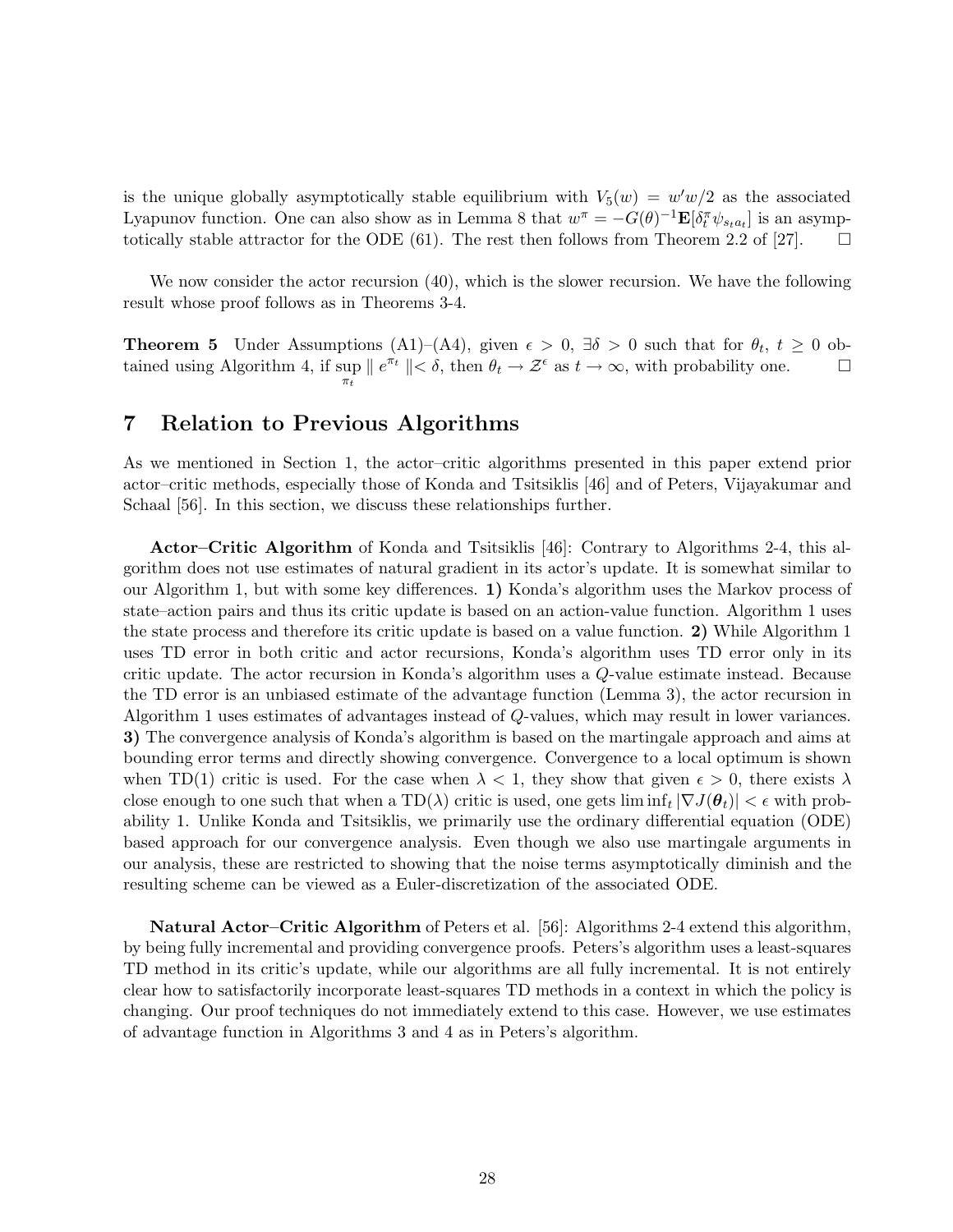is the unique globally asymptotically stable equilibrium with $V_5(w) = w'w/2$ as the associated Lyapunov function. One can also show as in Lemma 8 that $w^\pi = -G(\theta)^{-1}\mathbf{E}[\delta_t^\pi \psi_{s_t a_t}]$ is an asymptotically stable attractor for the ODE (61). The rest then follows from Theorem 2.2 of [27]. $\square$

We now consider the actor recursion (40), which is the slower recursion. We have the following result whose proof follows as in Theorems 3-4.

**Theorem 5** Under Assumptions (A1)–(A4), given $\epsilon > 0$, $\exists \delta > 0$ such that for $\theta_t$, $t \geq 0$ obtained using Algorithm 4, if $\sup_{\pi_t} \| e^{\pi_t} \| < \delta$, then $\theta_t \rightarrow \mathcal{Z}^\epsilon$ as $t \rightarrow \infty$, with probability one. $\square$

## 7 Relation to Previous Algorithms

As we mentioned in Section 1, the actor–critic algorithms presented in this paper extend prior actor–critic methods, especially those of Konda and Tsitsiklis [46] and of Peters, Vijayakumar and Schaal [56]. In this section, we discuss these relationships further.

**Actor–Critic Algorithm** of Konda and Tsitsiklis [46]: Contrary to Algorithms 2-4, this algorithm does not use estimates of natural gradient in its actor's update. It is somewhat similar to our Algorithm 1, but with some key differences. **1)** Konda's algorithm uses the Markov process of state–action pairs and thus its critic update is based on an action-value function. Algorithm 1 uses the state process and therefore its critic update is based on a value function. **2)** While Algorithm 1 uses TD error in both critic and actor recursions, Konda's algorithm uses TD error only in its critic update. The actor recursion in Konda's algorithm uses a $Q$-value estimate instead. Because the TD error is an unbiased estimate of the advantage function (Lemma 3), the actor recursion in Algorithm 1 uses estimates of advantages instead of $Q$-values, which may result in lower variances. **3)** The convergence analysis of Konda's algorithm is based on the martingale approach and aims at bounding error terms and directly showing convergence. Convergence to a local optimum is shown when TD(1) critic is used. For the case when $\lambda < 1$, they show that given $\epsilon > 0$, there exists $\lambda$ close enough to one such that when a TD($\lambda$) critic is used, one gets $\liminf_t |\nabla J(\boldsymbol{\theta}_t)| < \epsilon$ with probability 1. Unlike Konda and Tsitsiklis, we primarily use the ordinary differential equation (ODE) based approach for our convergence analysis. Even though we also use martingale arguments in our analysis, these are restricted to showing that the noise terms asymptotically diminish and the resulting scheme can be viewed as a Euler-discretization of the associated ODE.

**Natural Actor–Critic Algorithm** of Peters et al. [56]: Algorithms 2-4 extend this algorithm, by being fully incremental and providing convergence proofs. Peters's algorithm uses a least-squares TD method in its critic's update, while our algorithms are all fully incremental. It is not entirely clear how to satisfactorily incorporate least-squares TD methods in a context in which the policy is changing. Our proof techniques do not immediately extend to this case. However, we use estimates of advantage function in Algorithms 3 and 4 as in Peters's algorithm.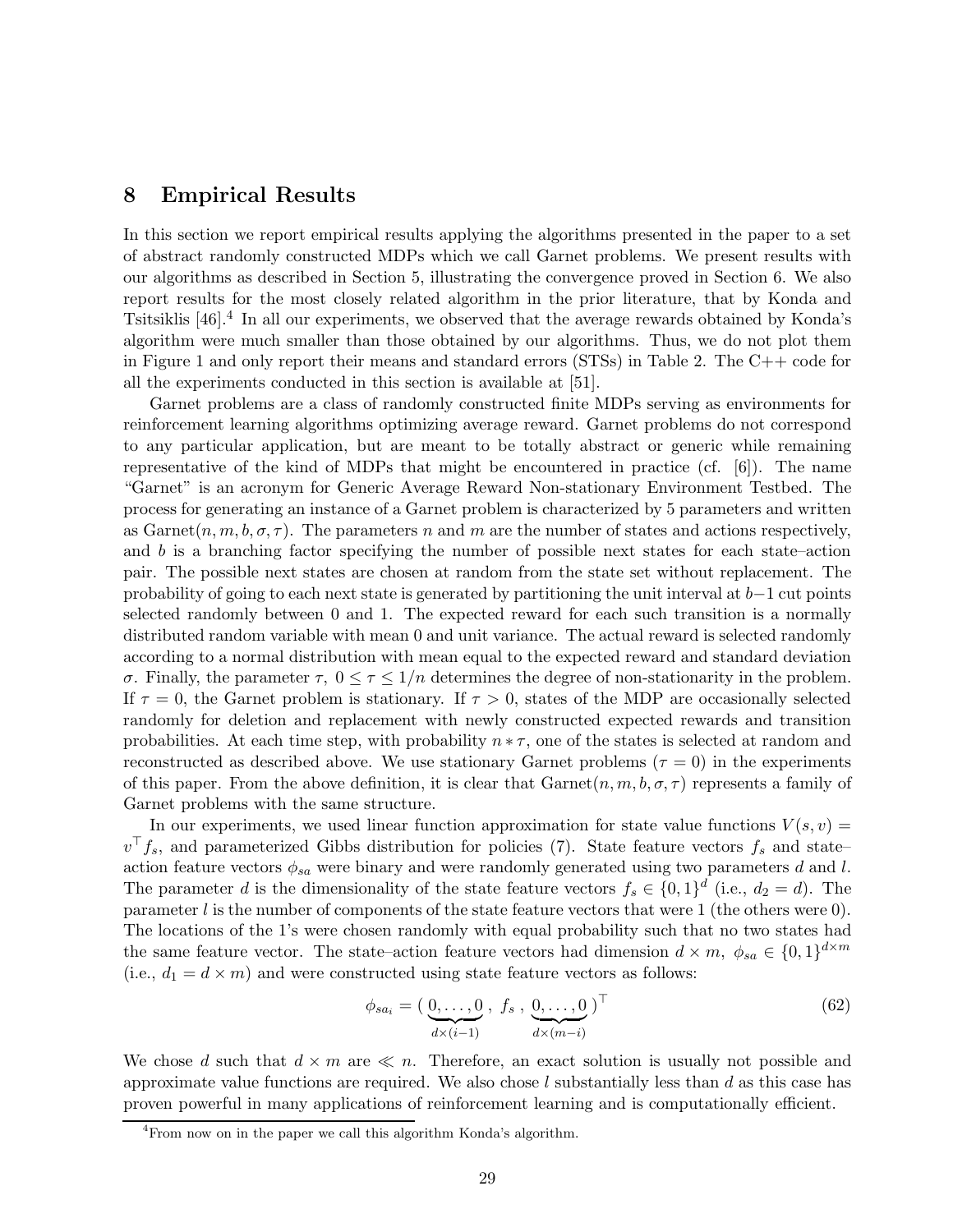## 8 Empirical Results

In this section we report empirical results applying the algorithms presented in the paper to a set of abstract randomly constructed MDPs which we call Garnet problems. We present results with our algorithms as described in Section 5, illustrating the convergence proved in Section 6. We also report results for the most closely related algorithm in the prior literature, that by Konda and Tsitsiklis [46].[4] In all our experiments, we observed that the average rewards obtained by Konda's algorithm were much smaller than those obtained by our algorithms. Thus, we do not plot them in Figure 1 and only report their means and standard errors (STSs) in Table 2. The C++ code for all the experiments conducted in this section is available at [51].

Garnet problems are a class of randomly constructed finite MDPs serving as environments for reinforcement learning algorithms optimizing average reward. Garnet problems do not correspond to any particular application, but are meant to be totally abstract or generic while remaining representative of the kind of MDPs that might be encountered in practice (cf. [6]). The name "Garnet" is an acronym for Generic Average Reward Non-stationary Environment Testbed. The process for generating an instance of a Garnet problem is characterized by 5 parameters and written as Garnet$(n, m, b, \sigma, \tau)$. The parameters $n$ and $m$ are the number of states and actions respectively, and $b$ is a branching factor specifying the number of possible next states for each state–action pair. The possible next states are chosen at random from the state set without replacement. The probability of going to each next state is generated by partitioning the unit interval at $b-1$ cut points selected randomly between 0 and 1. The expected reward for each such transition is a normally distributed random variable with mean 0 and unit variance. The actual reward is selected randomly according to a normal distribution with mean equal to the expected reward and standard deviation $\sigma$. Finally, the parameter $\tau$, $0 \leq \tau \leq 1/n$ determines the degree of non-stationarity in the problem. If $\tau = 0$, the Garnet problem is stationary. If $\tau > 0$, states of the MDP are occasionally selected randomly for deletion and replacement with newly constructed expected rewards and transition probabilities. At each time step, with probability $n * \tau$, one of the states is selected at random and reconstructed as described above. We use stationary Garnet problems ($\tau = 0$) in the experiments of this paper. From the above definition, it is clear that Garnet$(n, m, b, \sigma, \tau)$ represents a family of Garnet problems with the same structure.

In our experiments, we used linear function approximation for state value functions $V(s, v) = v^\top f_s$, and parameterized Gibbs distribution for policies (7). State feature vectors $f_s$ and state–action feature vectors $\phi_{sa}$ were binary and were randomly generated using two parameters $d$ and $l$. The parameter $d$ is the dimensionality of the state feature vectors $f_s \in \{0, 1\}^d$ (i.e., $d_2 = d$). The parameter $l$ is the number of components of the state feature vectors that were 1 (the others were 0). The locations of the 1's were chosen randomly with equal probability such that no two states had the same feature vector. The state–action feature vectors had dimension $d \times m$, $\phi_{sa} \in \{0, 1\}^{d \times m}$ (i.e., $d_1 = d \times m$) and were constructed using state feature vectors as follows:

$$\phi_{sa_i} = (\underbrace{0, \ldots, 0}_{d \times (i-1)}, \; f_s \; , \underbrace{0, \ldots, 0}_{d \times (m-i)})^\top \tag{62}$$

We chose $d$ such that $d \times m$ are $\ll n$. Therefore, an exact solution is usually not possible and approximate value functions are required. We also chose $l$ substantially less than $d$ as this case has proven powerful in many applications of reinforcement learning and is computationally efficient.

[4] From now on in the paper we call this algorithm Konda's algorithm.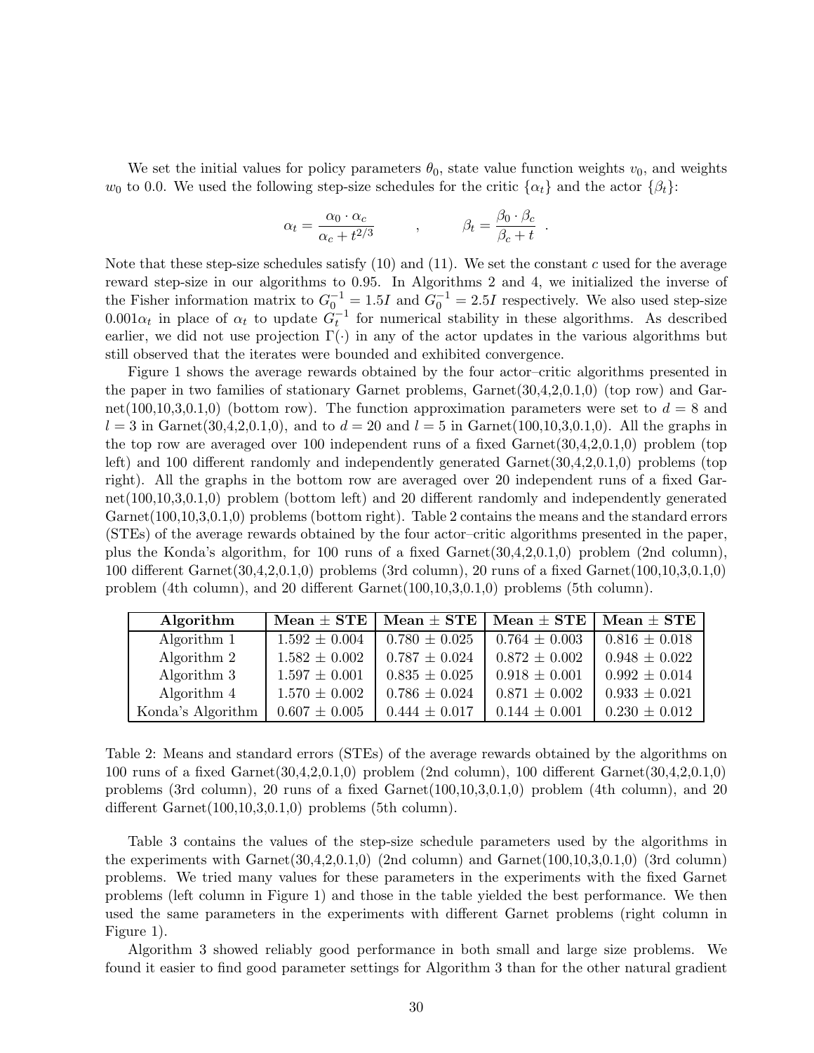We set the initial values for policy parameters $\theta_0$, state value function weights $v_0$, and weights $w_0$ to 0.0. We used the following step-size schedules for the critic $\{\alpha_t\}$ and the actor $\{\beta_t\}$:

$$\alpha_t = \frac{\alpha_0 \cdot \alpha_c}{\alpha_c + t^{2/3}} \qquad , \qquad \beta_t = \frac{\beta_0 \cdot \beta_c}{\beta_c + t} \ .$$

Note that these step-size schedules satisfy (10) and (11). We set the constant $c$ used for the average reward step-size in our algorithms to 0.95. In Algorithms 2 and 4, we initialized the inverse of the Fisher information matrix to $G_0^{-1} = 1.5I$ and $G_0^{-1} = 2.5I$ respectively. We also used step-size $0.001\alpha_t$ in place of $\alpha_t$ to update $G_t^{-1}$ for numerical stability in these algorithms. As described earlier, we did not use projection $\Gamma(\cdot)$ in any of the actor updates in the various algorithms but still observed that the iterates were bounded and exhibited convergence.

Figure 1 shows the average rewards obtained by the four actor–critic algorithms presented in the paper in two families of stationary Garnet problems, Garnet(30,4,2,0.1,0) (top row) and Garnet(100,10,3,0.1,0) (bottom row). The function approximation parameters were set to $d = 8$ and $l = 3$ in Garnet(30,4,2,0.1,0), and to $d = 20$ and $l = 5$ in Garnet(100,10,3,0.1,0). All the graphs in the top row are averaged over 100 independent runs of a fixed Garnet(30,4,2,0.1,0) problem (top left) and 100 different randomly and independently generated Garnet(30,4,2,0.1,0) problems (top right). All the graphs in the bottom row are averaged over 20 independent runs of a fixed Garnet(100,10,3,0.1,0) problem (bottom left) and 20 different randomly and independently generated Garnet(100,10,3,0.1,0) problems (bottom right). Table 2 contains the means and the standard errors (STEs) of the average rewards obtained by the four actor–critic algorithms presented in the paper, plus the Konda's algorithm, for 100 runs of a fixed Garnet(30,4,2,0.1,0) problem (2nd column), 100 different Garnet(30,4,2,0.1,0) problems (3rd column), 20 runs of a fixed Garnet(100,10,3,0.1,0) problem (4th column), and 20 different Garnet(100,10,3,0.1,0) problems (5th column).

| **Algorithm** | **Mean ± STE** | **Mean ± STE** | **Mean ± STE** | **Mean ± STE** |
|---|---|---|---|---|
| Algorithm 1 | 1.592 ± 0.004 | 0.780 ± 0.025 | 0.764 ± 0.003 | 0.816 ± 0.018 |
| Algorithm 2 | 1.582 ± 0.002 | 0.787 ± 0.024 | 0.872 ± 0.002 | 0.948 ± 0.022 |
| Algorithm 3 | 1.597 ± 0.001 | 0.835 ± 0.025 | 0.918 ± 0.001 | 0.992 ± 0.014 |
| Algorithm 4 | 1.570 ± 0.002 | 0.786 ± 0.024 | 0.871 ± 0.002 | 0.933 ± 0.021 |
| Konda's Algorithm | 0.607 ± 0.005 | 0.444 ± 0.017 | 0.144 ± 0.001 | 0.230 ± 0.012 |

Table 2: Means and standard errors (STEs) of the average rewards obtained by the algorithms on 100 runs of a fixed Garnet(30,4,2,0.1,0) problem (2nd column), 100 different Garnet(30,4,2,0.1,0) problems (3rd column), 20 runs of a fixed Garnet(100,10,3,0.1,0) problem (4th column), and 20 different Garnet(100,10,3,0.1,0) problems (5th column).

Table 3 contains the values of the step-size schedule parameters used by the algorithms in the experiments with Garnet(30,4,2,0.1,0) (2nd column) and Garnet(100,10,3,0.1,0) (3rd column) problems. We tried many values for these parameters in the experiments with the fixed Garnet problems (left column in Figure 1) and those in the table yielded the best performance. We then used the same parameters in the experiments with different Garnet problems (right column in Figure 1).

Algorithm 3 showed reliably good performance in both small and large size problems. We found it easier to find good parameter settings for Algorithm 3 than for the other natural gradient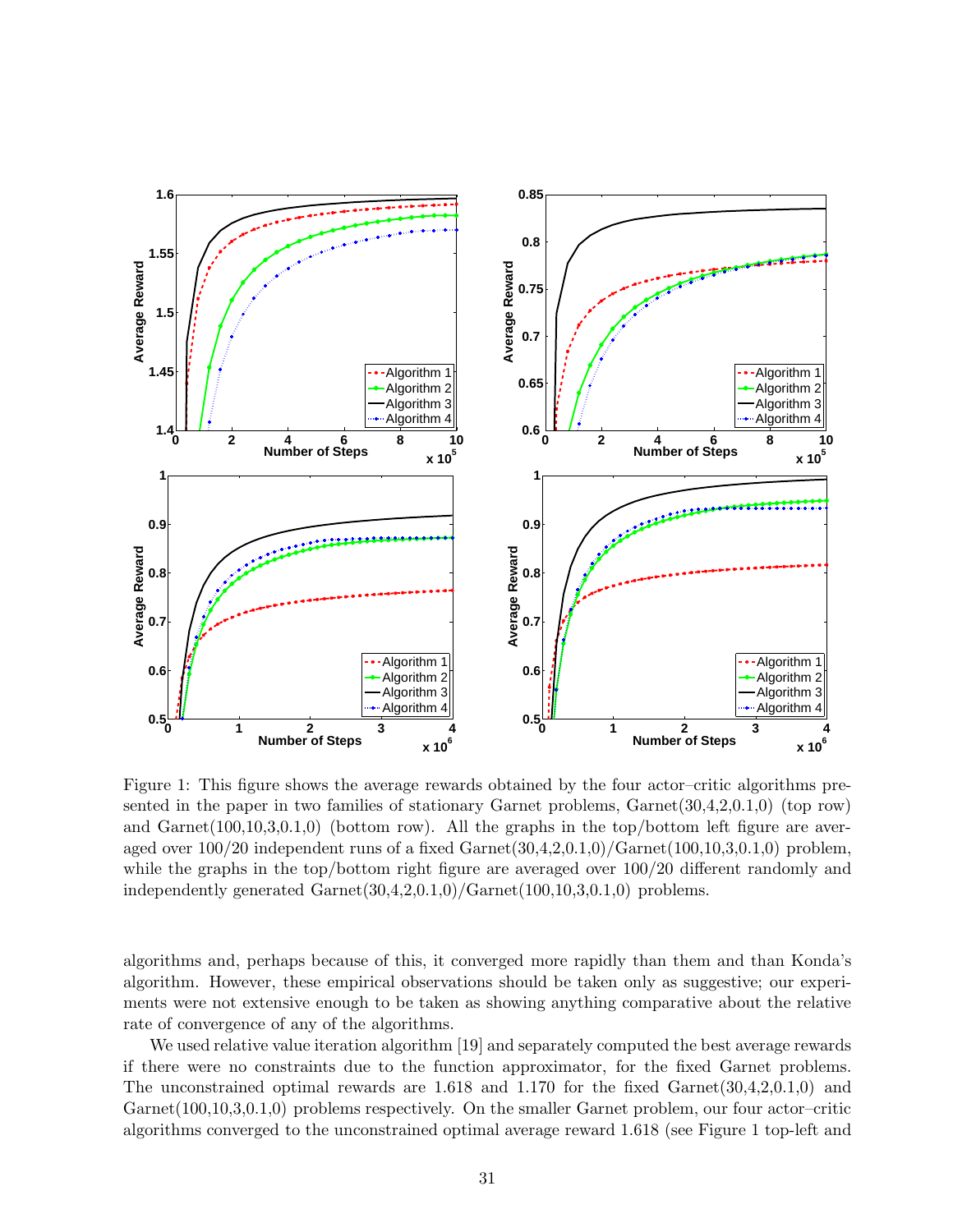Figure 1: This figure shows the average rewards obtained by the four actor–critic algorithms presented in the paper in two families of stationary Garnet problems, Garnet(30,4,2,0.1,0) (top row) and Garnet(100,10,3,0.1,0) (bottom row). All the graphs in the top/bottom left figure are averaged over 100/20 independent runs of a fixed Garnet(30,4,2,0.1,0)/Garnet(100,10,3,0.1,0) problem, while the graphs in the top/bottom right figure are averaged over 100/20 different randomly and independently generated Garnet(30,4,2,0.1,0)/Garnet(100,10,3,0.1,0) problems.

algorithms and, perhaps because of this, it converged more rapidly than them and than Konda's algorithm. However, these empirical observations should be taken only as suggestive; our experiments were not extensive enough to be taken as showing anything comparative about the relative rate of convergence of any of the algorithms.

We used relative value iteration algorithm [19] and separately computed the best average rewards if there were no constraints due to the function approximator, for the fixed Garnet problems. The unconstrained optimal rewards are 1.618 and 1.170 for the fixed Garnet(30,4,2,0.1,0) and Garnet(100,10,3,0.1,0) problems respectively. On the smaller Garnet problem, our four actor–critic algorithms converged to the unconstrained optimal average reward 1.618 (see Figure 1 top-left and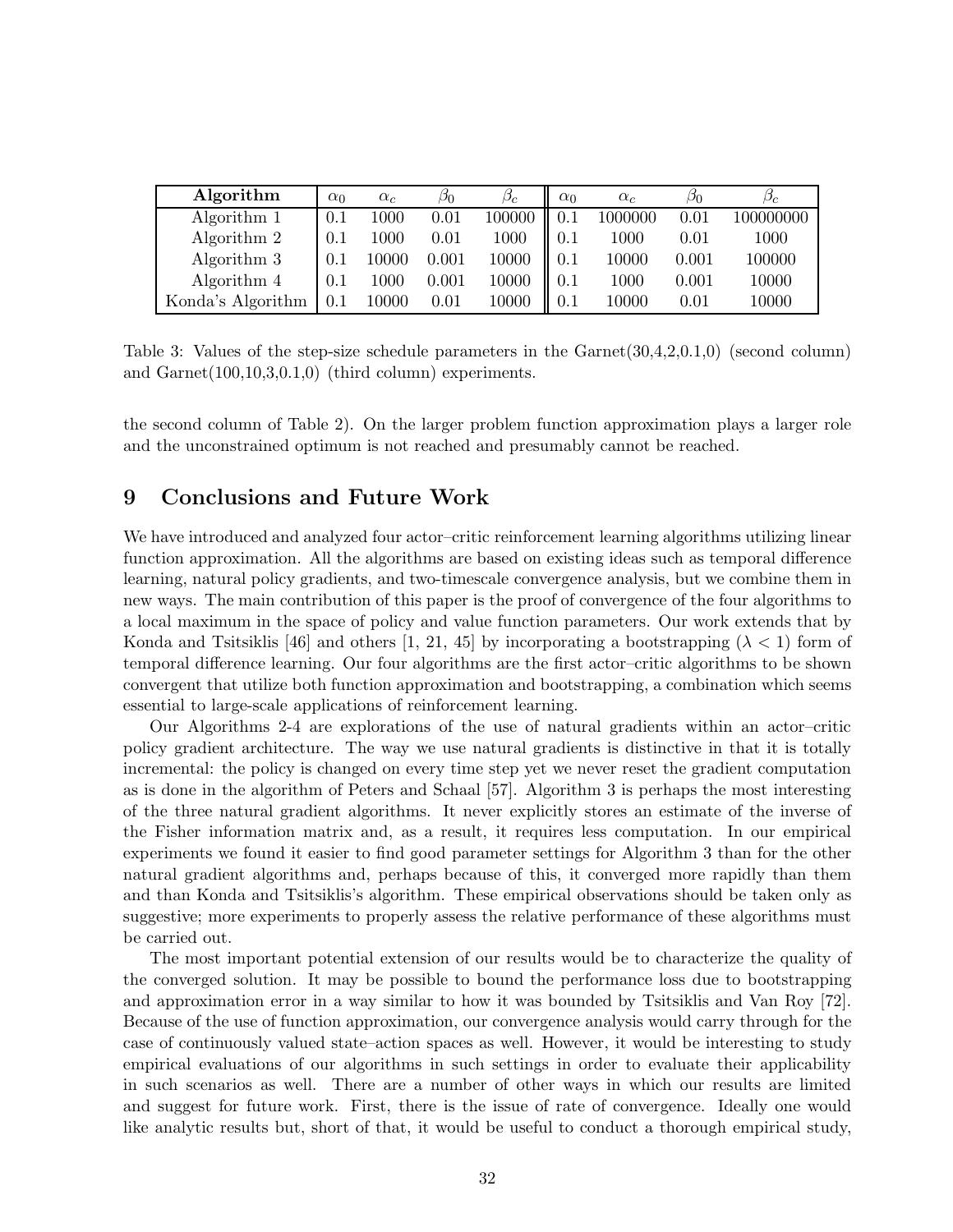| Algorithm | $\alpha_0$ | $\alpha_c$ | $\beta_0$ | $\beta_c$ | $\alpha_0$ | $\alpha_c$ | $\beta_0$ | $\beta_c$ |
|---|---|---|---|---|---|---|---|---|
| Algorithm 1 | 0.1 | 1000 | 0.01 | 100000 | 0.1 | 1000000 | 0.01 | 100000000 |
| Algorithm 2 | 0.1 | 1000 | 0.01 | 1000 | 0.1 | 1000 | 0.01 | 1000 |
| Algorithm 3 | 0.1 | 10000 | 0.001 | 10000 | 0.1 | 10000 | 0.001 | 100000 |
| Algorithm 4 | 0.1 | 1000 | 0.001 | 10000 | 0.1 | 1000 | 0.001 | 10000 |
| Konda's Algorithm | 0.1 | 10000 | 0.01 | 10000 | 0.1 | 10000 | 0.01 | 10000 |

Table 3: Values of the step-size schedule parameters in the Garnet(30,4,2,0.1,0) (second column) and Garnet(100,10,3,0.1,0) (third column) experiments.

the second column of Table 2). On the larger problem function approximation plays a larger role and the unconstrained optimum is not reached and presumably cannot be reached.

## 9 Conclusions and Future Work

We have introduced and analyzed four actor–critic reinforcement learning algorithms utilizing linear function approximation. All the algorithms are based on existing ideas such as temporal difference learning, natural policy gradients, and two-timescale convergence analysis, but we combine them in new ways. The main contribution of this paper is the proof of convergence of the four algorithms to a local maximum in the space of policy and value function parameters. Our work extends that by Konda and Tsitsiklis [46] and others [1, 21, 45] by incorporating a bootstrapping ($\lambda < 1$) form of temporal difference learning. Our four algorithms are the first actor–critic algorithms to be shown convergent that utilize both function approximation and bootstrapping, a combination which seems essential to large-scale applications of reinforcement learning.

Our Algorithms 2-4 are explorations of the use of natural gradients within an actor–critic policy gradient architecture. The way we use natural gradients is distinctive in that it is totally incremental: the policy is changed on every time step yet we never reset the gradient computation as is done in the algorithm of Peters and Schaal [57]. Algorithm 3 is perhaps the most interesting of the three natural gradient algorithms. It never explicitly stores an estimate of the inverse of the Fisher information matrix and, as a result, it requires less computation. In our empirical experiments we found it easier to find good parameter settings for Algorithm 3 than for the other natural gradient algorithms and, perhaps because of this, it converged more rapidly than them and than Konda and Tsitsiklis's algorithm. These empirical observations should be taken only as suggestive; more experiments to properly assess the relative performance of these algorithms must be carried out.

The most important potential extension of our results would be to characterize the quality of the converged solution. It may be possible to bound the performance loss due to bootstrapping and approximation error in a way similar to how it was bounded by Tsitsiklis and Van Roy [72]. Because of the use of function approximation, our convergence analysis would carry through for the case of continuously valued state–action spaces as well. However, it would be interesting to study empirical evaluations of our algorithms in such settings in order to evaluate their applicability in such scenarios as well. There are a number of other ways in which our results are limited and suggest for future work. First, there is the issue of rate of convergence. Ideally one would like analytic results but, short of that, it would be useful to conduct a thorough empirical study,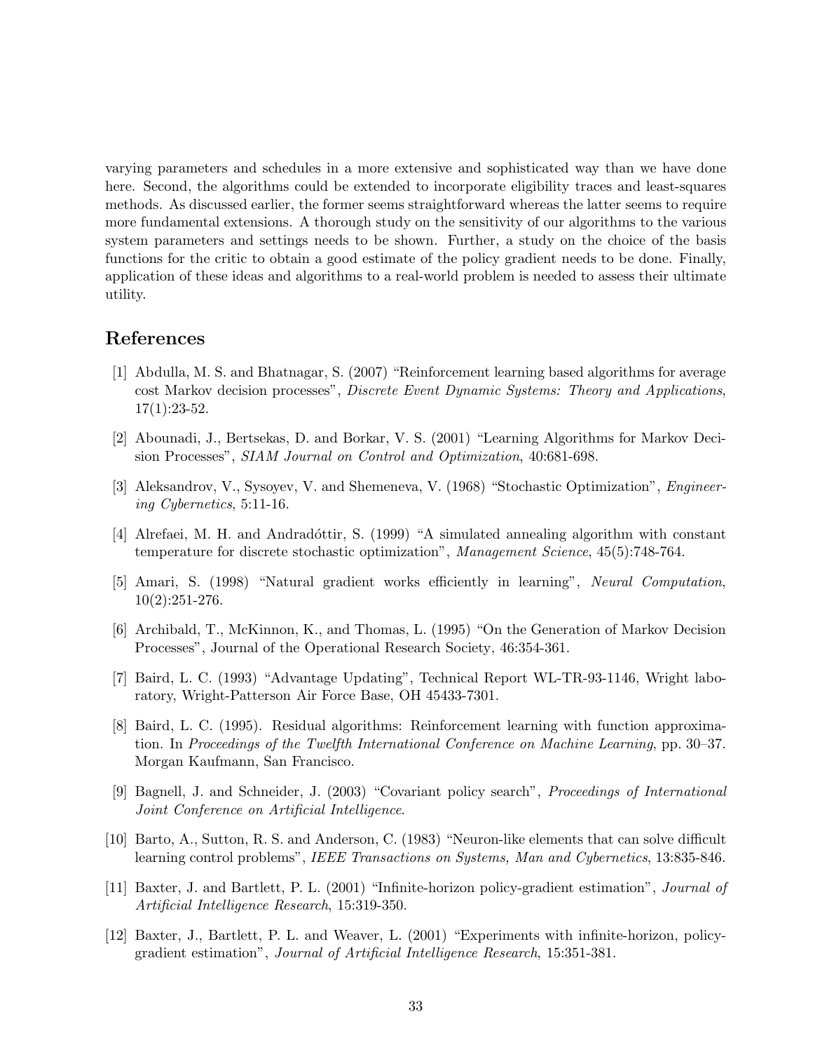varying parameters and schedules in a more extensive and sophisticated way than we have done here. Second, the algorithms could be extended to incorporate eligibility traces and least-squares methods. As discussed earlier, the former seems straightforward whereas the latter seems to require more fundamental extensions. A thorough study on the sensitivity of our algorithms to the various system parameters and settings needs to be shown. Further, a study on the choice of the basis functions for the critic to obtain a good estimate of the policy gradient needs to be done. Finally, application of these ideas and algorithms to a real-world problem is needed to assess their ultimate utility.

## References

[1] Abdulla, M. S. and Bhatnagar, S. (2007) "Reinforcement learning based algorithms for average cost Markov decision processes", *Discrete Event Dynamic Systems: Theory and Applications*, 17(1):23-52.

[2] Abounadi, J., Bertsekas, D. and Borkar, V. S. (2001) "Learning Algorithms for Markov Decision Processes", *SIAM Journal on Control and Optimization*, 40:681-698.

[3] Aleksandrov, V., Sysoyev, V. and Shemeneva, V. (1968) "Stochastic Optimization", *Engineering Cybernetics*, 5:11-16.

[4] Alrefaei, M. H. and Andradóttir, S. (1999) "A simulated annealing algorithm with constant temperature for discrete stochastic optimization", *Management Science*, 45(5):748-764.

[5] Amari, S. (1998) "Natural gradient works efficiently in learning", *Neural Computation*, 10(2):251-276.

[6] Archibald, T., McKinnon, K., and Thomas, L. (1995) "On the Generation of Markov Decision Processes", Journal of the Operational Research Society, 46:354-361.

[7] Baird, L. C. (1993) "Advantage Updating", Technical Report WL-TR-93-1146, Wright laboratory, Wright-Patterson Air Force Base, OH 45433-7301.

[8] Baird, L. C. (1995). Residual algorithms: Reinforcement learning with function approximation. In *Proceedings of the Twelfth International Conference on Machine Learning*, pp. 30–37. Morgan Kaufmann, San Francisco.

[9] Bagnell, J. and Schneider, J. (2003) "Covariant policy search", *Proceedings of International Joint Conference on Artificial Intelligence*.

[10] Barto, A., Sutton, R. S. and Anderson, C. (1983) "Neuron-like elements that can solve difficult learning control problems", *IEEE Transactions on Systems, Man and Cybernetics*, 13:835-846.

[11] Baxter, J. and Bartlett, P. L. (2001) "Infinite-horizon policy-gradient estimation", *Journal of Artificial Intelligence Research*, 15:319-350.

[12] Baxter, J., Bartlett, P. L. and Weaver, L. (2001) "Experiments with infinite-horizon, policy-gradient estimation", *Journal of Artificial Intelligence Research*, 15:351-381.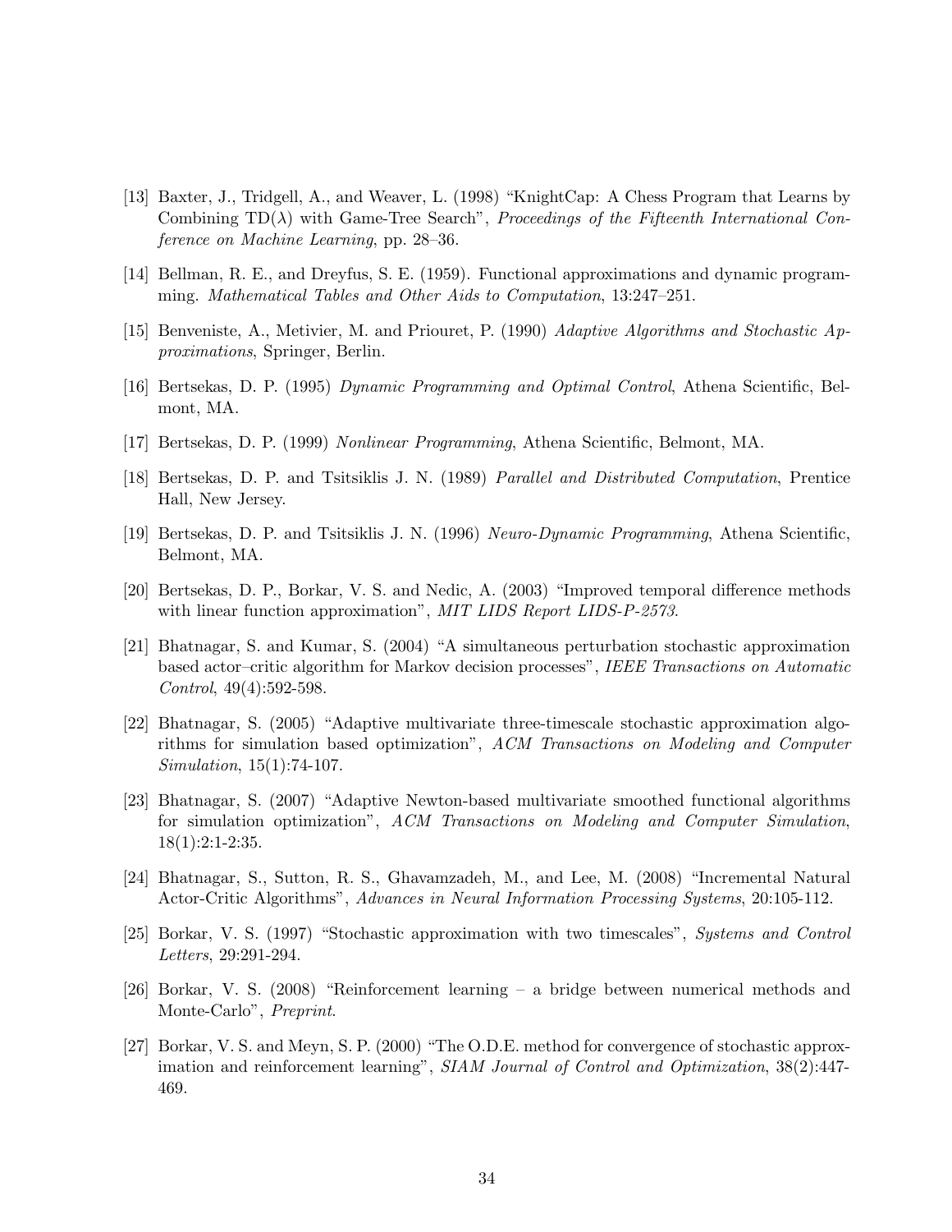[13] Baxter, J., Tridgell, A., and Weaver, L. (1998) "KnightCap: A Chess Program that Learns by Combining TD($\lambda$) with Game-Tree Search", *Proceedings of the Fifteenth International Conference on Machine Learning*, pp. 28–36.

[14] Bellman, R. E., and Dreyfus, S. E. (1959). Functional approximations and dynamic programming. *Mathematical Tables and Other Aids to Computation*, 13:247–251.

[15] Benveniste, A., Metivier, M. and Priouret, P. (1990) *Adaptive Algorithms and Stochastic Approximations*, Springer, Berlin.

[16] Bertsekas, D. P. (1995) *Dynamic Programming and Optimal Control*, Athena Scientific, Belmont, MA.

[17] Bertsekas, D. P. (1999) *Nonlinear Programming*, Athena Scientific, Belmont, MA.

[18] Bertsekas, D. P. and Tsitsiklis J. N. (1989) *Parallel and Distributed Computation*, Prentice Hall, New Jersey.

[19] Bertsekas, D. P. and Tsitsiklis J. N. (1996) *Neuro-Dynamic Programming*, Athena Scientific, Belmont, MA.

[20] Bertsekas, D. P., Borkar, V. S. and Nedic, A. (2003) "Improved temporal difference methods with linear function approximation", *MIT LIDS Report LIDS-P-2573*.

[21] Bhatnagar, S. and Kumar, S. (2004) "A simultaneous perturbation stochastic approximation based actor–critic algorithm for Markov decision processes", *IEEE Transactions on Automatic Control*, 49(4):592-598.

[22] Bhatnagar, S. (2005) "Adaptive multivariate three-timescale stochastic approximation algorithms for simulation based optimization", *ACM Transactions on Modeling and Computer Simulation*, 15(1):74-107.

[23] Bhatnagar, S. (2007) "Adaptive Newton-based multivariate smoothed functional algorithms for simulation optimization", *ACM Transactions on Modeling and Computer Simulation*, 18(1):2:1-2:35.

[24] Bhatnagar, S., Sutton, R. S., Ghavamzadeh, M., and Lee, M. (2008) "Incremental Natural Actor-Critic Algorithms", *Advances in Neural Information Processing Systems*, 20:105-112.

[25] Borkar, V. S. (1997) "Stochastic approximation with two timescales", *Systems and Control Letters*, 29:291-294.

[26] Borkar, V. S. (2008) "Reinforcement learning – a bridge between numerical methods and Monte-Carlo", *Preprint*.

[27] Borkar, V. S. and Meyn, S. P. (2000) "The O.D.E. method for convergence of stochastic approximation and reinforcement learning", *SIAM Journal of Control and Optimization*, 38(2):447-469.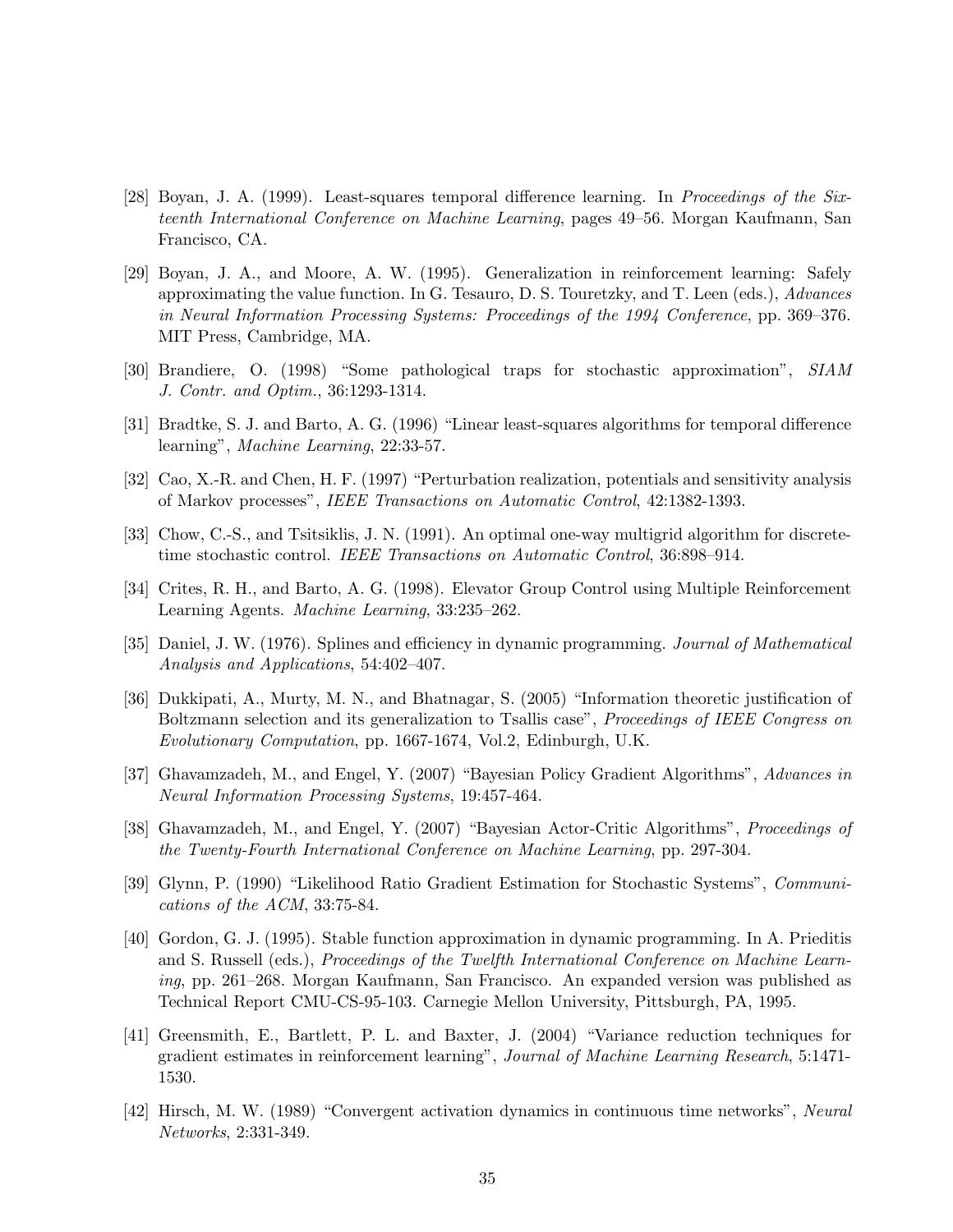[28] Boyan, J. A. (1999). Least-squares temporal difference learning. In *Proceedings of the Sixteenth International Conference on Machine Learning*, pages 49–56. Morgan Kaufmann, San Francisco, CA.

[29] Boyan, J. A., and Moore, A. W. (1995). Generalization in reinforcement learning: Safely approximating the value function. In G. Tesauro, D. S. Touretzky, and T. Leen (eds.), *Advances in Neural Information Processing Systems: Proceedings of the 1994 Conference*, pp. 369–376. MIT Press, Cambridge, MA.

[30] Brandiere, O. (1998) "Some pathological traps for stochastic approximation", *SIAM J. Contr. and Optim.*, 36:1293-1314.

[31] Bradtke, S. J. and Barto, A. G. (1996) "Linear least-squares algorithms for temporal difference learning", *Machine Learning*, 22:33-57.

[32] Cao, X.-R. and Chen, H. F. (1997) "Perturbation realization, potentials and sensitivity analysis of Markov processes", *IEEE Transactions on Automatic Control*, 42:1382-1393.

[33] Chow, C.-S., and Tsitsiklis, J. N. (1991). An optimal one-way multigrid algorithm for discrete-time stochastic control. *IEEE Transactions on Automatic Control*, 36:898–914.

[34] Crites, R. H., and Barto, A. G. (1998). Elevator Group Control using Multiple Reinforcement Learning Agents. *Machine Learning*, 33:235–262.

[35] Daniel, J. W. (1976). Splines and efficiency in dynamic programming. *Journal of Mathematical Analysis and Applications*, 54:402–407.

[36] Dukkipati, A., Murty, M. N., and Bhatnagar, S. (2005) "Information theoretic justification of Boltzmann selection and its generalization to Tsallis case", *Proceedings of IEEE Congress on Evolutionary Computation*, pp. 1667-1674, Vol.2, Edinburgh, U.K.

[37] Ghavamzadeh, M., and Engel, Y. (2007) "Bayesian Policy Gradient Algorithms", *Advances in Neural Information Processing Systems*, 19:457-464.

[38] Ghavamzadeh, M., and Engel, Y. (2007) "Bayesian Actor-Critic Algorithms", *Proceedings of the Twenty-Fourth International Conference on Machine Learning*, pp. 297-304.

[39] Glynn, P. (1990) "Likelihood Ratio Gradient Estimation for Stochastic Systems", *Communications of the ACM*, 33:75-84.

[40] Gordon, G. J. (1995). Stable function approximation in dynamic programming. In A. Prieditis and S. Russell (eds.), *Proceedings of the Twelfth International Conference on Machine Learning*, pp. 261–268. Morgan Kaufmann, San Francisco. An expanded version was published as Technical Report CMU-CS-95-103. Carnegie Mellon University, Pittsburgh, PA, 1995.

[41] Greensmith, E., Bartlett, P. L. and Baxter, J. (2004) "Variance reduction techniques for gradient estimates in reinforcement learning", *Journal of Machine Learning Research*, 5:1471-1530.

[42] Hirsch, M. W. (1989) "Convergent activation dynamics in continuous time networks", *Neural Networks*, 2:331-349.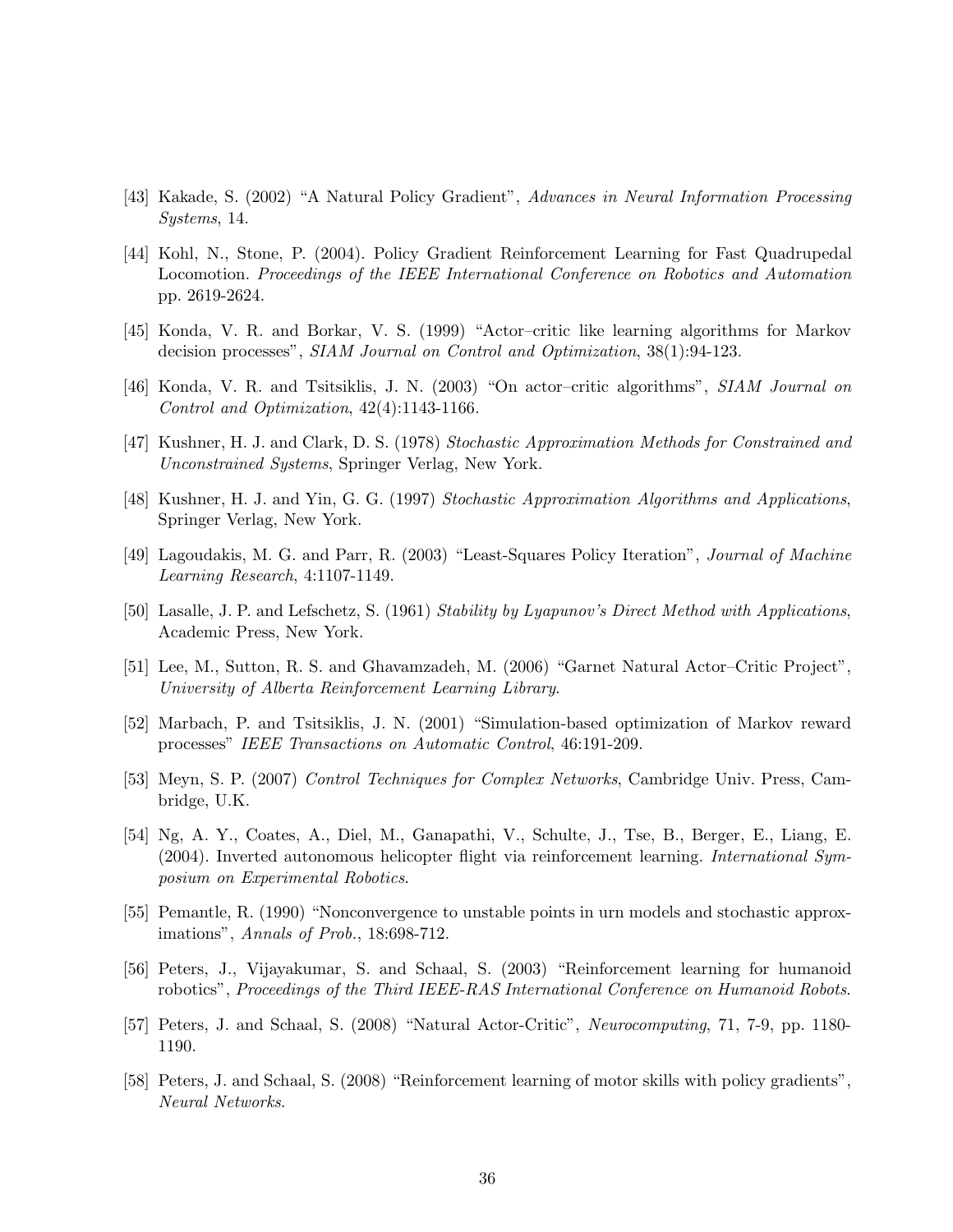[43] Kakade, S. (2002) "A Natural Policy Gradient", *Advances in Neural Information Processing Systems*, 14.

[44] Kohl, N., Stone, P. (2004). Policy Gradient Reinforcement Learning for Fast Quadrupedal Locomotion. *Proceedings of the IEEE International Conference on Robotics and Automation* pp. 2619-2624.

[45] Konda, V. R. and Borkar, V. S. (1999) "Actor–critic like learning algorithms for Markov decision processes", *SIAM Journal on Control and Optimization*, 38(1):94-123.

[46] Konda, V. R. and Tsitsiklis, J. N. (2003) "On actor–critic algorithms", *SIAM Journal on Control and Optimization*, 42(4):1143-1166.

[47] Kushner, H. J. and Clark, D. S. (1978) *Stochastic Approximation Methods for Constrained and Unconstrained Systems*, Springer Verlag, New York.

[48] Kushner, H. J. and Yin, G. G. (1997) *Stochastic Approximation Algorithms and Applications*, Springer Verlag, New York.

[49] Lagoudakis, M. G. and Parr, R. (2003) "Least-Squares Policy Iteration", *Journal of Machine Learning Research*, 4:1107-1149.

[50] Lasalle, J. P. and Lefschetz, S. (1961) *Stability by Lyapunov's Direct Method with Applications*, Academic Press, New York.

[51] Lee, M., Sutton, R. S. and Ghavamzadeh, M. (2006) "Garnet Natural Actor–Critic Project", *University of Alberta Reinforcement Learning Library*.

[52] Marbach, P. and Tsitsiklis, J. N. (2001) "Simulation-based optimization of Markov reward processes" *IEEE Transactions on Automatic Control*, 46:191-209.

[53] Meyn, S. P. (2007) *Control Techniques for Complex Networks*, Cambridge Univ. Press, Cambridge, U.K.

[54] Ng, A. Y., Coates, A., Diel, M., Ganapathi, V., Schulte, J., Tse, B., Berger, E., Liang, E. (2004). Inverted autonomous helicopter flight via reinforcement learning. *International Symposium on Experimental Robotics*.

[55] Pemantle, R. (1990) "Nonconvergence to unstable points in urn models and stochastic approximations", *Annals of Prob.*, 18:698-712.

[56] Peters, J., Vijayakumar, S. and Schaal, S. (2003) "Reinforcement learning for humanoid robotics", *Proceedings of the Third IEEE-RAS International Conference on Humanoid Robots*.

[57] Peters, J. and Schaal, S. (2008) "Natural Actor-Critic", *Neurocomputing*, 71, 7-9, pp. 1180-1190.

[58] Peters, J. and Schaal, S. (2008) "Reinforcement learning of motor skills with policy gradients", *Neural Networks*.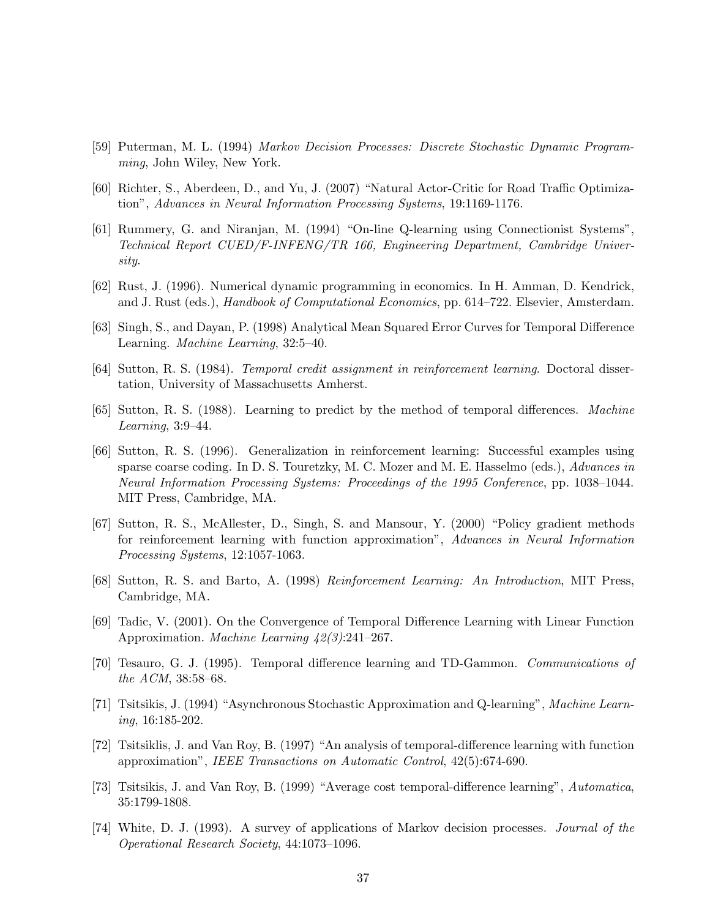[59] Puterman, M. L. (1994) *Markov Decision Processes: Discrete Stochastic Dynamic Programming*, John Wiley, New York.

[60] Richter, S., Aberdeen, D., and Yu, J. (2007) "Natural Actor-Critic for Road Traffic Optimization", *Advances in Neural Information Processing Systems*, 19:1169-1176.

[61] Rummery, G. and Niranjan, M. (1994) "On-line Q-learning using Connectionist Systems", *Technical Report CUED/F-INFENG/TR 166, Engineering Department, Cambridge University*.

[62] Rust, J. (1996). Numerical dynamic programming in economics. In H. Amman, D. Kendrick, and J. Rust (eds.), *Handbook of Computational Economics*, pp. 614–722. Elsevier, Amsterdam.

[63] Singh, S., and Dayan, P. (1998) Analytical Mean Squared Error Curves for Temporal Difference Learning. *Machine Learning*, 32:5–40.

[64] Sutton, R. S. (1984). *Temporal credit assignment in reinforcement learning*. Doctoral dissertation, University of Massachusetts Amherst.

[65] Sutton, R. S. (1988). Learning to predict by the method of temporal differences. *Machine Learning*, 3:9–44.

[66] Sutton, R. S. (1996). Generalization in reinforcement learning: Successful examples using sparse coarse coding. In D. S. Touretzky, M. C. Mozer and M. E. Hasselmo (eds.), *Advances in Neural Information Processing Systems: Proceedings of the 1995 Conference*, pp. 1038–1044. MIT Press, Cambridge, MA.

[67] Sutton, R. S., McAllester, D., Singh, S. and Mansour, Y. (2000) "Policy gradient methods for reinforcement learning with function approximation", *Advances in Neural Information Processing Systems*, 12:1057-1063.

[68] Sutton, R. S. and Barto, A. (1998) *Reinforcement Learning: An Introduction*, MIT Press, Cambridge, MA.

[69] Tadic, V. (2001). On the Convergence of Temporal Difference Learning with Linear Function Approximation. *Machine Learning 42(3)*:241–267.

[70] Tesauro, G. J. (1995). Temporal difference learning and TD-Gammon. *Communications of the ACM*, 38:58–68.

[71] Tsitsikis, J. (1994) "Asynchronous Stochastic Approximation and Q-learning", *Machine Learning*, 16:185-202.

[72] Tsitsiklis, J. and Van Roy, B. (1997) "An analysis of temporal-difference learning with function approximation", *IEEE Transactions on Automatic Control*, 42(5):674-690.

[73] Tsitsikis, J. and Van Roy, B. (1999) "Average cost temporal-difference learning", *Automatica*, 35:1799-1808.

[74] White, D. J. (1993). A survey of applications of Markov decision processes. *Journal of the Operational Research Society*, 44:1073–1096.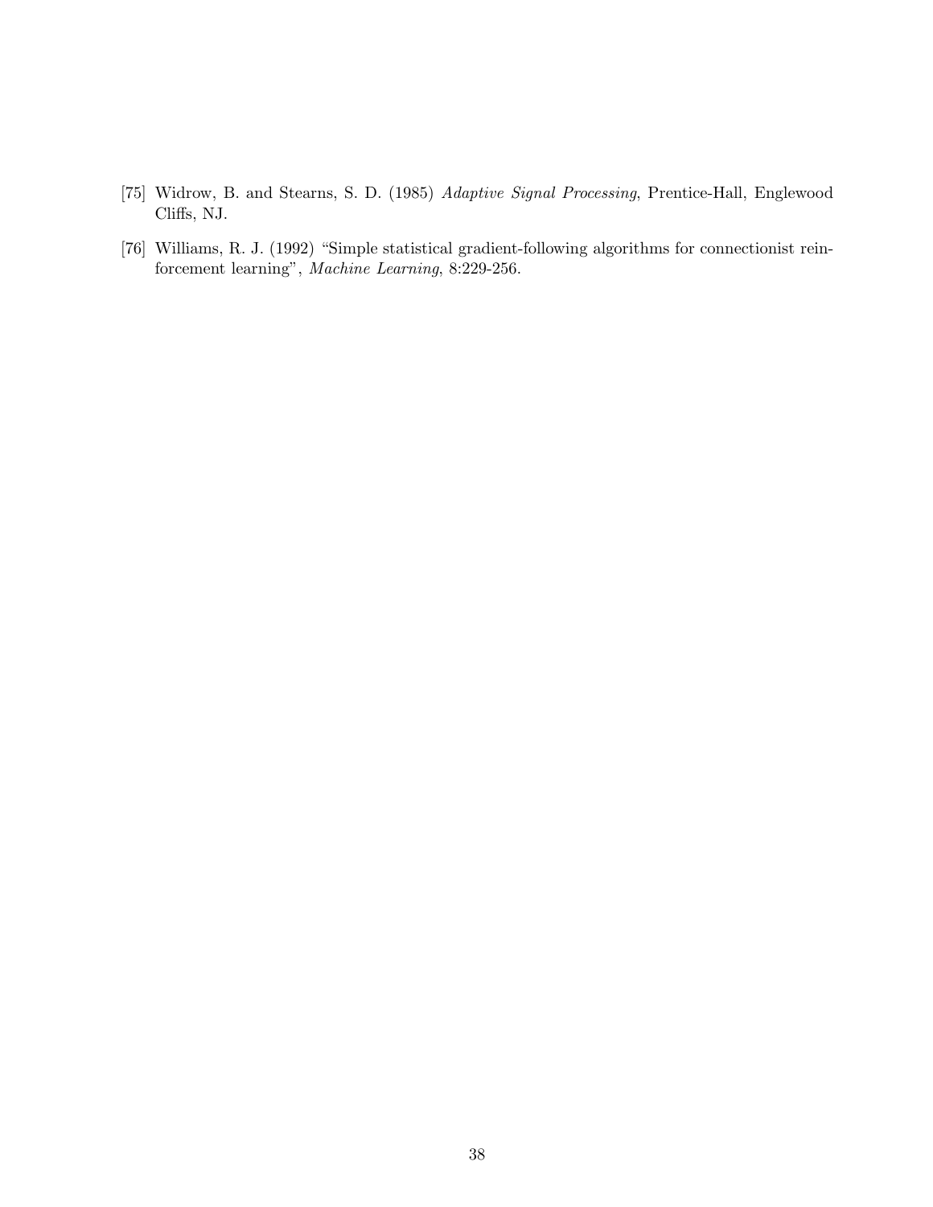[75] Widrow, B. and Stearns, S. D. (1985) *Adaptive Signal Processing*, Prentice-Hall, Englewood Cliffs, NJ.

[76] Williams, R. J. (1992) "Simple statistical gradient-following algorithms for connectionist reinforcement learning", *Machine Learning*, 8:229-256.